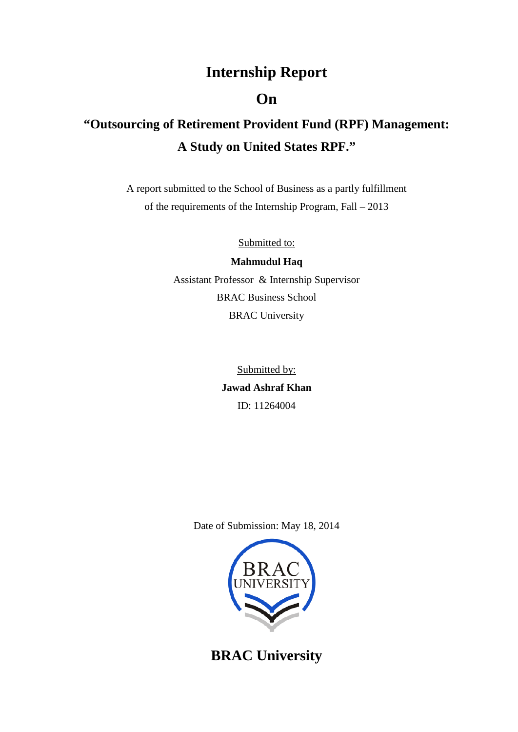# Internship Report

# On

## "Outsourcing of Retirement Provident Fund (RPF) Management: A Study on United States RPF."

A report submitted to the School of Business as a partly fulfillment of the requirements of the Internship Program, Fall – 2013

Submitted to:

**Mahmudul Haq**

Assistant Professor & Internship Supervisor

BRAC Business School

BRAC University

Submitted by:

**Jawad Ashraf Khan**

ID: 11264004

Date of Submission: May 18, 2014

BRAC UNIVERSITY

**BRAC University**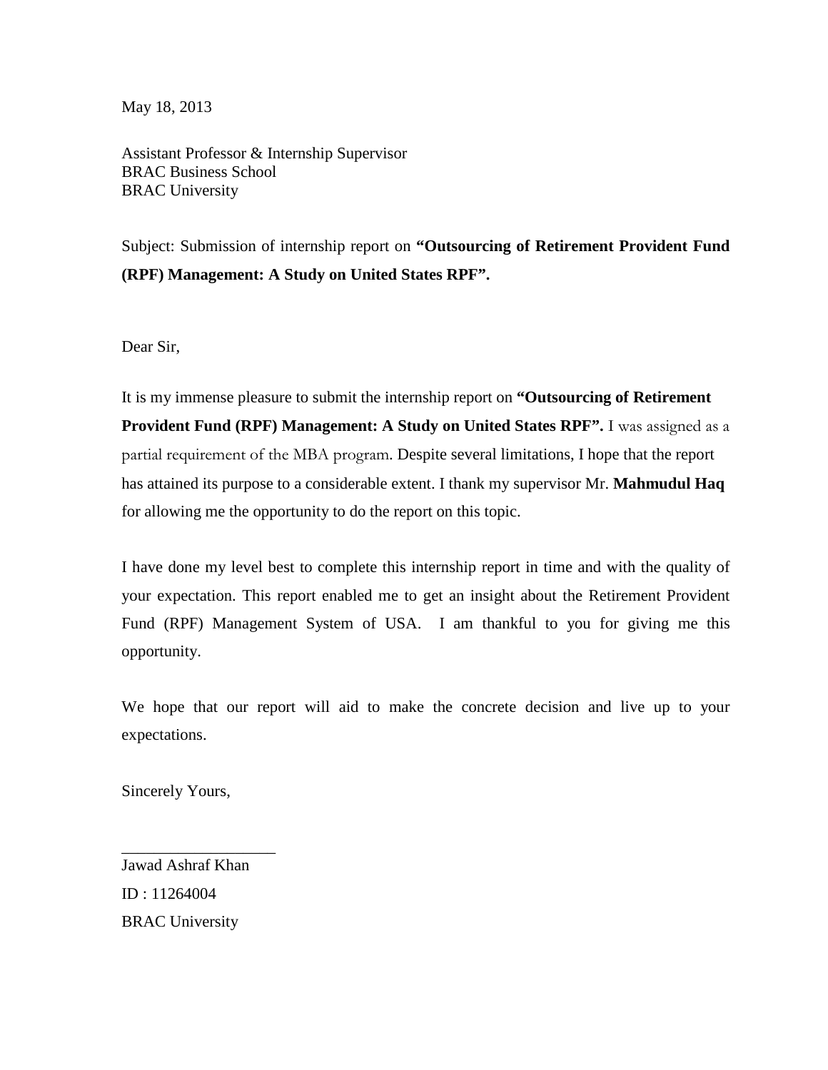May 18, 2013

Assistant Professor & Internship Supervisor
BRAC Business School
BRAC University

Subject: Submission of internship report on **"Outsourcing of Retirement Provident Fund (RPF) Management: A Study on United States RPF".**

Dear Sir,

It is my immense pleasure to submit the internship report on **"Outsourcing of Retirement Provident Fund (RPF) Management: A Study on United States RPF".** I was assigned as a partial requirement of the MBA program. Despite several limitations, I hope that the report has attained its purpose to a considerable extent. I thank my supervisor Mr. **Mahmudul Haq** for allowing me the opportunity to do the report on this topic.

I have done my level best to complete this internship report in time and with the quality of your expectation. This report enabled me to get an insight about the Retirement Provident Fund (RPF) Management System of USA. I am thankful to you for giving me this opportunity.

We hope that our report will aid to make the concrete decision and live up to your expectations.

Sincerely Yours,

\_\_\_\_\_\_\_\_\_\_\_\_\_\_\_\_\_\_\_

Jawad Ashraf Khan

ID : 11264004

BRAC University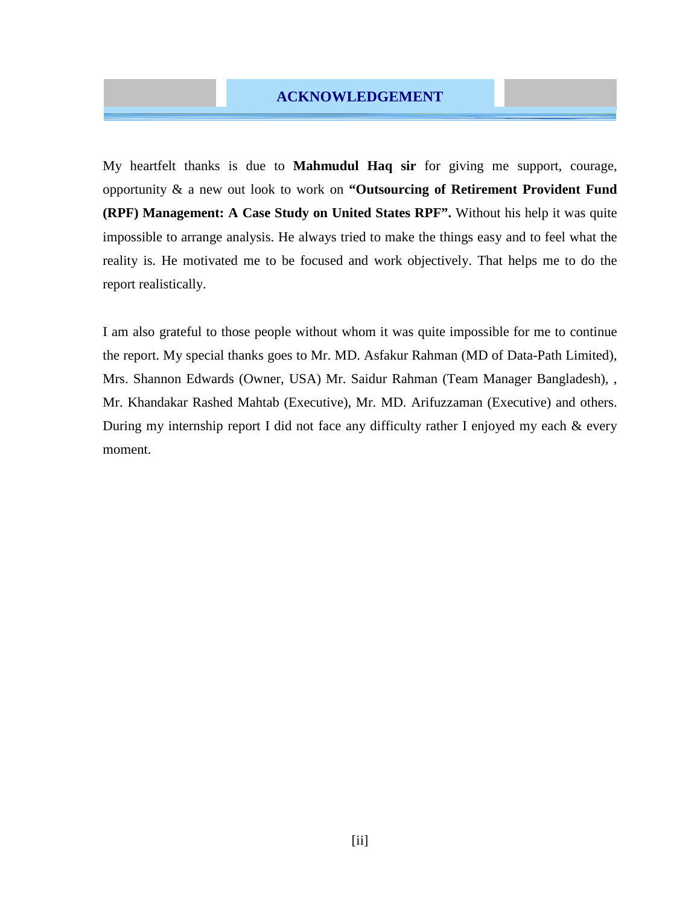# ACKNOWLEDGEMENT

My heartfelt thanks is due to **Mahmudul Haq sir** for giving me support, courage, opportunity & a new out look to work on **"Outsourcing of Retirement Provident Fund (RPF) Management: A Case Study on United States RPF".** Without his help it was quite impossible to arrange analysis. He always tried to make the things easy and to feel what the reality is. He motivated me to be focused and work objectively. That helps me to do the report realistically.

I am also grateful to those people without whom it was quite impossible for me to continue the report. My special thanks goes to Mr. MD. Asfakur Rahman (MD of Data-Path Limited), Mrs. Shannon Edwards (Owner, USA) Mr. Saidur Rahman (Team Manager Bangladesh), , Mr. Khandakar Rashed Mahtab (Executive), Mr. MD. Arifuzzaman (Executive) and others. During my internship report I did not face any difficulty rather I enjoyed my each & every moment.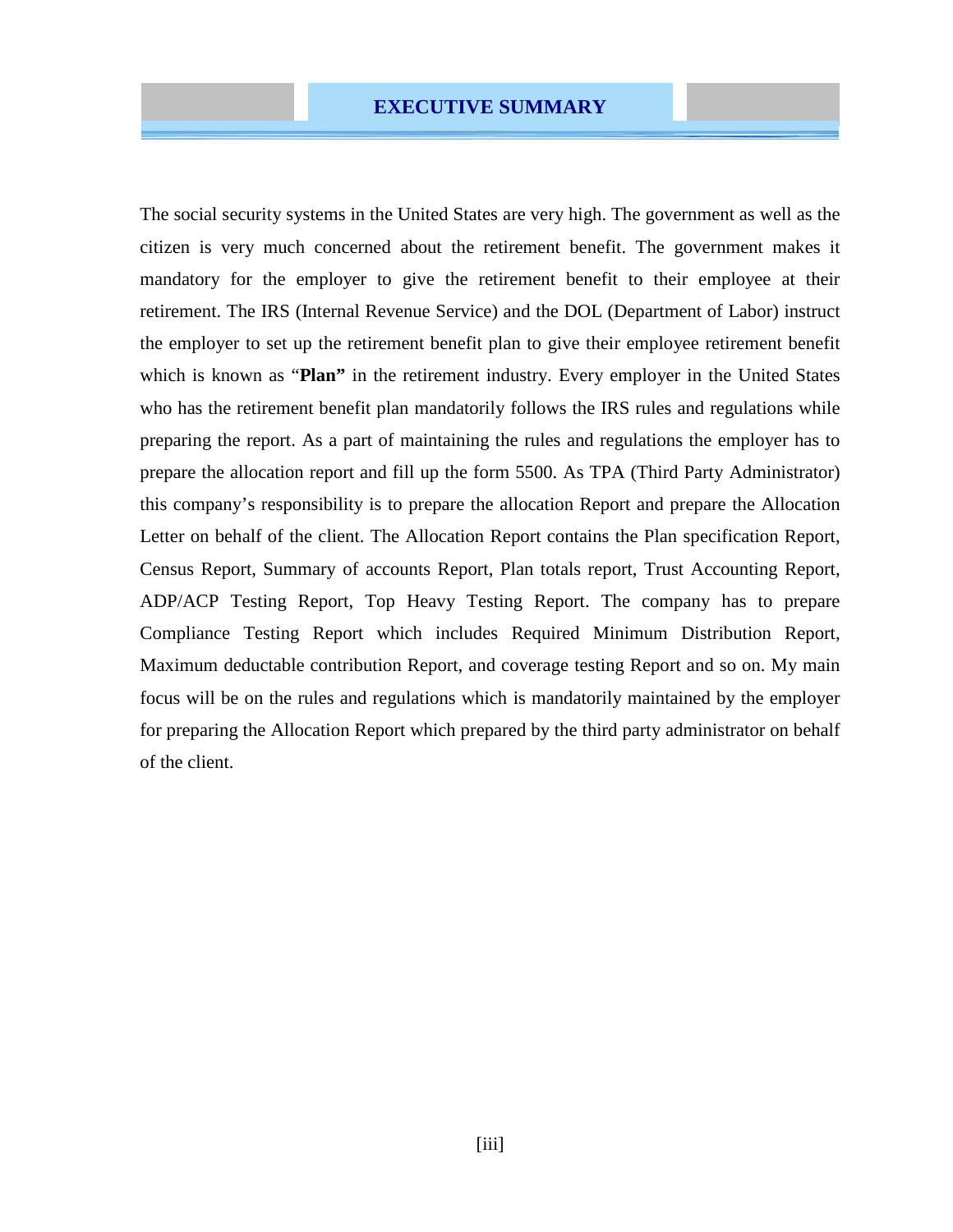# EXECUTIVE SUMMARY

The social security systems in the United States are very high. The government as well as the citizen is very much concerned about the retirement benefit. The government makes it mandatory for the employer to give the retirement benefit to their employee at their retirement. The IRS (Internal Revenue Service) and the DOL (Department of Labor) instruct the employer to set up the retirement benefit plan to give their employee retirement benefit which is known as "**Plan"** in the retirement industry. Every employer in the United States who has the retirement benefit plan mandatorily follows the IRS rules and regulations while preparing the report. As a part of maintaining the rules and regulations the employer has to prepare the allocation report and fill up the form 5500. As TPA (Third Party Administrator) this company's responsibility is to prepare the allocation Report and prepare the Allocation Letter on behalf of the client. The Allocation Report contains the Plan specification Report, Census Report, Summary of accounts Report, Plan totals report, Trust Accounting Report, ADP/ACP Testing Report, Top Heavy Testing Report. The company has to prepare Compliance Testing Report which includes Required Minimum Distribution Report, Maximum deductable contribution Report, and coverage testing Report and so on. My main focus will be on the rules and regulations which is mandatorily maintained by the employer for preparing the Allocation Report which prepared by the third party administrator on behalf of the client.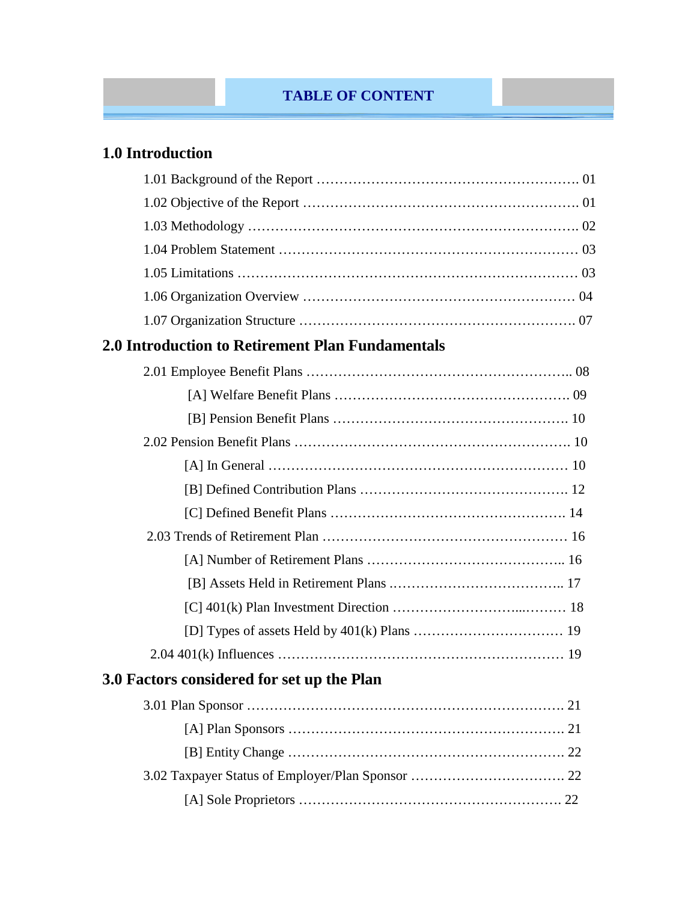# TABLE OF CONTENT

## 1.0 Introduction

1.01 Background of the Report ………………………………………………… 01
1.02 Objective of the Report ………………………………………………… 01
1.03 Methodology ………………………………………………………… 02
1.04 Problem Statement ……………………………………………………… 03
1.05 Limitations ………………………………………………………… 03
1.06 Organization Overview ………………………………………………… 04
1.07 Organization Structure ………………………………………………… 07

## 2.0 Introduction to Retirement Plan Fundamentals

2.01 Employee Benefit Plans ……………………………………………….. 08
- [A] Welfare Benefit Plans …………………………………………… 09
- [B] Pension Benefit Plans …………………………………………… 10

2.02 Pension Benefit Plans …………………………………………………. 10
- [A] In General ………………………………………………………… 10
- [B] Defined Contribution Plans ……………………………………… 12
- [C] Defined Benefit Plans …………………………………………… 14

2.03 Trends of Retirement Plan ……………………………………………… 16
- [A] Number of Retirement Plans …………………………………….. 16
- [B] Assets Held in Retirement Plans ……………………………….. 17
- [C] 401(k) Plan Investment Direction ……………………...……… 18
- [D] Types of assets Held by 401(k) Plans …………………………… 19

2.04 401(k) Influences …………………………………………………… 19

## 3.0 Factors considered for set up the Plan

3.01 Plan Sponsor ………………………………………………………… 21
- [A] Plan Sponsors …………………………………………………. 21
- [B] Entity Change …………………………………………………. 22

3.02 Taxpayer Status of Employer/Plan Sponsor ……………………………. 22
- [A] Sole Proprietors ……………………………………………….. 22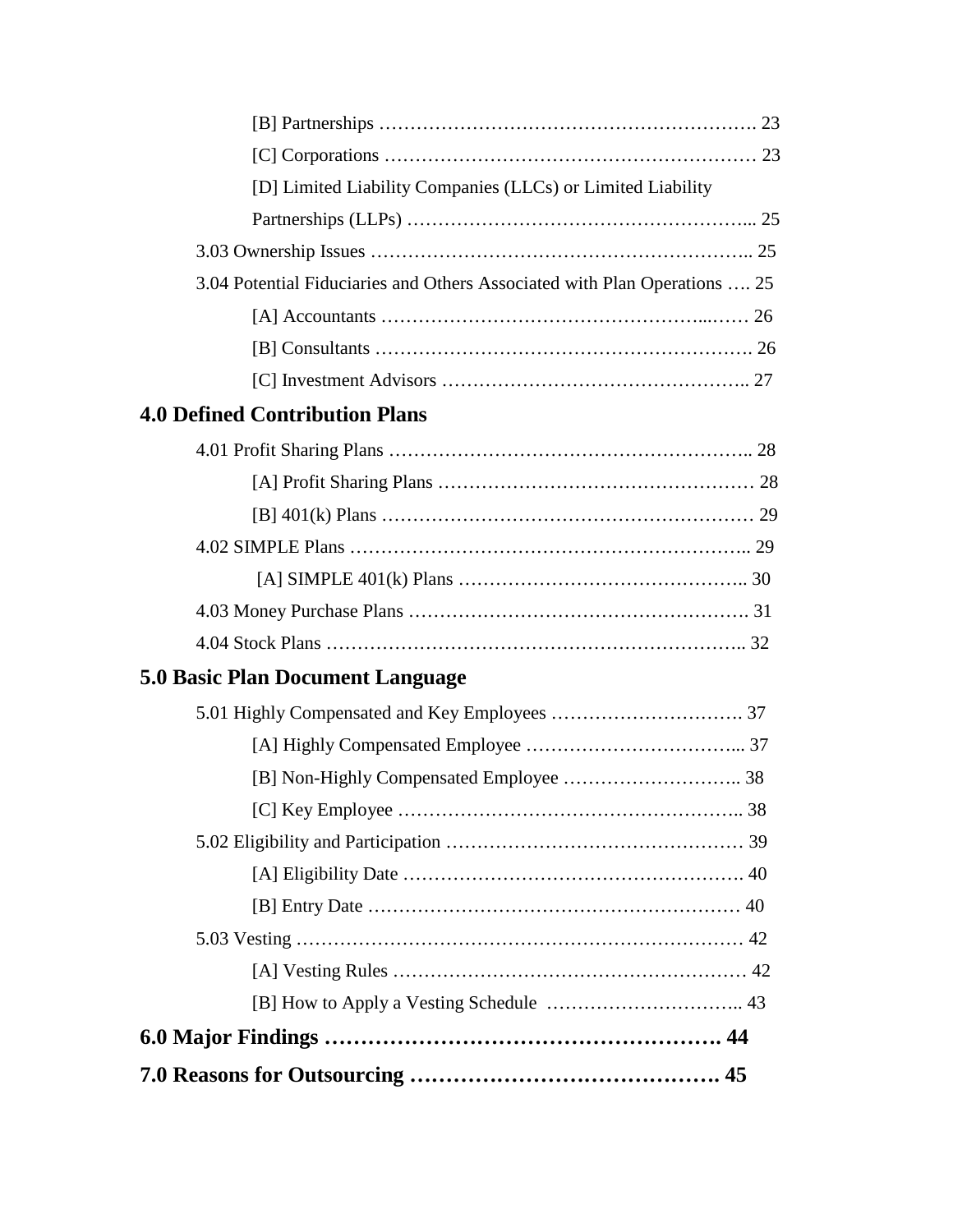[B] Partnerships ……………………………………………………. 23

[C] Corporations …………………………………………………… 23

[D] Limited Liability Companies (LLCs) or Limited Liability Partnerships (LLPs) ……………………………………………... 25

3.03 Ownership Issues …………………………………………………….. 25

3.04 Potential Fiduciaries and Others Associated with Plan Operations …. 25

[A] Accountants ……………………………………………...…… 26

[B] Consultants ……………………………………………………. 26

[C] Investment Advisors ………………………………………….. 27

**4.0 Defined Contribution Plans**

4.01 Profit Sharing Plans ………………………………………………….. 28

[A] Profit Sharing Plans …………………………………………… 28

[B] 401(k) Plans …………………………………………………… 29

4.02 SIMPLE Plans ……………………………………………………….. 29

[A] SIMPLE 401(k) Plans ……………………………………….. 30

4.03 Money Purchase Plans ………………………………………………. 31

4.04 Stock Plans ………………………………………………………….. 32

**5.0 Basic Plan Document Language**

5.01 Highly Compensated and Key Employees …………………………. 37

[A] Highly Compensated Employee ……………………………... 37

[B] Non-Highly Compensated Employee ……………………….. 38

[C] Key Employee ……………………………………………….. 38

5.02 Eligibility and Participation ………………………………………… 39

[A] Eligibility Date ………………………………………………. 40

[B] Entry Date …………………………………………………… 40

5.03 Vesting ……………………………………………………………… 42

[A] Vesting Rules ………………………………………………… 42

[B] How to Apply a Vesting Schedule ………………………….. 43

**6.0 Major Findings ………………………………………………. 44**

**7.0 Reasons for Outsourcing ……………………………………. 45**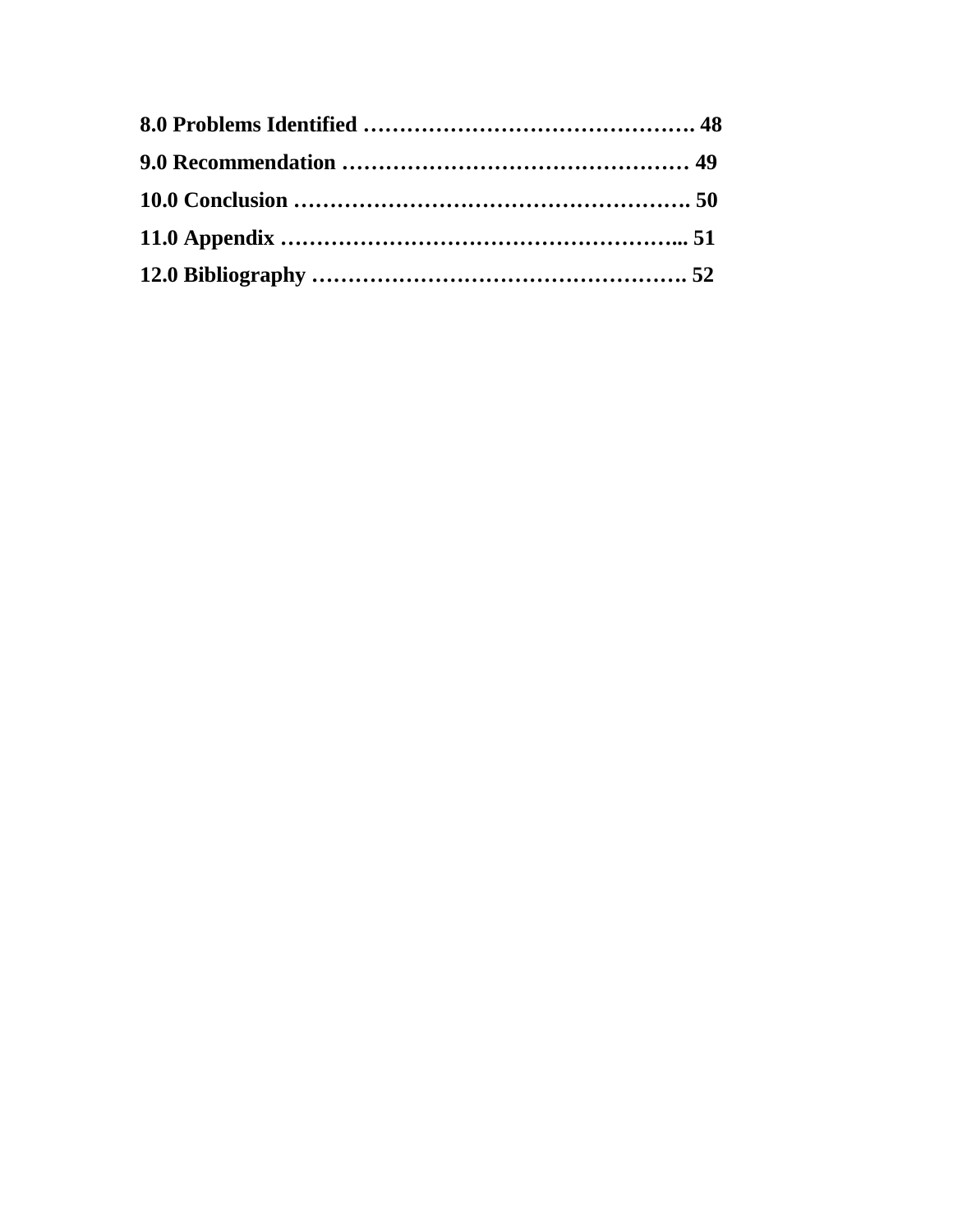**8.0 Problems Identified ………………………………………. 48**

**9.0 Recommendation ………………………………………… 49**

**10.0 Conclusion ………………………………………………. 50**

**11.0 Appendix ………………………………………………... 51**

**12.0 Bibliography ……………………………………………. 52**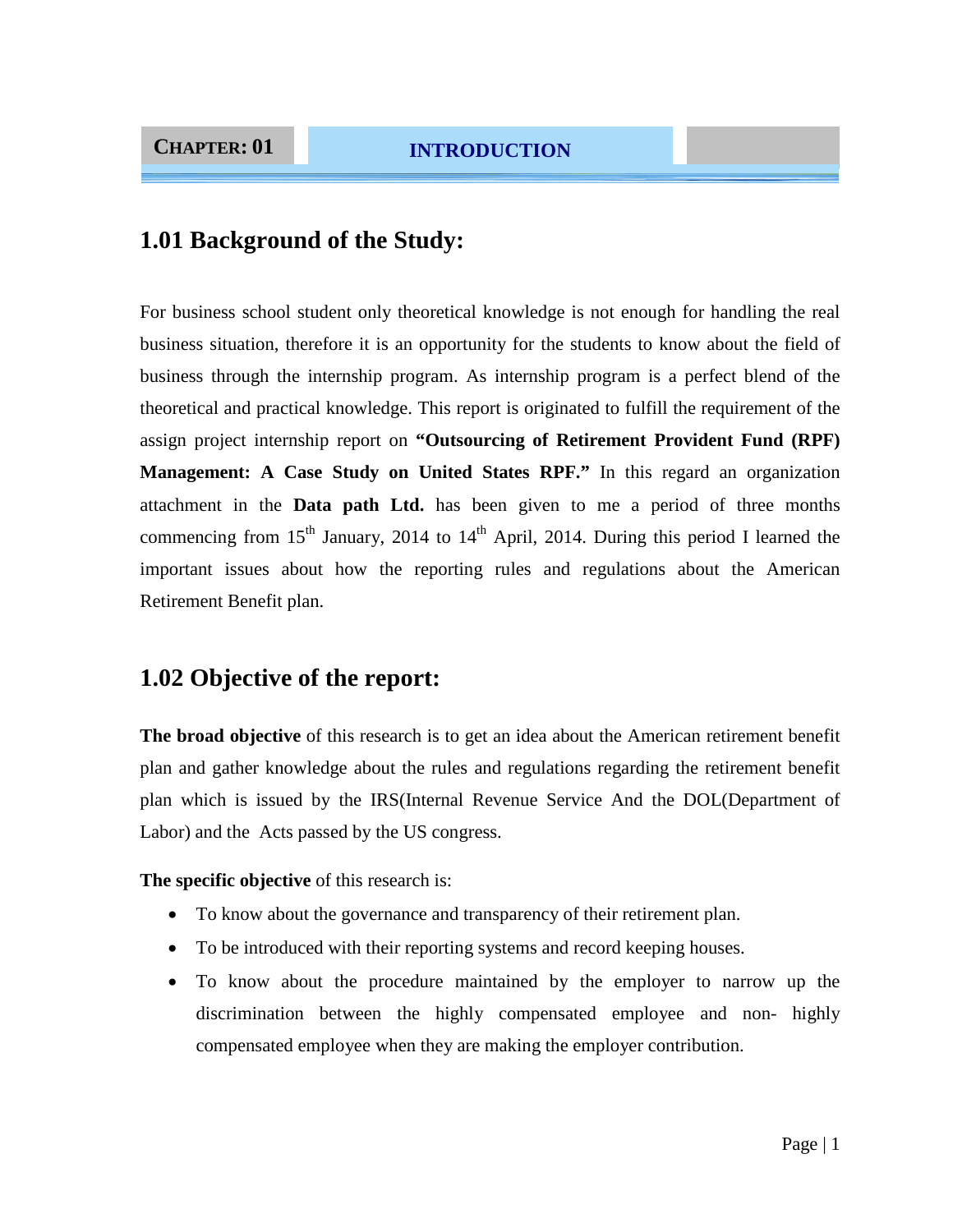# CHAPTER: 01 INTRODUCTION

## 1.01 Background of the Study:

For business school student only theoretical knowledge is not enough for handling the real business situation, therefore it is an opportunity for the students to know about the field of business through the internship program. As internship program is a perfect blend of the theoretical and practical knowledge. This report is originated to fulfill the requirement of the assign project internship report on **"Outsourcing of Retirement Provident Fund (RPF) Management: A Case Study on United States RPF."** In this regard an organization attachment in the **Data path Ltd.** has been given to me a period of three months commencing from 15th January, 2014 to 14th April, 2014. During this period I learned the important issues about how the reporting rules and regulations about the American Retirement Benefit plan.

## 1.02 Objective of the report:

**The broad objective** of this research is to get an idea about the American retirement benefit plan and gather knowledge about the rules and regulations regarding the retirement benefit plan which is issued by the IRS(Internal Revenue Service And the DOL(Department of Labor) and the Acts passed by the US congress.

**The specific objective** of this research is:

- To know about the governance and transparency of their retirement plan.
- To be introduced with their reporting systems and record keeping houses.
- To know about the procedure maintained by the employer to narrow up the discrimination between the highly compensated employee and non- highly compensated employee when they are making the employer contribution.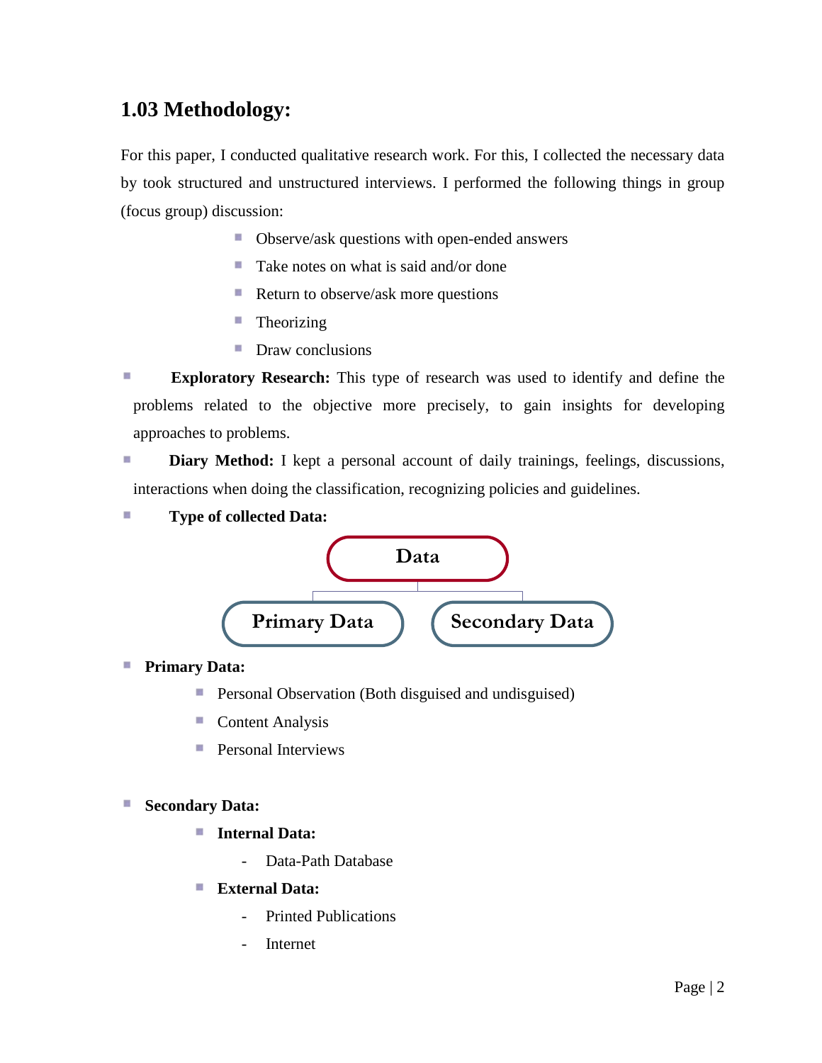## 1.03 Methodology:

For this paper, I conducted qualitative research work. For this, I collected the necessary data by took structured and unstructured interviews. I performed the following things in group (focus group) discussion:

- Observe/ask questions with open-ended answers
- Take notes on what is said and/or done
- Return to observe/ask more questions
- Theorizing
- Draw conclusions

- **Exploratory Research:** This type of research was used to identify and define the problems related to the objective more precisely, to gain insights for developing approaches to problems.
- **Diary Method:** I kept a personal account of daily trainings, feelings, discussions, interactions when doing the classification, recognizing policies and guidelines.
- **Type of collected Data:**

Data
- Primary Data
- Secondary Data

- **Primary Data:**
  - Personal Observation (Both disguised and undisguised)
  - Content Analysis
  - Personal Interviews

- **Secondary Data:**
  - **Internal Data:**
    - Data-Path Database
  - **External Data:**
    - Printed Publications
    - Internet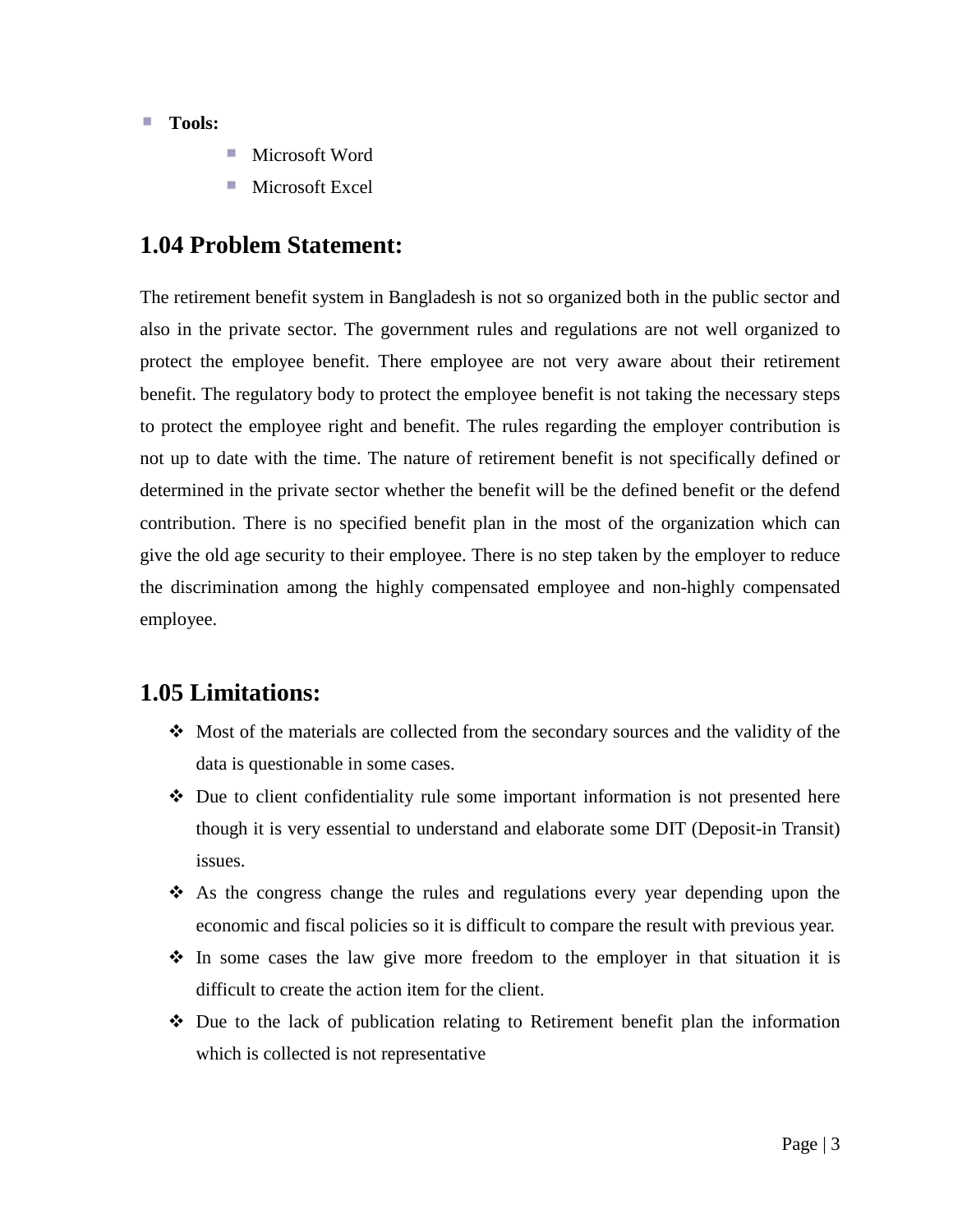- **Tools:**
  - Microsoft Word
  - Microsoft Excel

## 1.04 Problem Statement:

The retirement benefit system in Bangladesh is not so organized both in the public sector and also in the private sector. The government rules and regulations are not well organized to protect the employee benefit. There employee are not very aware about their retirement benefit. The regulatory body to protect the employee benefit is not taking the necessary steps to protect the employee right and benefit. The rules regarding the employer contribution is not up to date with the time. The nature of retirement benefit is not specifically defined or determined in the private sector whether the benefit will be the defined benefit or the defend contribution. There is no specified benefit plan in the most of the organization which can give the old age security to their employee. There is no step taken by the employer to reduce the discrimination among the highly compensated employee and non-highly compensated employee.

## 1.05 Limitations:

- Most of the materials are collected from the secondary sources and the validity of the data is questionable in some cases.
- Due to client confidentiality rule some important information is not presented here though it is very essential to understand and elaborate some DIT (Deposit-in Transit) issues.
- As the congress change the rules and regulations every year depending upon the economic and fiscal policies so it is difficult to compare the result with previous year.
- In some cases the law give more freedom to the employer in that situation it is difficult to create the action item for the client.
- Due to the lack of publication relating to Retirement benefit plan the information which is collected is not representative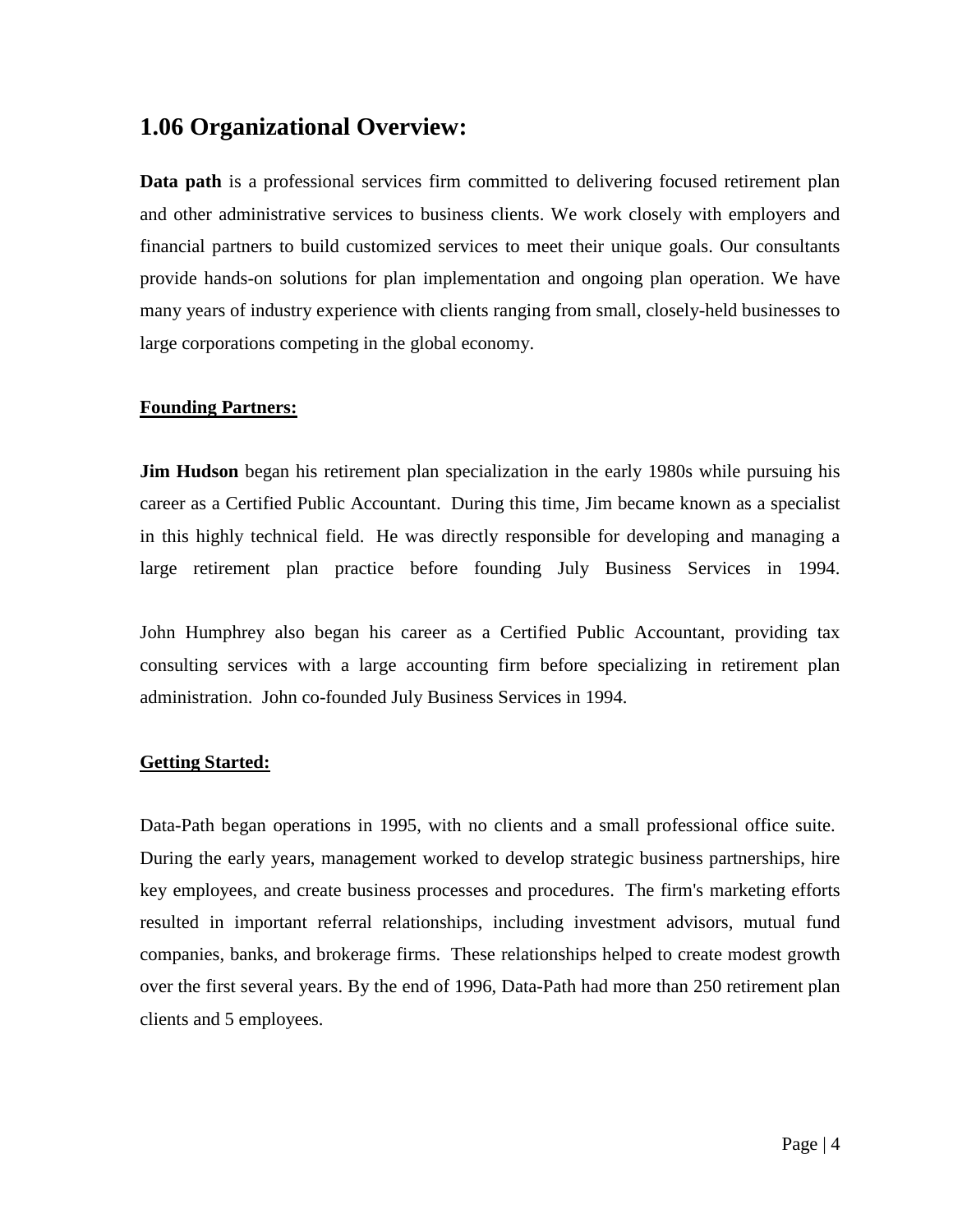## 1.06 Organizational Overview:

**Data path** is a professional services firm committed to delivering focused retirement plan and other administrative services to business clients. We work closely with employers and financial partners to build customized services to meet their unique goals. Our consultants provide hands-on solutions for plan implementation and ongoing plan operation. We have many years of industry experience with clients ranging from small, closely-held businesses to large corporations competing in the global economy.

**Founding Partners:**

**Jim Hudson** began his retirement plan specialization in the early 1980s while pursuing his career as a Certified Public Accountant. During this time, Jim became known as a specialist in this highly technical field. He was directly responsible for developing and managing a large retirement plan practice before founding July Business Services in 1994.

John Humphrey also began his career as a Certified Public Accountant, providing tax consulting services with a large accounting firm before specializing in retirement plan administration. John co-founded July Business Services in 1994.

**Getting Started:**

Data-Path began operations in 1995, with no clients and a small professional office suite. During the early years, management worked to develop strategic business partnerships, hire key employees, and create business processes and procedures. The firm's marketing efforts resulted in important referral relationships, including investment advisors, mutual fund companies, banks, and brokerage firms. These relationships helped to create modest growth over the first several years. By the end of 1996, Data-Path had more than 250 retirement plan clients and 5 employees.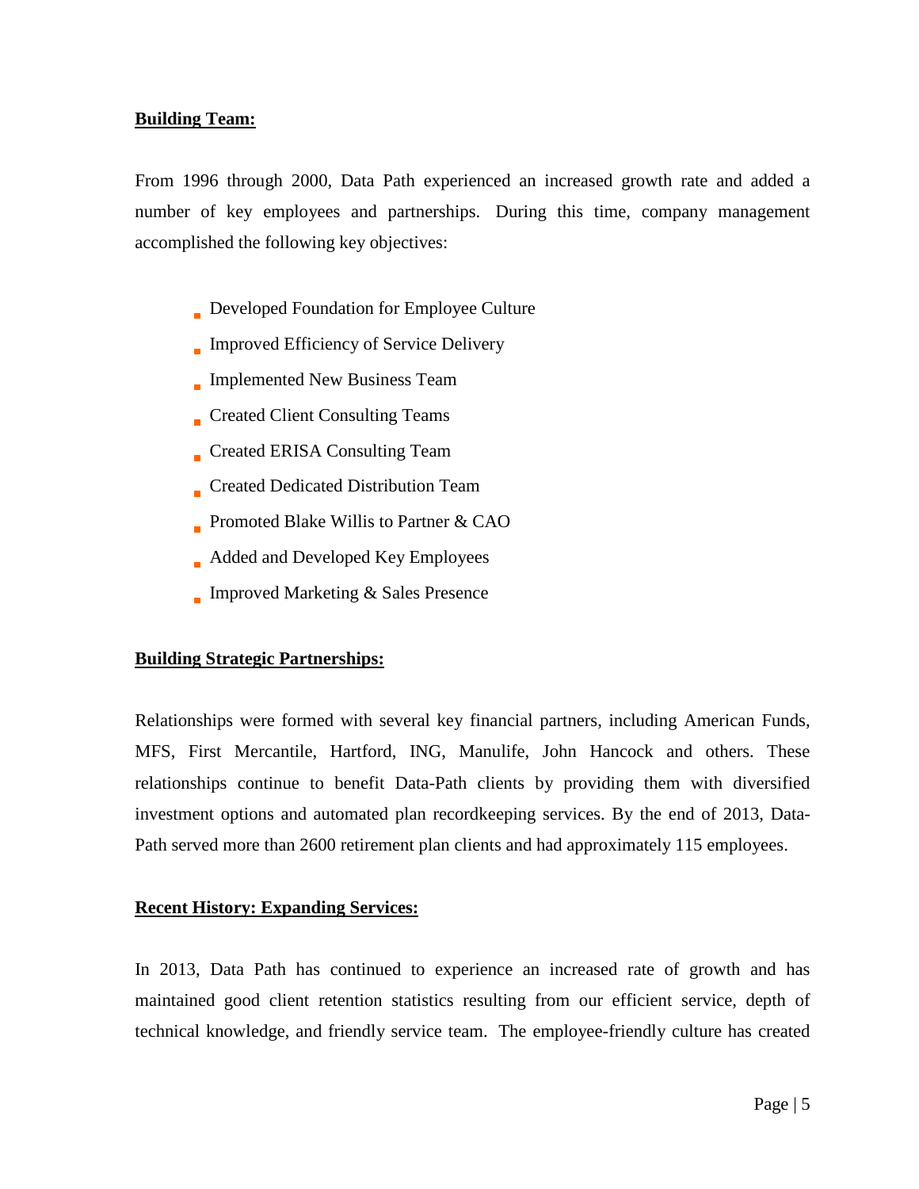**Building Team:**

From 1996 through 2000, Data Path experienced an increased growth rate and added a number of key employees and partnerships. During this time, company management accomplished the following key objectives:

- Developed Foundation for Employee Culture
- Improved Efficiency of Service Delivery
- Implemented New Business Team
- Created Client Consulting Teams
- Created ERISA Consulting Team
- Created Dedicated Distribution Team
- Promoted Blake Willis to Partner & CAO
- Added and Developed Key Employees
- Improved Marketing & Sales Presence

**Building Strategic Partnerships:**

Relationships were formed with several key financial partners, including American Funds, MFS, First Mercantile, Hartford, ING, Manulife, John Hancock and others. These relationships continue to benefit Data-Path clients by providing them with diversified investment options and automated plan recordkeeping services. By the end of 2013, Data-Path served more than 2600 retirement plan clients and had approximately 115 employees.

**Recent History: Expanding Services:**

In 2013, Data Path has continued to experience an increased rate of growth and has maintained good client retention statistics resulting from our efficient service, depth of technical knowledge, and friendly service team. The employee-friendly culture has created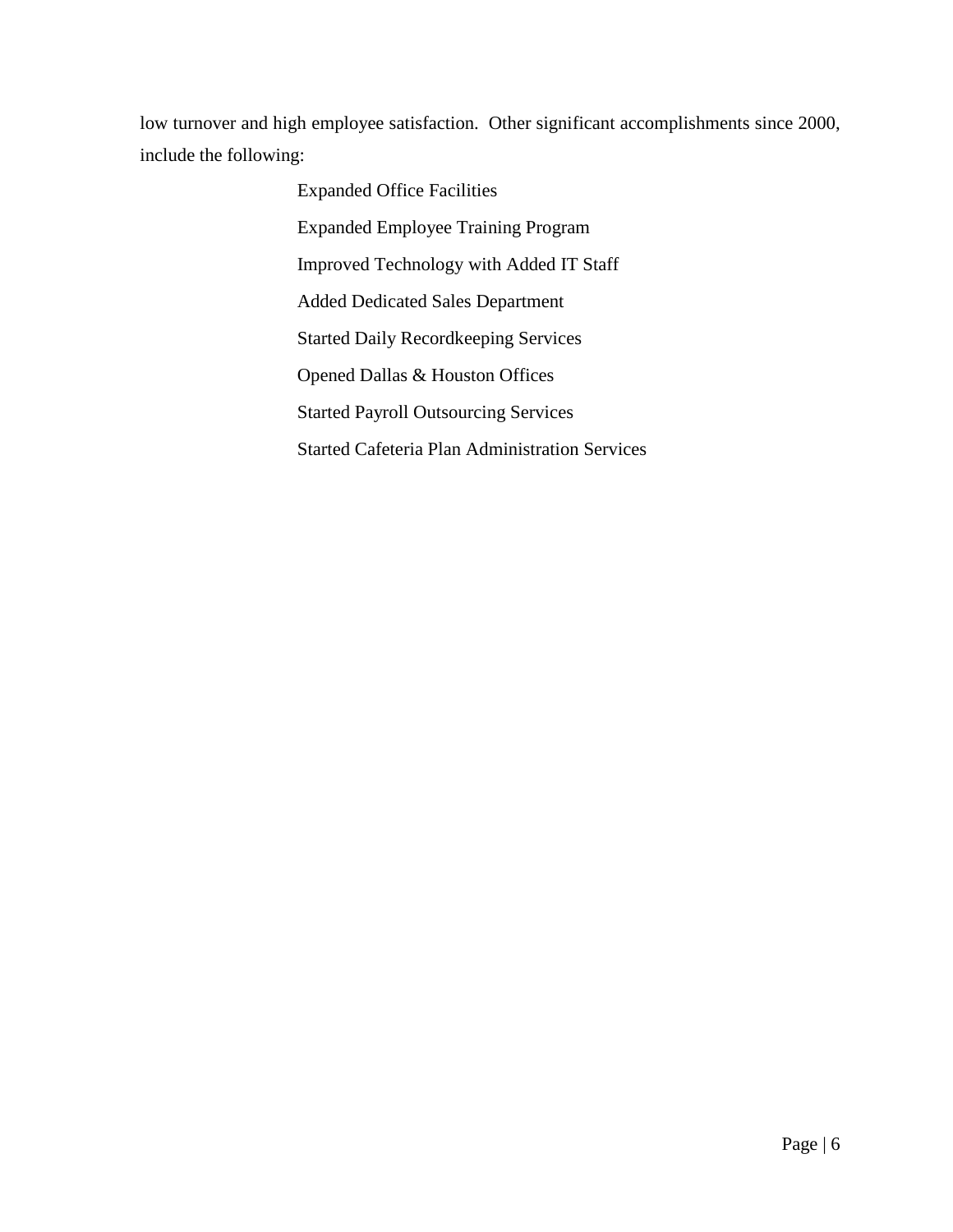low turnover and high employee satisfaction. Other significant accomplishments since 2000, include the following:

- Expanded Office Facilities
- Expanded Employee Training Program
- Improved Technology with Added IT Staff
- Added Dedicated Sales Department
- Started Daily Recordkeeping Services
- Opened Dallas & Houston Offices
- Started Payroll Outsourcing Services
- Started Cafeteria Plan Administration Services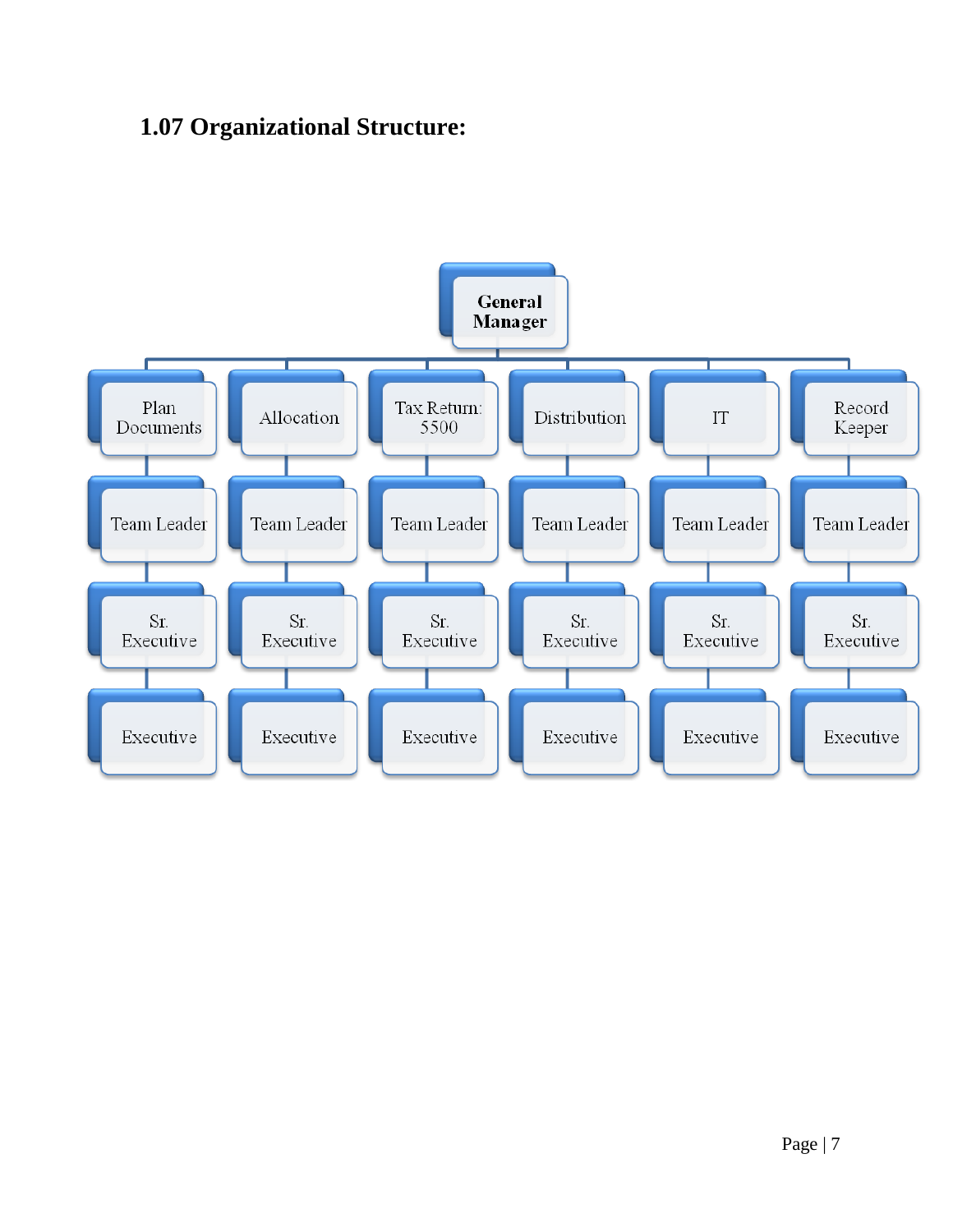## 1.07 Organizational Structure:

- General Manager
  - Plan Documents
    - Team Leader
      - Sr. Executive
        - Executive
  - Allocation
    - Team Leader
      - Sr. Executive
        - Executive
  - Tax Return: 5500
    - Team Leader
      - Sr. Executive
        - Executive
  - Distribution
    - Team Leader
      - Sr. Executive
        - Executive
  - IT
    - Team Leader
      - Sr. Executive
        - Executive
  - Record Keeper
    - Team Leader
      - Sr. Executive
        - Executive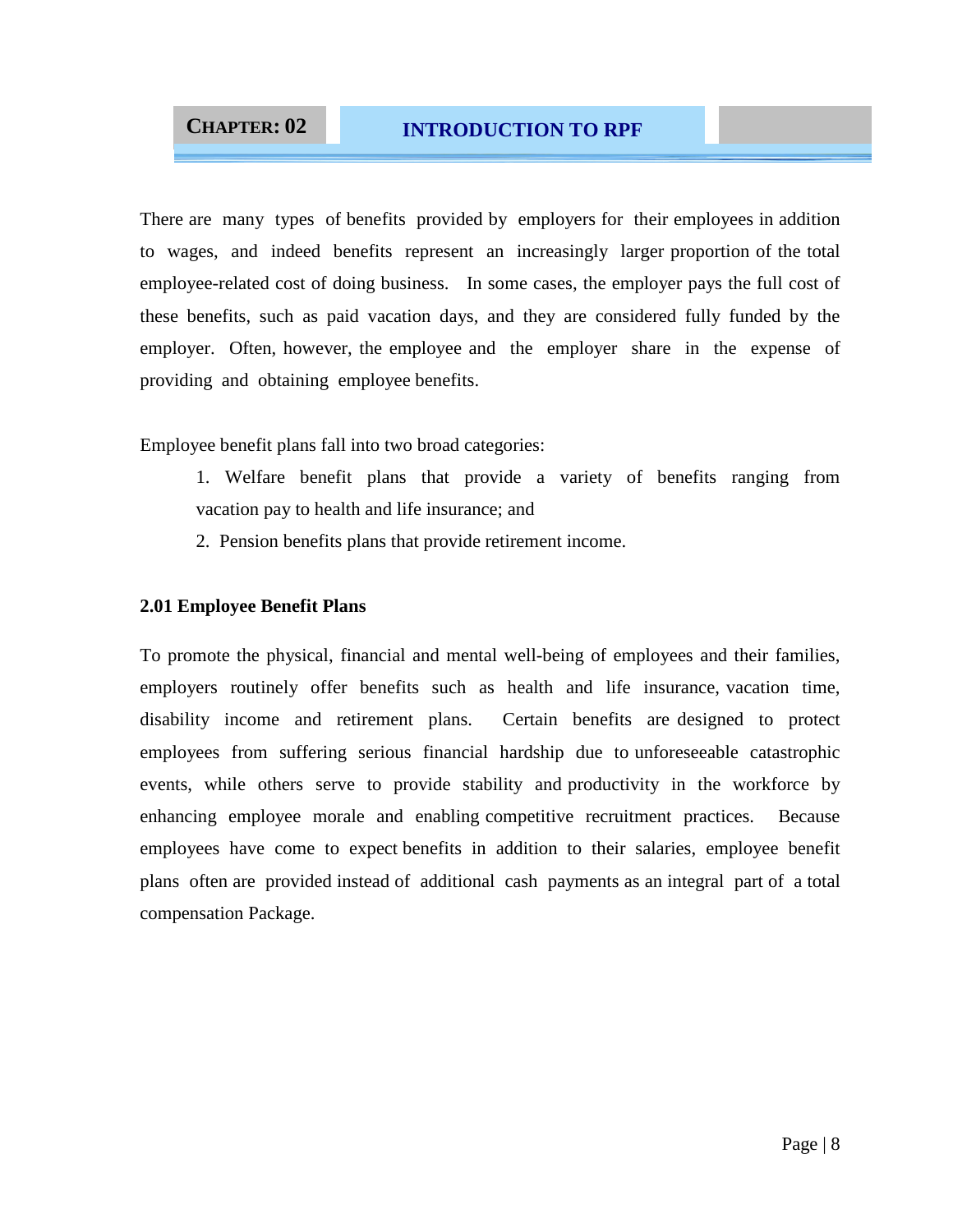# CHAPTER: 02 INTRODUCTION TO RPF

There are many types of benefits provided by employers for their employees in addition to wages, and indeed benefits represent an increasingly larger proportion of the total employee-related cost of doing business. In some cases, the employer pays the full cost of these benefits, such as paid vacation days, and they are considered fully funded by the employer. Often, however, the employee and the employer share in the expense of providing and obtaining employee benefits.

Employee benefit plans fall into two broad categories:

1. Welfare benefit plans that provide a variety of benefits ranging from vacation pay to health and life insurance; and
2. Pension benefits plans that provide retirement income.

## 2.01 Employee Benefit Plans

To promote the physical, financial and mental well-being of employees and their families, employers routinely offer benefits such as health and life insurance, vacation time, disability income and retirement plans. Certain benefits are designed to protect employees from suffering serious financial hardship due to unforeseeable catastrophic events, while others serve to provide stability and productivity in the workforce by enhancing employee morale and enabling competitive recruitment practices. Because employees have come to expect benefits in addition to their salaries, employee benefit plans often are provided instead of additional cash payments as an integral part of a total compensation Package.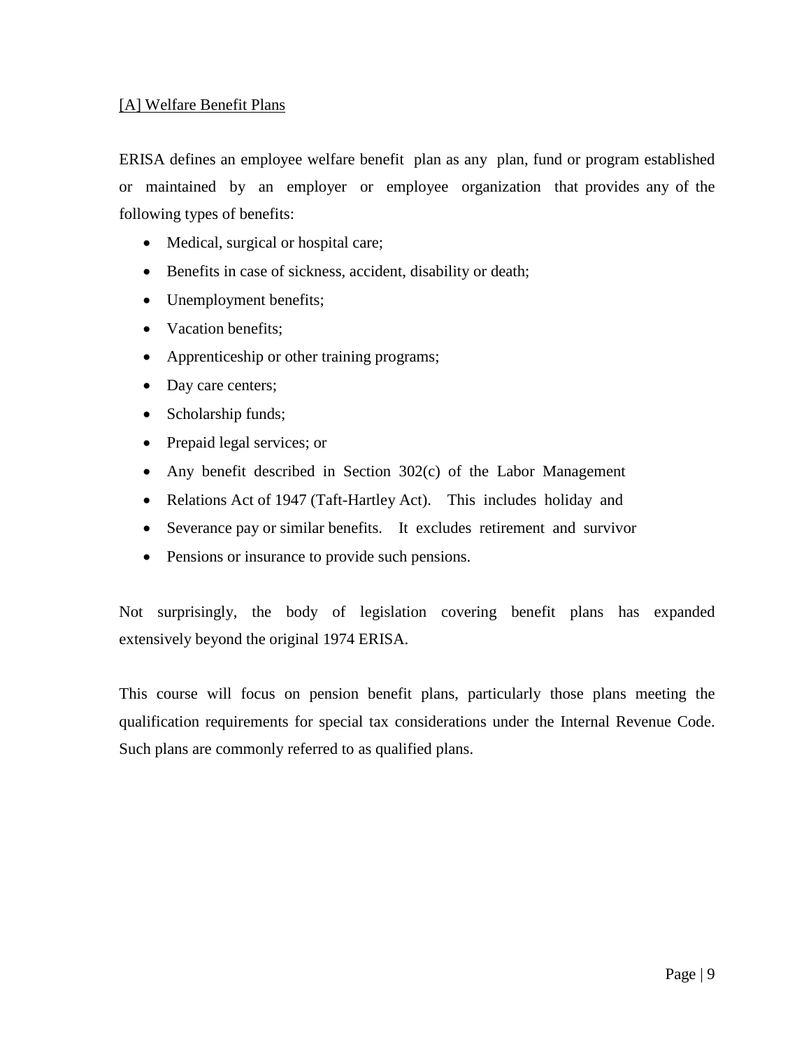[A] Welfare Benefit Plans

ERISA defines an employee welfare benefit plan as any plan, fund or program established or maintained by an employer or employee organization that provides any of the following types of benefits:

- Medical, surgical or hospital care;
- Benefits in case of sickness, accident, disability or death;
- Unemployment benefits;
- Vacation benefits;
- Apprenticeship or other training programs;
- Day care centers;
- Scholarship funds;
- Prepaid legal services; or
- Any benefit described in Section 302(c) of the Labor Management
- Relations Act of 1947 (Taft-Hartley Act). This includes holiday and
- Severance pay or similar benefits. It excludes retirement and survivor
- Pensions or insurance to provide such pensions.

Not surprisingly, the body of legislation covering benefit plans has expanded extensively beyond the original 1974 ERISA.

This course will focus on pension benefit plans, particularly those plans meeting the qualification requirements for special tax considerations under the Internal Revenue Code. Such plans are commonly referred to as qualified plans.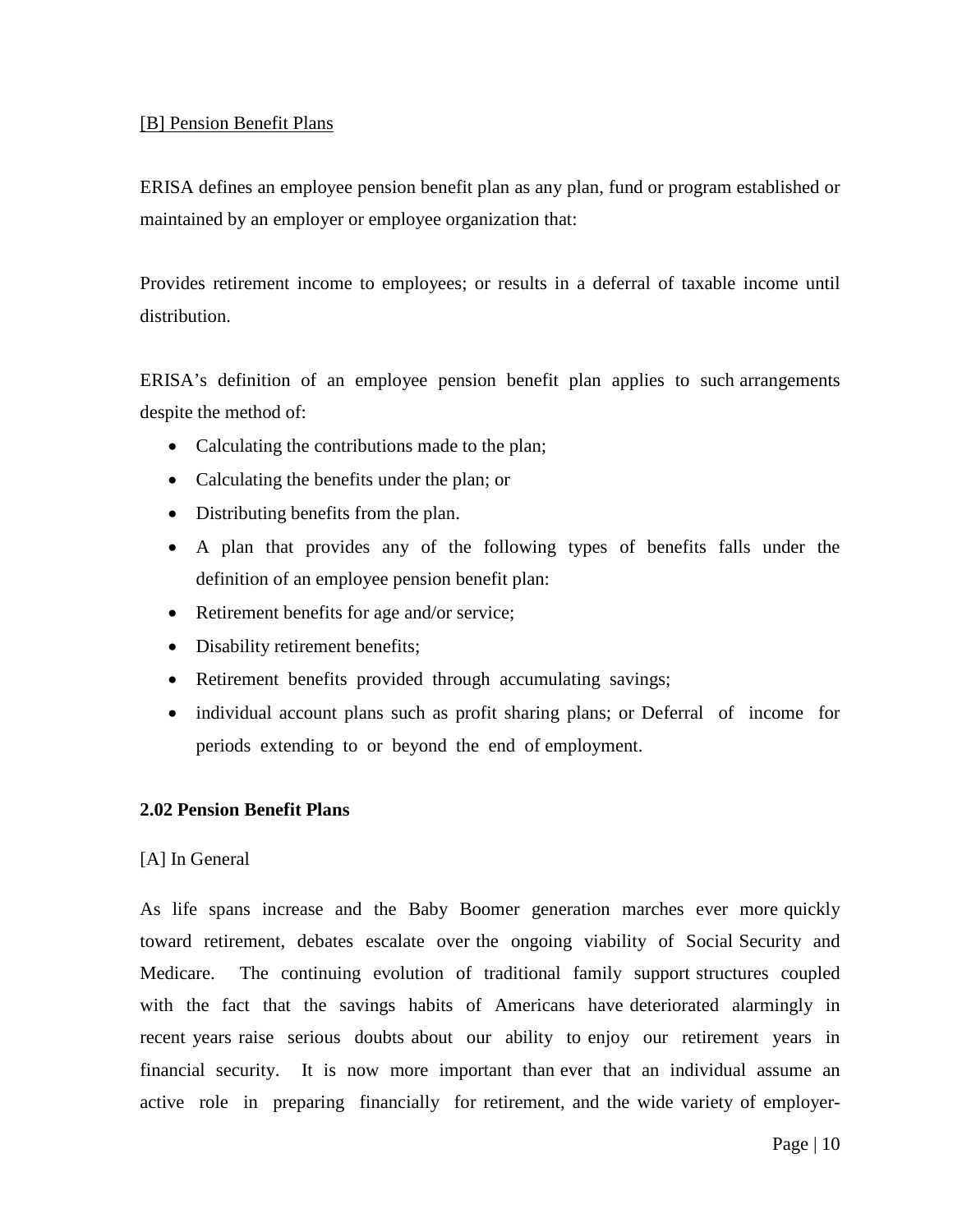[B] Pension Benefit Plans

ERISA defines an employee pension benefit plan as any plan, fund or program established or maintained by an employer or employee organization that:

Provides retirement income to employees; or results in a deferral of taxable income until distribution.

ERISA's definition of an employee pension benefit plan applies to such arrangements despite the method of:

- Calculating the contributions made to the plan;
- Calculating the benefits under the plan; or
- Distributing benefits from the plan.
- A plan that provides any of the following types of benefits falls under the definition of an employee pension benefit plan:
- Retirement benefits for age and/or service;
- Disability retirement benefits;
- Retirement benefits provided through accumulating savings;
- individual account plans such as profit sharing plans; or Deferral of income for periods extending to or beyond the end of employment.

**2.02 Pension Benefit Plans**

[A] In General

As life spans increase and the Baby Boomer generation marches ever more quickly toward retirement, debates escalate over the ongoing viability of Social Security and Medicare. The continuing evolution of traditional family support structures coupled with the fact that the savings habits of Americans have deteriorated alarmingly in recent years raise serious doubts about our ability to enjoy our retirement years in financial security. It is now more important than ever that an individual assume an active role in preparing financially for retirement, and the wide variety of employer-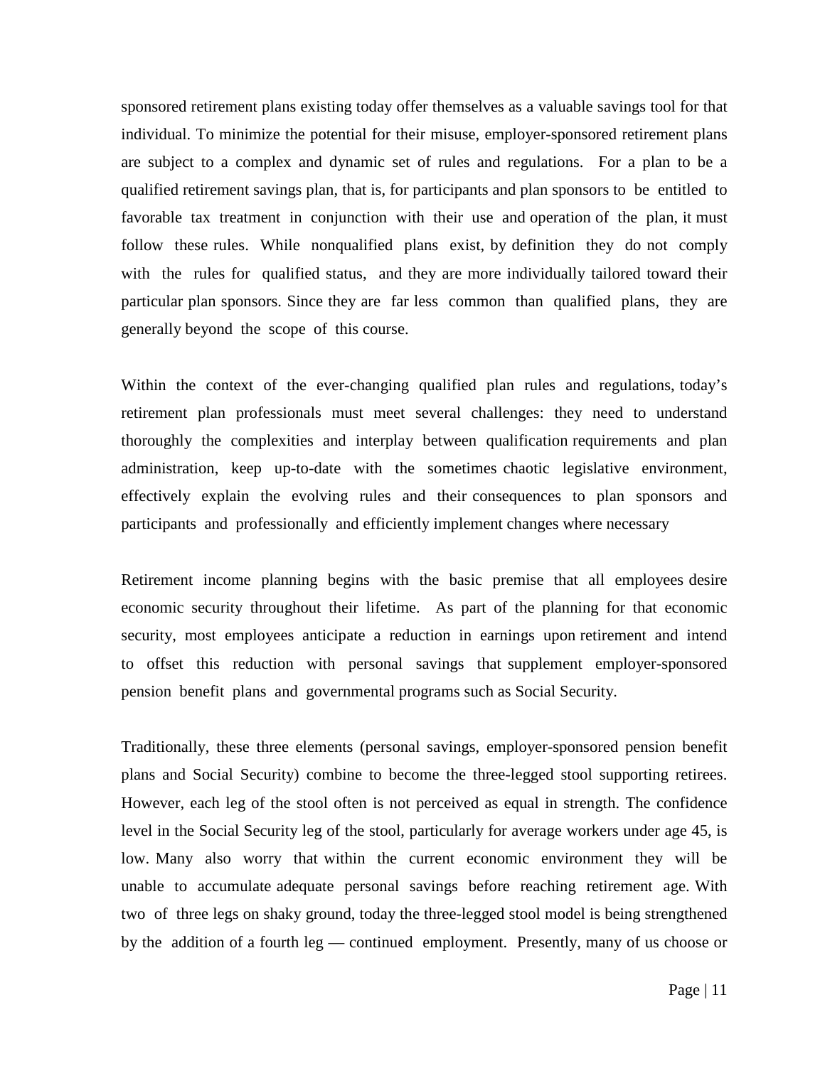sponsored retirement plans existing today offer themselves as a valuable savings tool for that individual. To minimize the potential for their misuse, employer-sponsored retirement plans are subject to a complex and dynamic set of rules and regulations. For a plan to be a qualified retirement savings plan, that is, for participants and plan sponsors to be entitled to favorable tax treatment in conjunction with their use and operation of the plan, it must follow these rules. While nonqualified plans exist, by definition they do not comply with the rules for qualified status, and they are more individually tailored toward their particular plan sponsors. Since they are far less common than qualified plans, they are generally beyond the scope of this course.

Within the context of the ever-changing qualified plan rules and regulations, today's retirement plan professionals must meet several challenges: they need to understand thoroughly the complexities and interplay between qualification requirements and plan administration, keep up-to-date with the sometimes chaotic legislative environment, effectively explain the evolving rules and their consequences to plan sponsors and participants and professionally and efficiently implement changes where necessary

Retirement income planning begins with the basic premise that all employees desire economic security throughout their lifetime. As part of the planning for that economic security, most employees anticipate a reduction in earnings upon retirement and intend to offset this reduction with personal savings that supplement employer-sponsored pension benefit plans and governmental programs such as Social Security.

Traditionally, these three elements (personal savings, employer-sponsored pension benefit plans and Social Security) combine to become the three-legged stool supporting retirees. However, each leg of the stool often is not perceived as equal in strength. The confidence level in the Social Security leg of the stool, particularly for average workers under age 45, is low. Many also worry that within the current economic environment they will be unable to accumulate adequate personal savings before reaching retirement age. With two of three legs on shaky ground, today the three-legged stool model is being strengthened by the addition of a fourth leg — continued employment. Presently, many of us choose or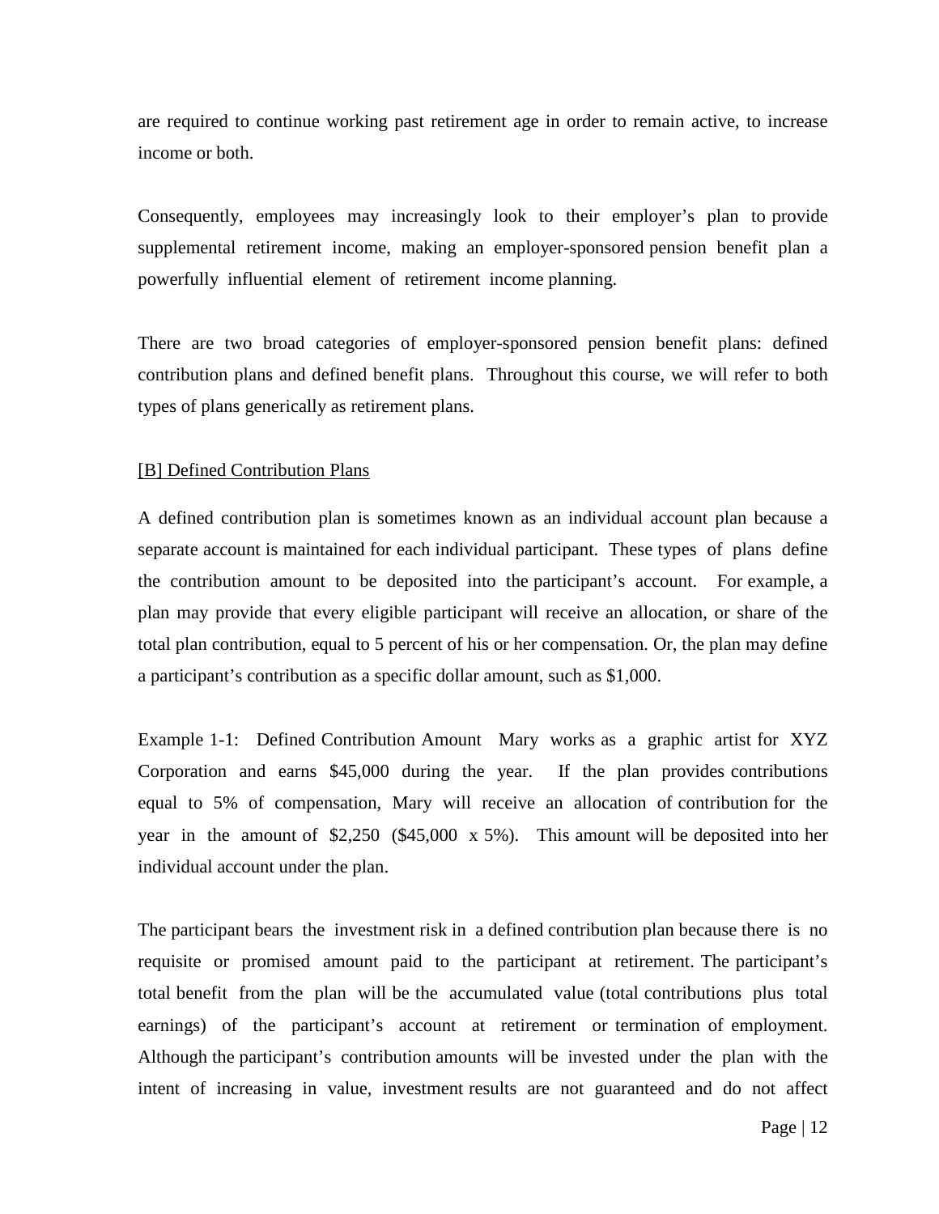are required to continue working past retirement age in order to remain active, to increase income or both.

Consequently, employees may increasingly look to their employer's plan to provide supplemental retirement income, making an employer-sponsored pension benefit plan a powerfully influential element of retirement income planning.

There are two broad categories of employer-sponsored pension benefit plans: defined contribution plans and defined benefit plans. Throughout this course, we will refer to both types of plans generically as retirement plans.

## [B] Defined Contribution Plans

A defined contribution plan is sometimes known as an individual account plan because a separate account is maintained for each individual participant. These types of plans define the contribution amount to be deposited into the participant's account. For example, a plan may provide that every eligible participant will receive an allocation, or share of the total plan contribution, equal to 5 percent of his or her compensation. Or, the plan may define a participant's contribution as a specific dollar amount, such as $1,000.

Example 1-1: Defined Contribution Amount Mary works as a graphic artist for XYZ Corporation and earns $45,000 during the year. If the plan provides contributions equal to 5% of compensation, Mary will receive an allocation of contribution for the year in the amount of $2,250 ($45,000 x 5%). This amount will be deposited into her individual account under the plan.

The participant bears the investment risk in a defined contribution plan because there is no requisite or promised amount paid to the participant at retirement. The participant's total benefit from the plan will be the accumulated value (total contributions plus total earnings) of the participant's account at retirement or termination of employment. Although the participant's contribution amounts will be invested under the plan with the intent of increasing in value, investment results are not guaranteed and do not affect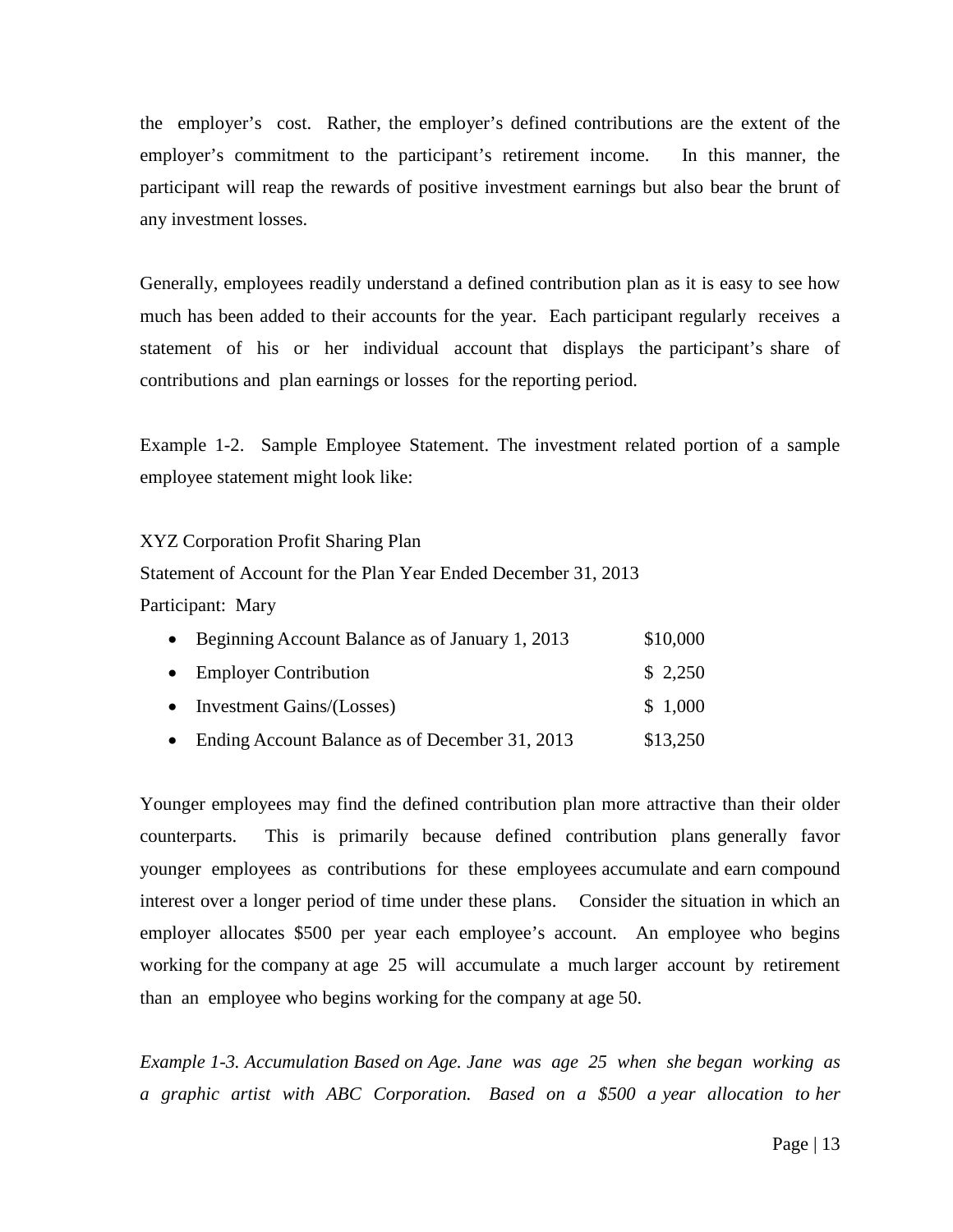the employer's cost. Rather, the employer's defined contributions are the extent of the employer's commitment to the participant's retirement income. In this manner, the participant will reap the rewards of positive investment earnings but also bear the brunt of any investment losses.

Generally, employees readily understand a defined contribution plan as it is easy to see how much has been added to their accounts for the year. Each participant regularly receives a statement of his or her individual account that displays the participant's share of contributions and plan earnings or losses for the reporting period.

Example 1-2. Sample Employee Statement. The investment related portion of a sample employee statement might look like:

XYZ Corporation Profit Sharing Plan

Statement of Account for the Plan Year Ended December 31, 2013

Participant: Mary

- Beginning Account Balance as of January 1, 2013 $10,000
- Employer Contribution $ 2,250
- Investment Gains/(Losses) $ 1,000
- Ending Account Balance as of December 31, 2013 $13,250

Younger employees may find the defined contribution plan more attractive than their older counterparts. This is primarily because defined contribution plans generally favor younger employees as contributions for these employees accumulate and earn compound interest over a longer period of time under these plans. Consider the situation in which an employer allocates $500 per year each employee's account. An employee who begins working for the company at age 25 will accumulate a much larger account by retirement than an employee who begins working for the company at age 50.

*Example 1-3. Accumulation Based on Age. Jane was age 25 when she began working as a graphic artist with ABC Corporation. Based on a $500 a year allocation to her*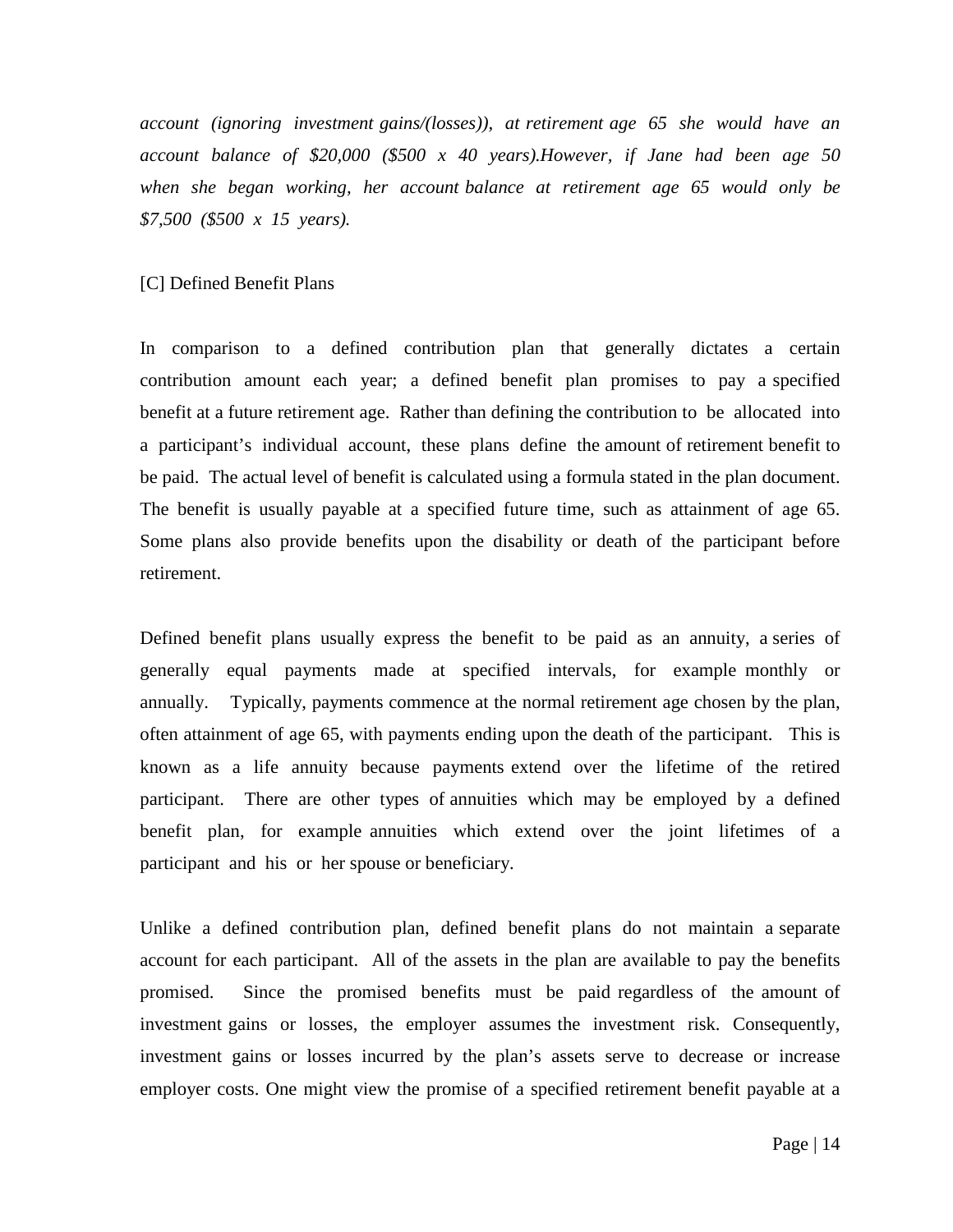*account (ignoring investment gains/(losses)), at retirement age 65 she would have an account balance of $20,000 ($500 x 40 years).However, if Jane had been age 50 when she began working, her account balance at retirement age 65 would only be $7,500 ($500 x 15 years).*

[C] Defined Benefit Plans

In comparison to a defined contribution plan that generally dictates a certain contribution amount each year; a defined benefit plan promises to pay a specified benefit at a future retirement age. Rather than defining the contribution to be allocated into a participant's individual account, these plans define the amount of retirement benefit to be paid. The actual level of benefit is calculated using a formula stated in the plan document. The benefit is usually payable at a specified future time, such as attainment of age 65. Some plans also provide benefits upon the disability or death of the participant before retirement.

Defined benefit plans usually express the benefit to be paid as an annuity, a series of generally equal payments made at specified intervals, for example monthly or annually. Typically, payments commence at the normal retirement age chosen by the plan, often attainment of age 65, with payments ending upon the death of the participant. This is known as a life annuity because payments extend over the lifetime of the retired participant. There are other types of annuities which may be employed by a defined benefit plan, for example annuities which extend over the joint lifetimes of a participant and his or her spouse or beneficiary.

Unlike a defined contribution plan, defined benefit plans do not maintain a separate account for each participant. All of the assets in the plan are available to pay the benefits promised. Since the promised benefits must be paid regardless of the amount of investment gains or losses, the employer assumes the investment risk. Consequently, investment gains or losses incurred by the plan's assets serve to decrease or increase employer costs. One might view the promise of a specified retirement benefit payable at a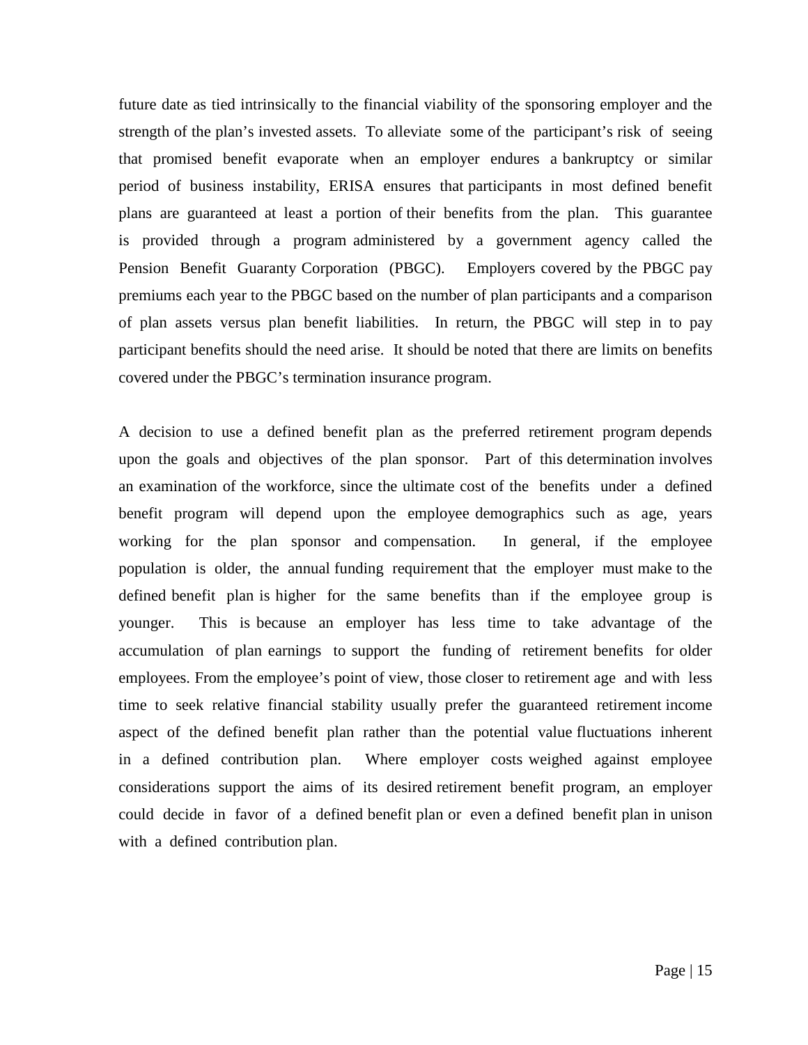future date as tied intrinsically to the financial viability of the sponsoring employer and the strength of the plan's invested assets. To alleviate some of the participant's risk of seeing that promised benefit evaporate when an employer endures a bankruptcy or similar period of business instability, ERISA ensures that participants in most defined benefit plans are guaranteed at least a portion of their benefits from the plan. This guarantee is provided through a program administered by a government agency called the Pension Benefit Guaranty Corporation (PBGC). Employers covered by the PBGC pay premiums each year to the PBGC based on the number of plan participants and a comparison of plan assets versus plan benefit liabilities. In return, the PBGC will step in to pay participant benefits should the need arise. It should be noted that there are limits on benefits covered under the PBGC's termination insurance program.

A decision to use a defined benefit plan as the preferred retirement program depends upon the goals and objectives of the plan sponsor. Part of this determination involves an examination of the workforce, since the ultimate cost of the benefits under a defined benefit program will depend upon the employee demographics such as age, years working for the plan sponsor and compensation. In general, if the employee population is older, the annual funding requirement that the employer must make to the defined benefit plan is higher for the same benefits than if the employee group is younger. This is because an employer has less time to take advantage of the accumulation of plan earnings to support the funding of retirement benefits for older employees. From the employee's point of view, those closer to retirement age and with less time to seek relative financial stability usually prefer the guaranteed retirement income aspect of the defined benefit plan rather than the potential value fluctuations inherent in a defined contribution plan. Where employer costs weighed against employee considerations support the aims of its desired retirement benefit program, an employer could decide in favor of a defined benefit plan or even a defined benefit plan in unison with a defined contribution plan.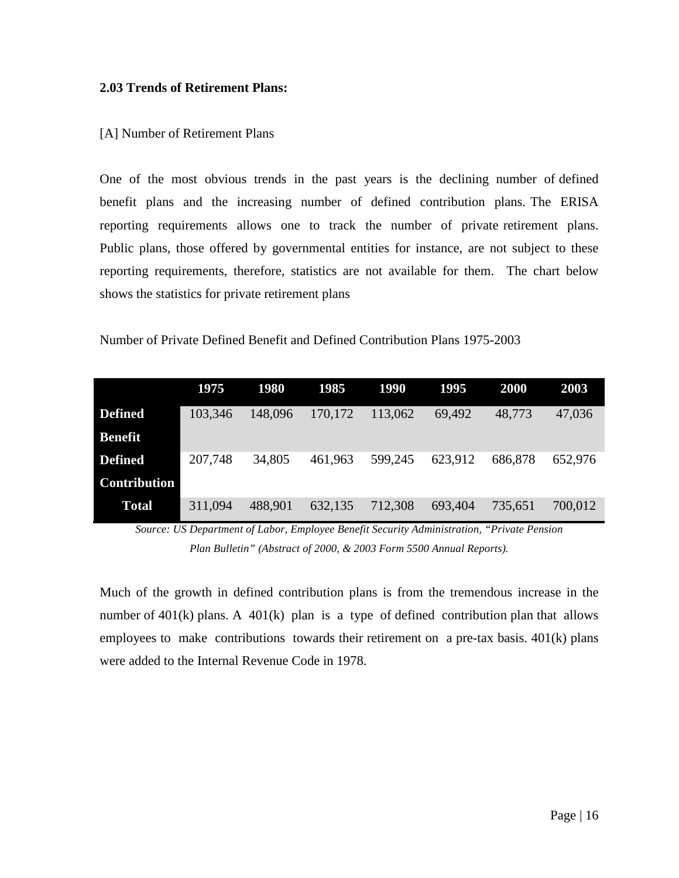**2.03 Trends of Retirement Plans:**

[A] Number of Retirement Plans

One of the most obvious trends in the past years is the declining number of defined benefit plans and the increasing number of defined contribution plans. The ERISA reporting requirements allows one to track the number of private retirement plans. Public plans, those offered by governmental entities for instance, are not subject to these reporting requirements, therefore, statistics are not available for them. The chart below shows the statistics for private retirement plans

Number of Private Defined Benefit and Defined Contribution Plans 1975-2003

| | 1975 | 1980 | 1985 | 1990 | 1995 | 2000 | 2003 |
|---|---|---|---|---|---|---|---|
| **Defined Benefit** | 103,346 | 148,096 | 170,172 | 113,062 | 69,492 | 48,773 | 47,036 |
| **Defined Contribution** | 207,748 | 34,805 | 461,963 | 599,245 | 623,912 | 686,878 | 652,976 |
| **Total** | 311,094 | 488,901 | 632,135 | 712,308 | 693,404 | 735,651 | 700,012 |

*Source: US Department of Labor, Employee Benefit Security Administration, "Private Pension Plan Bulletin" (Abstract of 2000, & 2003 Form 5500 Annual Reports).*

Much of the growth in defined contribution plans is from the tremendous increase in the number of 401(k) plans. A 401(k) plan is a type of defined contribution plan that allows employees to make contributions towards their retirement on a pre-tax basis. 401(k) plans were added to the Internal Revenue Code in 1978.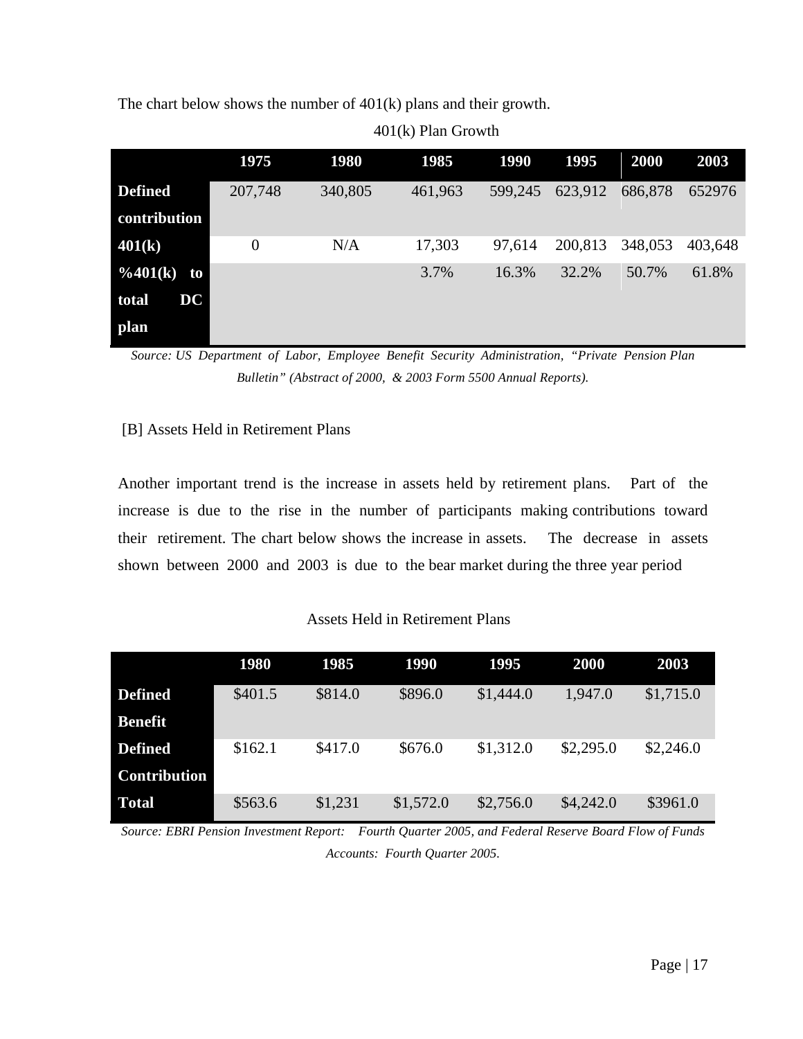The chart below shows the number of 401(k) plans and their growth.

401(k) Plan Growth

| | 1975 | 1980 | 1985 | 1990 | 1995 | 2000 | 2003 |
|---|---|---|---|---|---|---|---|
| **Defined contribution** | 207,748 | 340,805 | 461,963 | 599,245 | 623,912 | 686,878 | 652976 |
| **401(k)** | 0 | N/A | 17,303 | 97,614 | 200,813 | 348,053 | 403,648 |
| **%401(k) to total DC plan** | | | 3.7% | 16.3% | 32.2% | 50.7% | 61.8% |

*Source: US Department of Labor, Employee Benefit Security Administration, "Private Pension Plan Bulletin" (Abstract of 2000, & 2003 Form 5500 Annual Reports).*

[B] Assets Held in Retirement Plans

Another important trend is the increase in assets held by retirement plans. Part of the increase is due to the rise in the number of participants making contributions toward their retirement. The chart below shows the increase in assets. The decrease in assets shown between 2000 and 2003 is due to the bear market during the three year period

Assets Held in Retirement Plans

| | 1980 | 1985 | 1990 | 1995 | 2000 | 2003 |
|---|---|---|---|---|---|---|
| **Defined Benefit** | $401.5 | $814.0 | $896.0 | $1,444.0 | 1,947.0 | $1,715.0 |
| **Defined Contribution** | $162.1 | $417.0 | $676.0 | $1,312.0 | $2,295.0 | $2,246.0 |
| **Total** | $563.6 | $1,231 | $1,572.0 | $2,756.0 | $4,242.0 | $3961.0 |

*Source: EBRI Pension Investment Report: Fourth Quarter 2005, and Federal Reserve Board Flow of Funds Accounts: Fourth Quarter 2005.*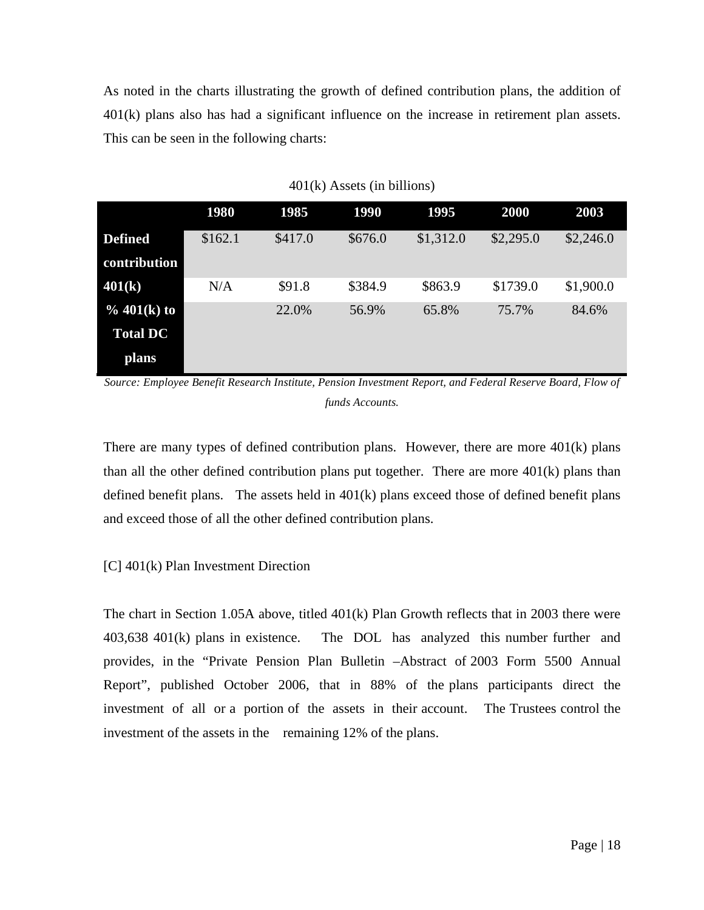As noted in the charts illustrating the growth of defined contribution plans, the addition of 401(k) plans also has had a significant influence on the increase in retirement plan assets. This can be seen in the following charts:

401(k) Assets (in billions)

| | 1980 | 1985 | 1990 | 1995 | 2000 | 2003 |
|---|---|---|---|---|---|---|
| **Defined contribution** | $162.1 | $417.0 | $676.0 | $1,312.0 | $2,295.0 | $2,246.0 |
| **401(k)** | N/A | $91.8 | $384.9 | $863.9 | $1739.0 | $1,900.0 |
| **% 401(k) to Total DC plans** | | 22.0% | 56.9% | 65.8% | 75.7% | 84.6% |

*Source: Employee Benefit Research Institute, Pension Investment Report, and Federal Reserve Board, Flow of funds Accounts.*

There are many types of defined contribution plans. However, there are more 401(k) plans than all the other defined contribution plans put together. There are more 401(k) plans than defined benefit plans. The assets held in 401(k) plans exceed those of defined benefit plans and exceed those of all the other defined contribution plans.

[C] 401(k) Plan Investment Direction

The chart in Section 1.05A above, titled 401(k) Plan Growth reflects that in 2003 there were 403,638 401(k) plans in existence. The DOL has analyzed this number further and provides, in the "Private Pension Plan Bulletin –Abstract of 2003 Form 5500 Annual Report", published October 2006, that in 88% of the plans participants direct the investment of all or a portion of the assets in their account. The Trustees control the investment of the assets in the remaining 12% of the plans.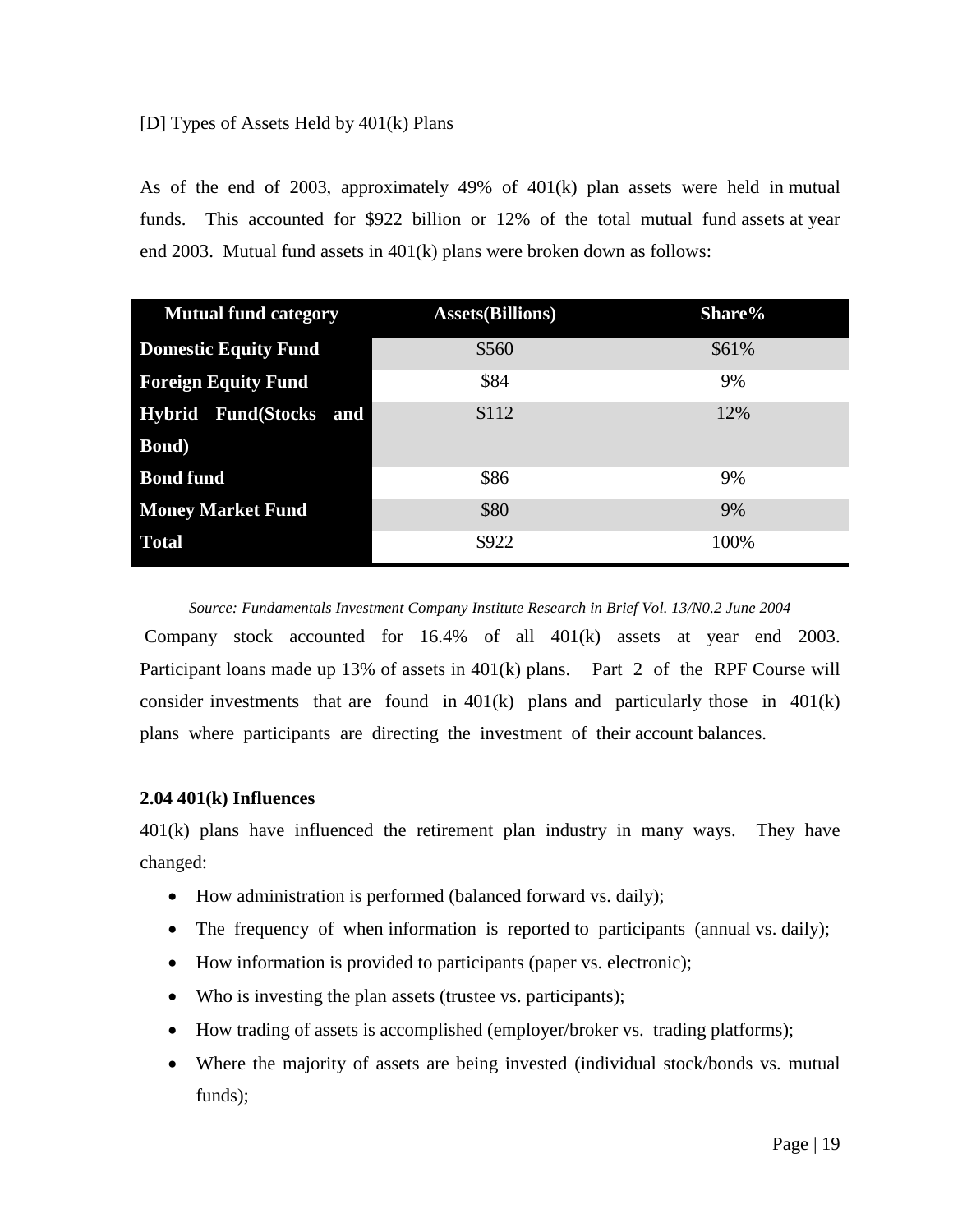[D] Types of Assets Held by 401(k) Plans

As of the end of 2003, approximately 49% of 401(k) plan assets were held in mutual funds. This accounted for $922 billion or 12% of the total mutual fund assets at year end 2003. Mutual fund assets in 401(k) plans were broken down as follows:

| Mutual fund category | Assets(Billions) | Share% |
|---|---|---|
| **Domestic Equity Fund** | $560 | $61% |
| **Foreign Equity Fund** | $84 | 9% |
| **Hybrid Fund(Stocks and Bond)** | $112 | 12% |
| **Bond fund** | $86 | 9% |
| **Money Market Fund** | $80 | 9% |
| **Total** | $922 | 100% |

*Source: Fundamentals Investment Company Institute Research in Brief Vol. 13/N0.2 June 2004*

Company stock accounted for 16.4% of all 401(k) assets at year end 2003. Participant loans made up 13% of assets in 401(k) plans. Part 2 of the RPF Course will consider investments that are found in 401(k) plans and particularly those in 401(k) plans where participants are directing the investment of their account balances.

**2.04 401(k) Influences**

401(k) plans have influenced the retirement plan industry in many ways. They have changed:

- How administration is performed (balanced forward vs. daily);
- The frequency of when information is reported to participants (annual vs. daily);
- How information is provided to participants (paper vs. electronic);
- Who is investing the plan assets (trustee vs. participants);
- How trading of assets is accomplished (employer/broker vs. trading platforms);
- Where the majority of assets are being invested (individual stock/bonds vs. mutual funds);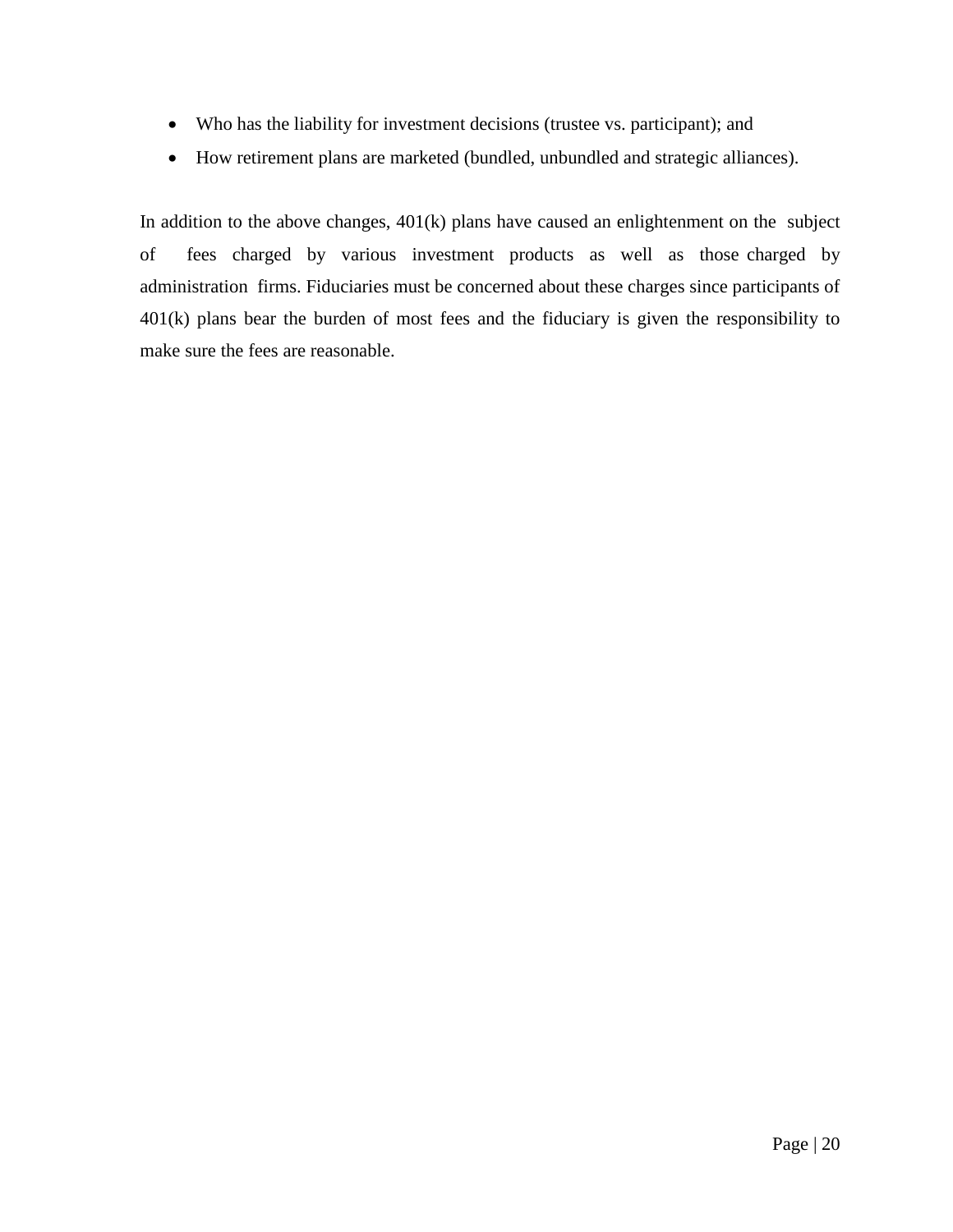- Who has the liability for investment decisions (trustee vs. participant); and
- How retirement plans are marketed (bundled, unbundled and strategic alliances).

In addition to the above changes, 401(k) plans have caused an enlightenment on the subject of fees charged by various investment products as well as those charged by administration firms. Fiduciaries must be concerned about these charges since participants of 401(k) plans bear the burden of most fees and the fiduciary is given the responsibility to make sure the fees are reasonable.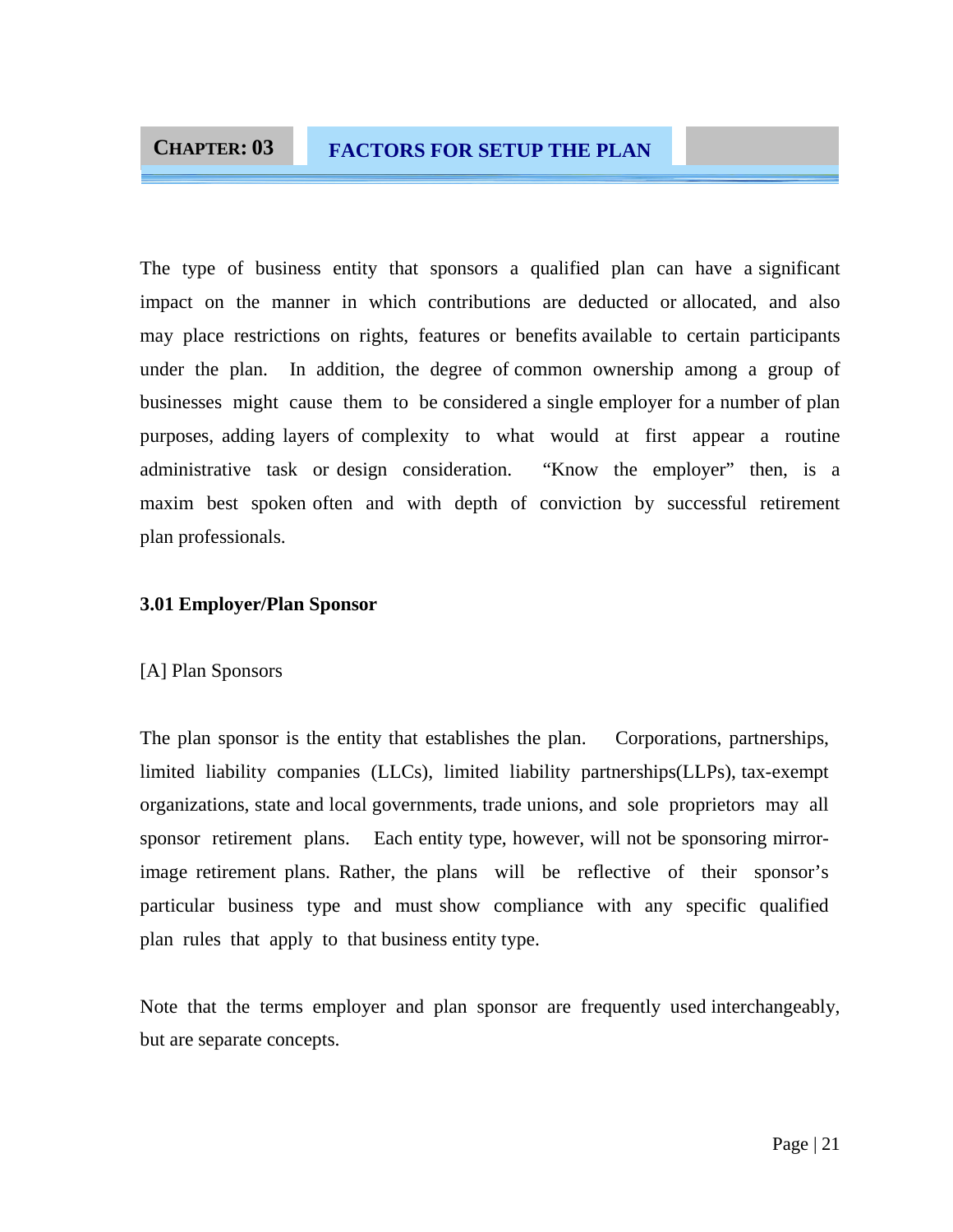# CHAPTER: 03 FACTORS FOR SETUP THE PLAN

The type of business entity that sponsors a qualified plan can have a significant impact on the manner in which contributions are deducted or allocated, and also may place restrictions on rights, features or benefits available to certain participants under the plan. In addition, the degree of common ownership among a group of businesses might cause them to be considered a single employer for a number of plan purposes, adding layers of complexity to what would at first appear a routine administrative task or design consideration. "Know the employer" then, is a maxim best spoken often and with depth of conviction by successful retirement plan professionals.

### 3.01 Employer/Plan Sponsor

[A] Plan Sponsors

The plan sponsor is the entity that establishes the plan. Corporations, partnerships, limited liability companies (LLCs), limited liability partnerships(LLPs), tax-exempt organizations, state and local governments, trade unions, and sole proprietors may all sponsor retirement plans. Each entity type, however, will not be sponsoring mirror-image retirement plans. Rather, the plans will be reflective of their sponsor's particular business type and must show compliance with any specific qualified plan rules that apply to that business entity type.

Note that the terms employer and plan sponsor are frequently used interchangeably, but are separate concepts.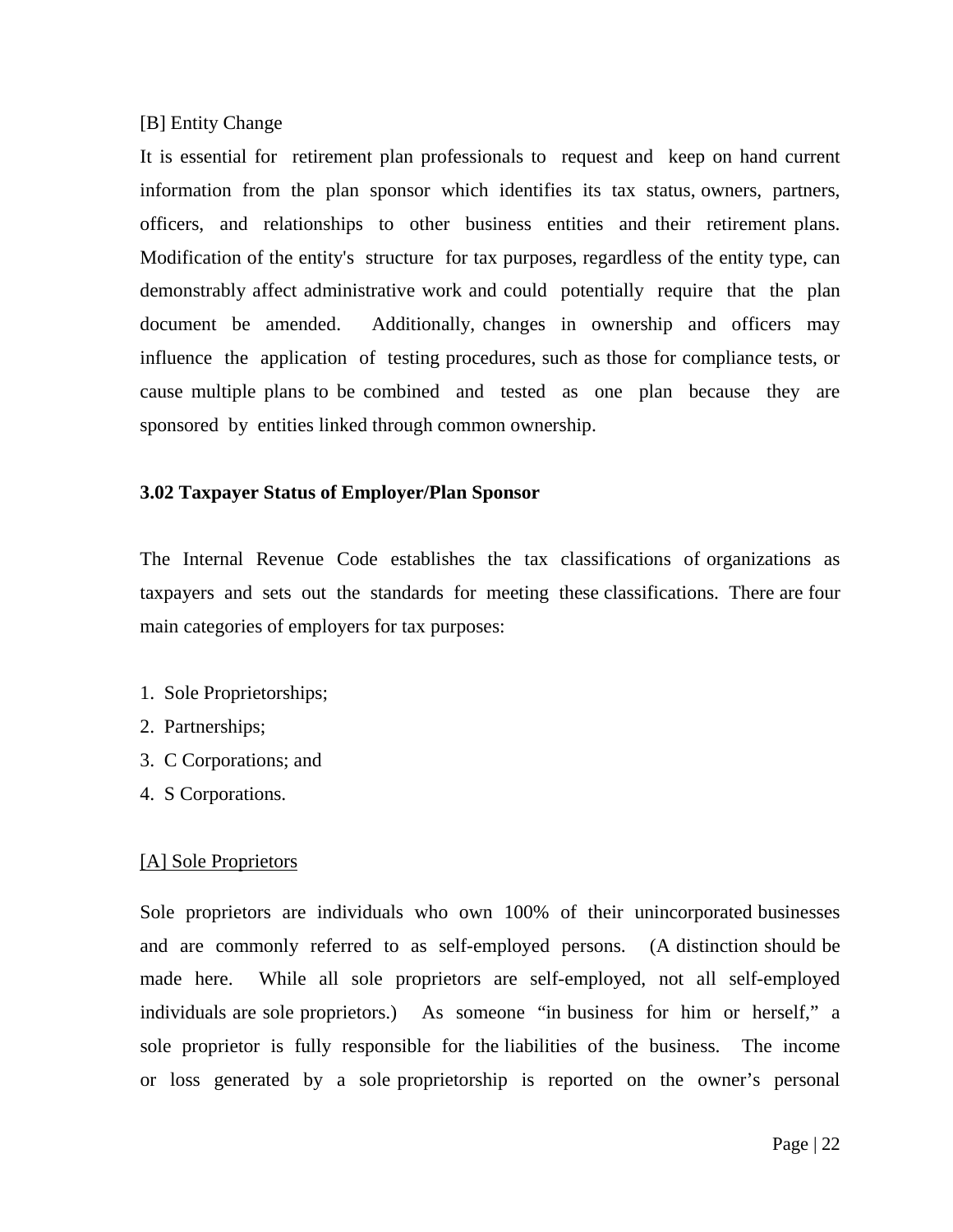[B] Entity Change

It is essential for retirement plan professionals to request and keep on hand current information from the plan sponsor which identifies its tax status, owners, partners, officers, and relationships to other business entities and their retirement plans. Modification of the entity's structure for tax purposes, regardless of the entity type, can demonstrably affect administrative work and could potentially require that the plan document be amended. Additionally, changes in ownership and officers may influence the application of testing procedures, such as those for compliance tests, or cause multiple plans to be combined and tested as one plan because they are sponsored by entities linked through common ownership.

### 3.02 Taxpayer Status of Employer/Plan Sponsor

The Internal Revenue Code establishes the tax classifications of organizations as taxpayers and sets out the standards for meeting these classifications. There are four main categories of employers for tax purposes:

1. Sole Proprietorships;
2. Partnerships;
3. C Corporations; and
4. S Corporations.

<u>[A] Sole Proprietors</u>

Sole proprietors are individuals who own 100% of their unincorporated businesses and are commonly referred to as self-employed persons. (A distinction should be made here. While all sole proprietors are self-employed, not all self-employed individuals are sole proprietors.) As someone "in business for him or herself," a sole proprietor is fully responsible for the liabilities of the business. The income or loss generated by a sole proprietorship is reported on the owner's personal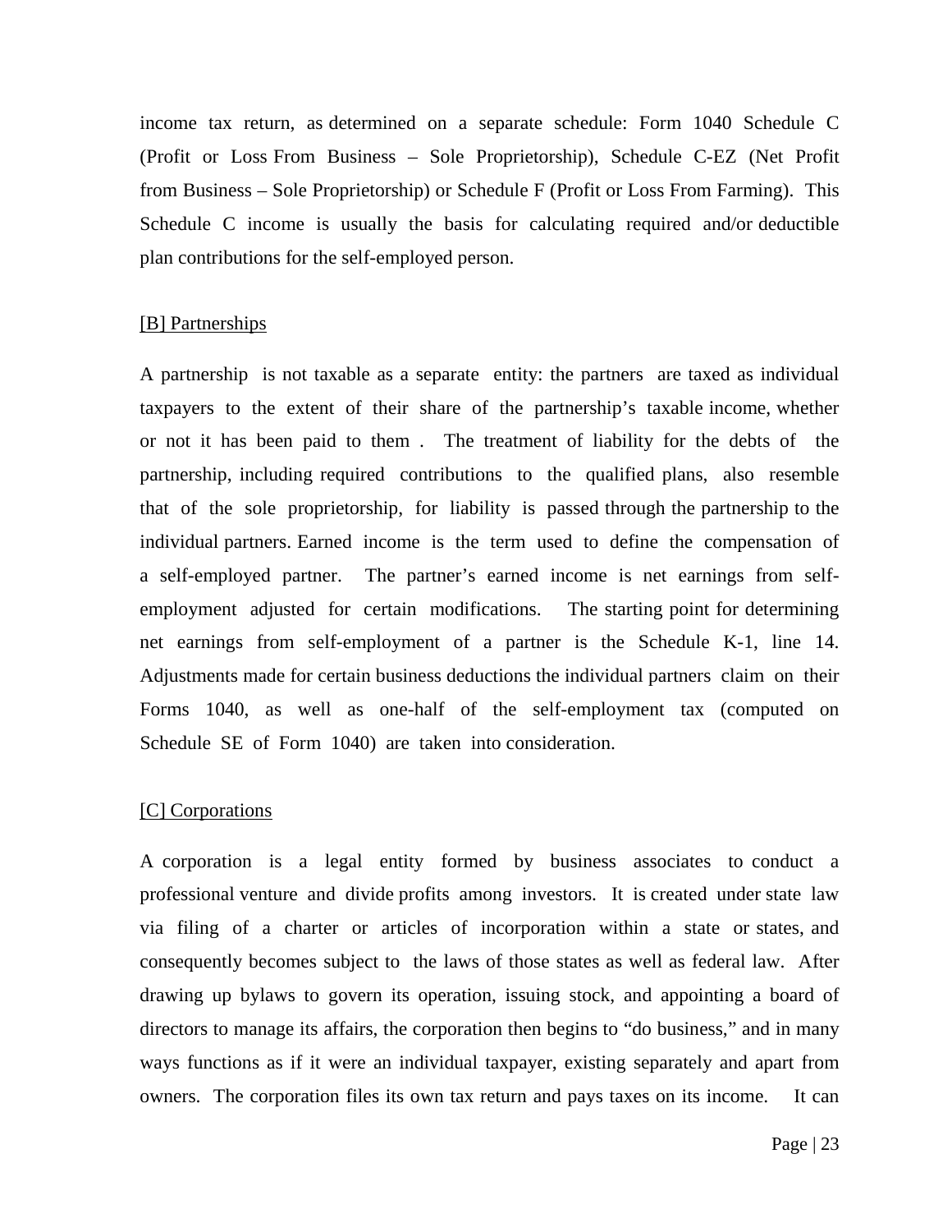income tax return, as determined on a separate schedule: Form 1040 Schedule C (Profit or Loss From Business – Sole Proprietorship), Schedule C-EZ (Net Profit from Business – Sole Proprietorship) or Schedule F (Profit or Loss From Farming). This Schedule C income is usually the basis for calculating required and/or deductible plan contributions for the self-employed person.

[B] Partnerships

A partnership is not taxable as a separate entity: the partners are taxed as individual taxpayers to the extent of their share of the partnership's taxable income, whether or not it has been paid to them . The treatment of liability for the debts of the partnership, including required contributions to the qualified plans, also resemble that of the sole proprietorship, for liability is passed through the partnership to the individual partners. Earned income is the term used to define the compensation of a self-employed partner. The partner's earned income is net earnings from self-employment adjusted for certain modifications. The starting point for determining net earnings from self-employment of a partner is the Schedule K-1, line 14. Adjustments made for certain business deductions the individual partners claim on their Forms 1040, as well as one-half of the self-employment tax (computed on Schedule SE of Form 1040) are taken into consideration.

[C] Corporations

A corporation is a legal entity formed by business associates to conduct a professional venture and divide profits among investors. It is created under state law via filing of a charter or articles of incorporation within a state or states, and consequently becomes subject to the laws of those states as well as federal law. After drawing up bylaws to govern its operation, issuing stock, and appointing a board of directors to manage its affairs, the corporation then begins to "do business," and in many ways functions as if it were an individual taxpayer, existing separately and apart from owners. The corporation files its own tax return and pays taxes on its income. It can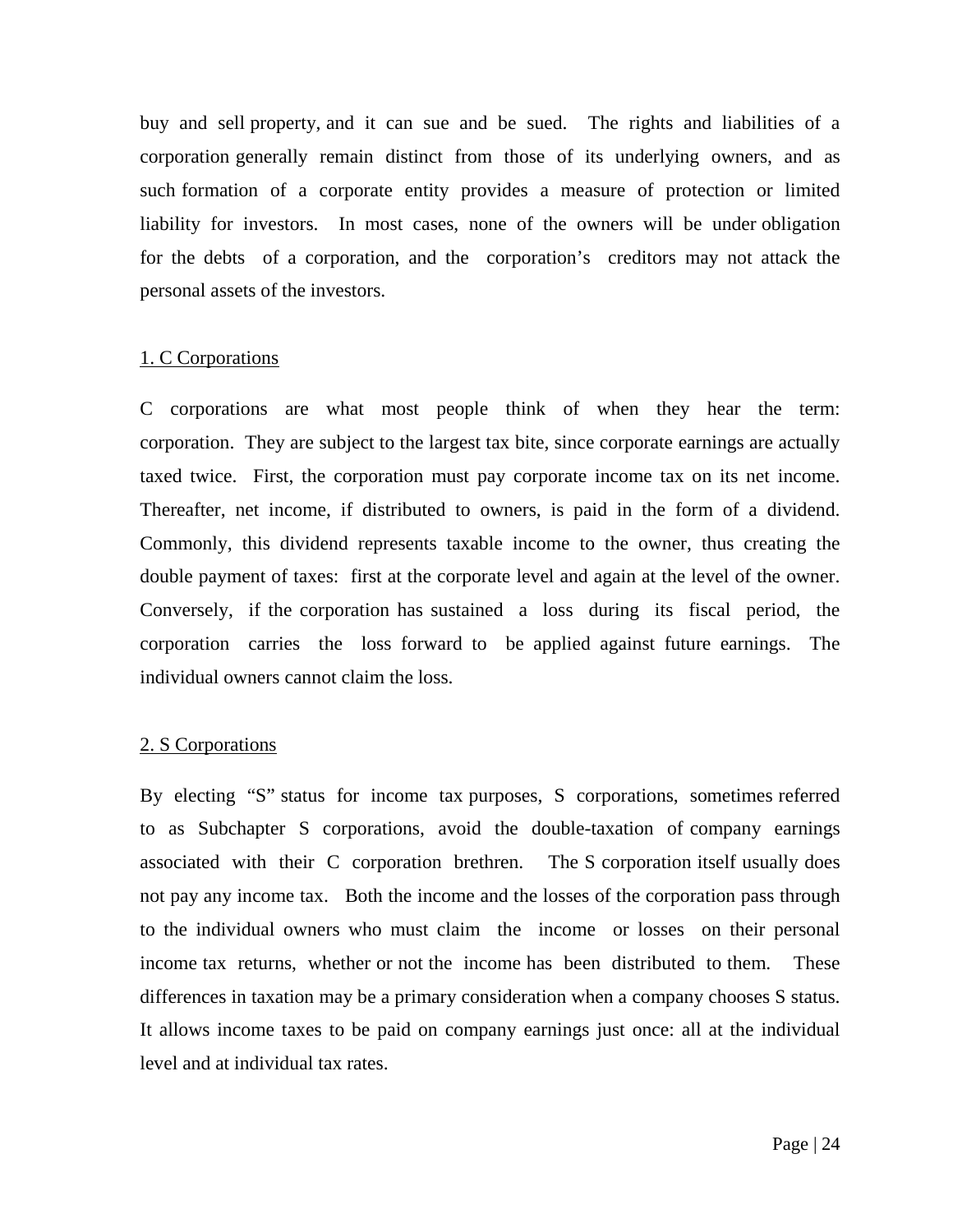buy and sell property, and it can sue and be sued. The rights and liabilities of a corporation generally remain distinct from those of its underlying owners, and as such formation of a corporate entity provides a measure of protection or limited liability for investors. In most cases, none of the owners will be under obligation for the debts of a corporation, and the corporation's creditors may not attack the personal assets of the investors.

<u>1. C Corporations</u>

C corporations are what most people think of when they hear the term: corporation. They are subject to the largest tax bite, since corporate earnings are actually taxed twice. First, the corporation must pay corporate income tax on its net income. Thereafter, net income, if distributed to owners, is paid in the form of a dividend. Commonly, this dividend represents taxable income to the owner, thus creating the double payment of taxes: first at the corporate level and again at the level of the owner. Conversely, if the corporation has sustained a loss during its fiscal period, the corporation carries the loss forward to be applied against future earnings. The individual owners cannot claim the loss.

<u>2. S Corporations</u>

By electing "S" status for income tax purposes, S corporations, sometimes referred to as Subchapter S corporations, avoid the double-taxation of company earnings associated with their C corporation brethren. The S corporation itself usually does not pay any income tax. Both the income and the losses of the corporation pass through to the individual owners who must claim the income or losses on their personal income tax returns, whether or not the income has been distributed to them. These differences in taxation may be a primary consideration when a company chooses S status. It allows income taxes to be paid on company earnings just once: all at the individual level and at individual tax rates.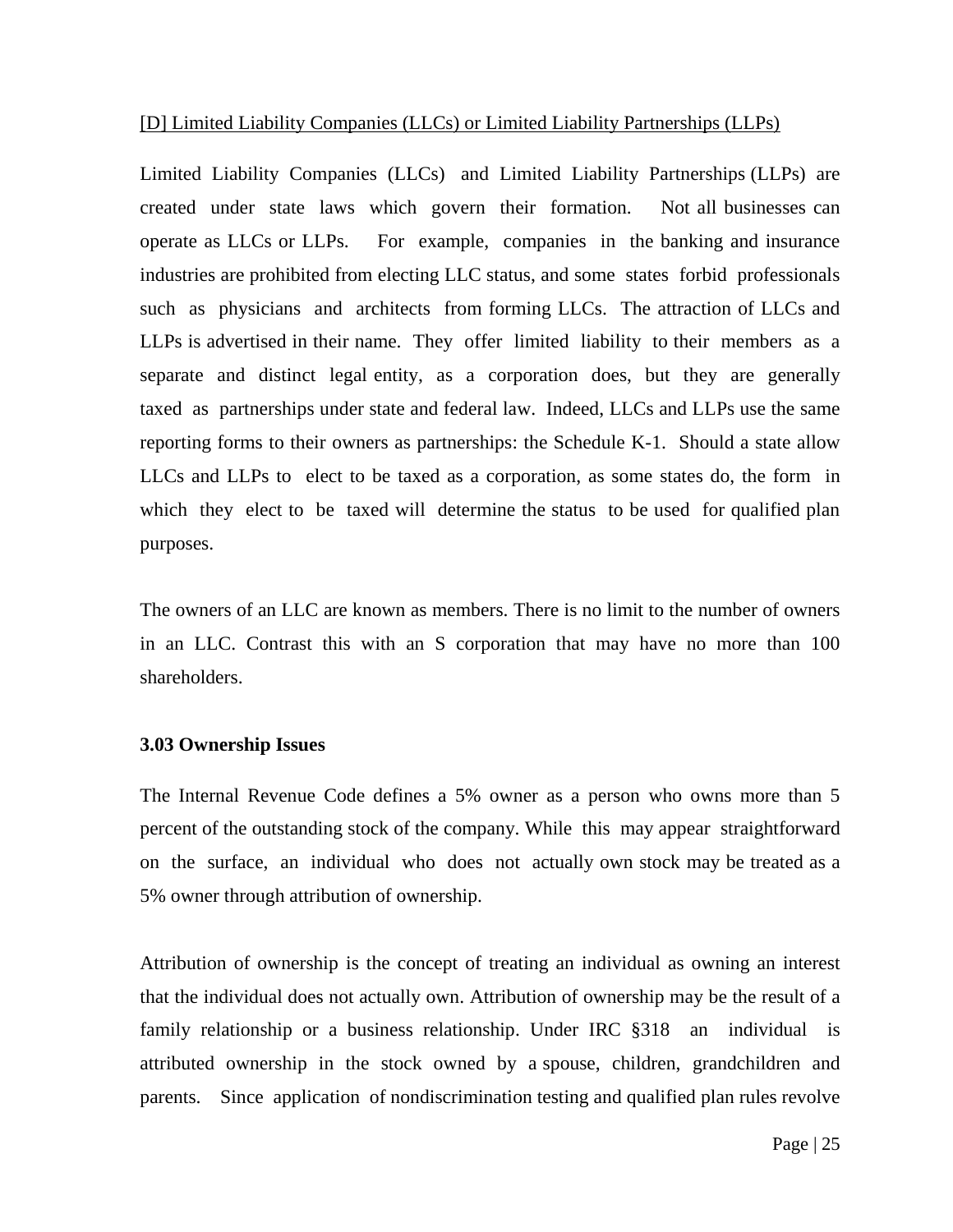[D] Limited Liability Companies (LLCs) or Limited Liability Partnerships (LLPs)

Limited Liability Companies (LLCs) and Limited Liability Partnerships (LLPs) are created under state laws which govern their formation. Not all businesses can operate as LLCs or LLPs. For example, companies in the banking and insurance industries are prohibited from electing LLC status, and some states forbid professionals such as physicians and architects from forming LLCs. The attraction of LLCs and LLPs is advertised in their name. They offer limited liability to their members as a separate and distinct legal entity, as a corporation does, but they are generally taxed as partnerships under state and federal law. Indeed, LLCs and LLPs use the same reporting forms to their owners as partnerships: the Schedule K-1. Should a state allow LLCs and LLPs to elect to be taxed as a corporation, as some states do, the form in which they elect to be taxed will determine the status to be used for qualified plan purposes.

The owners of an LLC are known as members. There is no limit to the number of owners in an LLC. Contrast this with an S corporation that may have no more than 100 shareholders.

### 3.03 Ownership Issues

The Internal Revenue Code defines a 5% owner as a person who owns more than 5 percent of the outstanding stock of the company. While this may appear straightforward on the surface, an individual who does not actually own stock may be treated as a 5% owner through attribution of ownership.

Attribution of ownership is the concept of treating an individual as owning an interest that the individual does not actually own. Attribution of ownership may be the result of a family relationship or a business relationship. Under IRC §318 an individual is attributed ownership in the stock owned by a spouse, children, grandchildren and parents. Since application of nondiscrimination testing and qualified plan rules revolve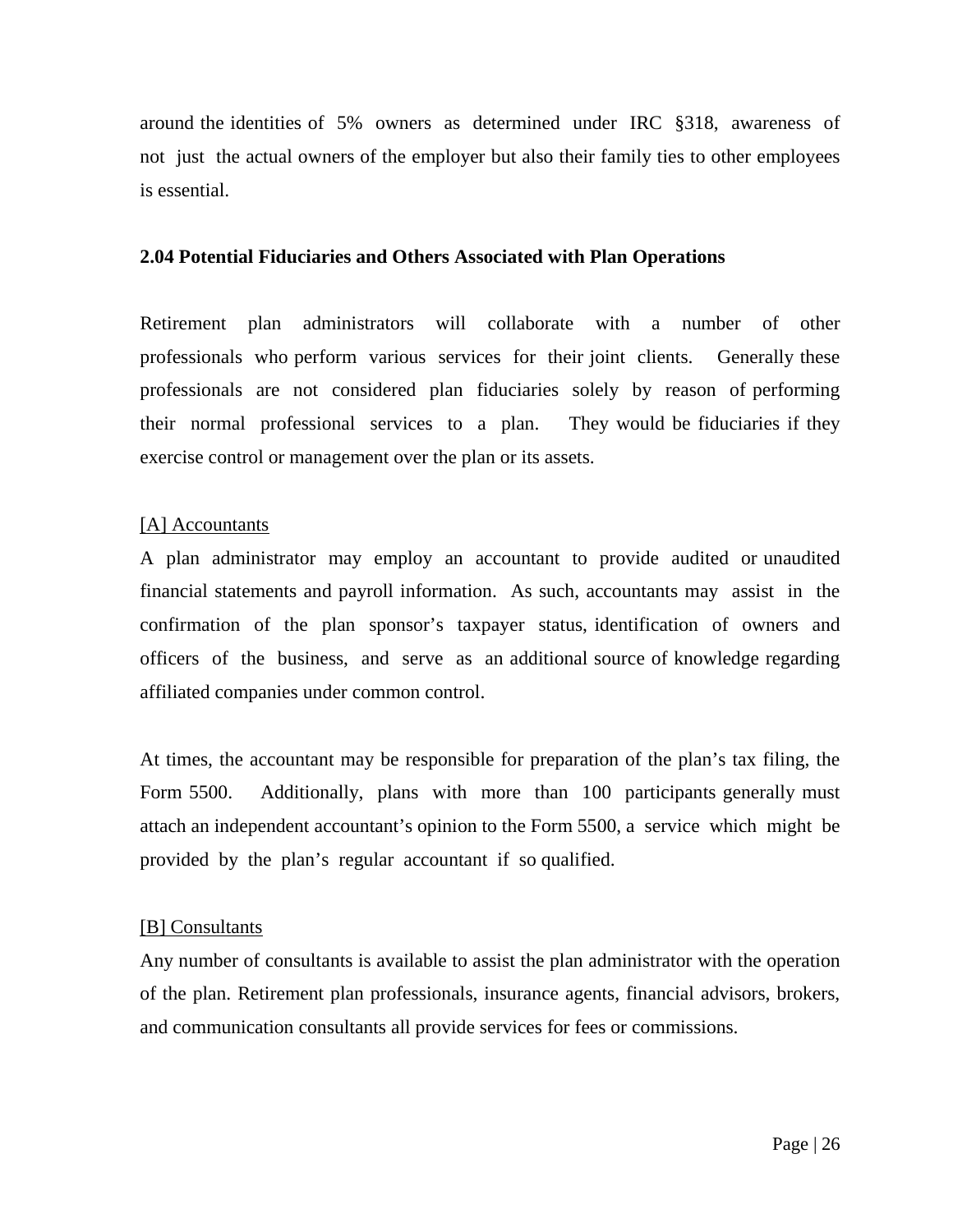around the identities of 5% owners as determined under IRC §318, awareness of not just the actual owners of the employer but also their family ties to other employees is essential.

### 2.04 Potential Fiduciaries and Others Associated with Plan Operations

Retirement plan administrators will collaborate with a number of other professionals who perform various services for their joint clients. Generally these professionals are not considered plan fiduciaries solely by reason of performing their normal professional services to a plan. They would be fiduciaries if they exercise control or management over the plan or its assets.

[A] Accountants

A plan administrator may employ an accountant to provide audited or unaudited financial statements and payroll information. As such, accountants may assist in the confirmation of the plan sponsor's taxpayer status, identification of owners and officers of the business, and serve as an additional source of knowledge regarding affiliated companies under common control.

At times, the accountant may be responsible for preparation of the plan's tax filing, the Form 5500. Additionally, plans with more than 100 participants generally must attach an independent accountant's opinion to the Form 5500, a service which might be provided by the plan's regular accountant if so qualified.

[B] Consultants

Any number of consultants is available to assist the plan administrator with the operation of the plan. Retirement plan professionals, insurance agents, financial advisors, brokers, and communication consultants all provide services for fees or commissions.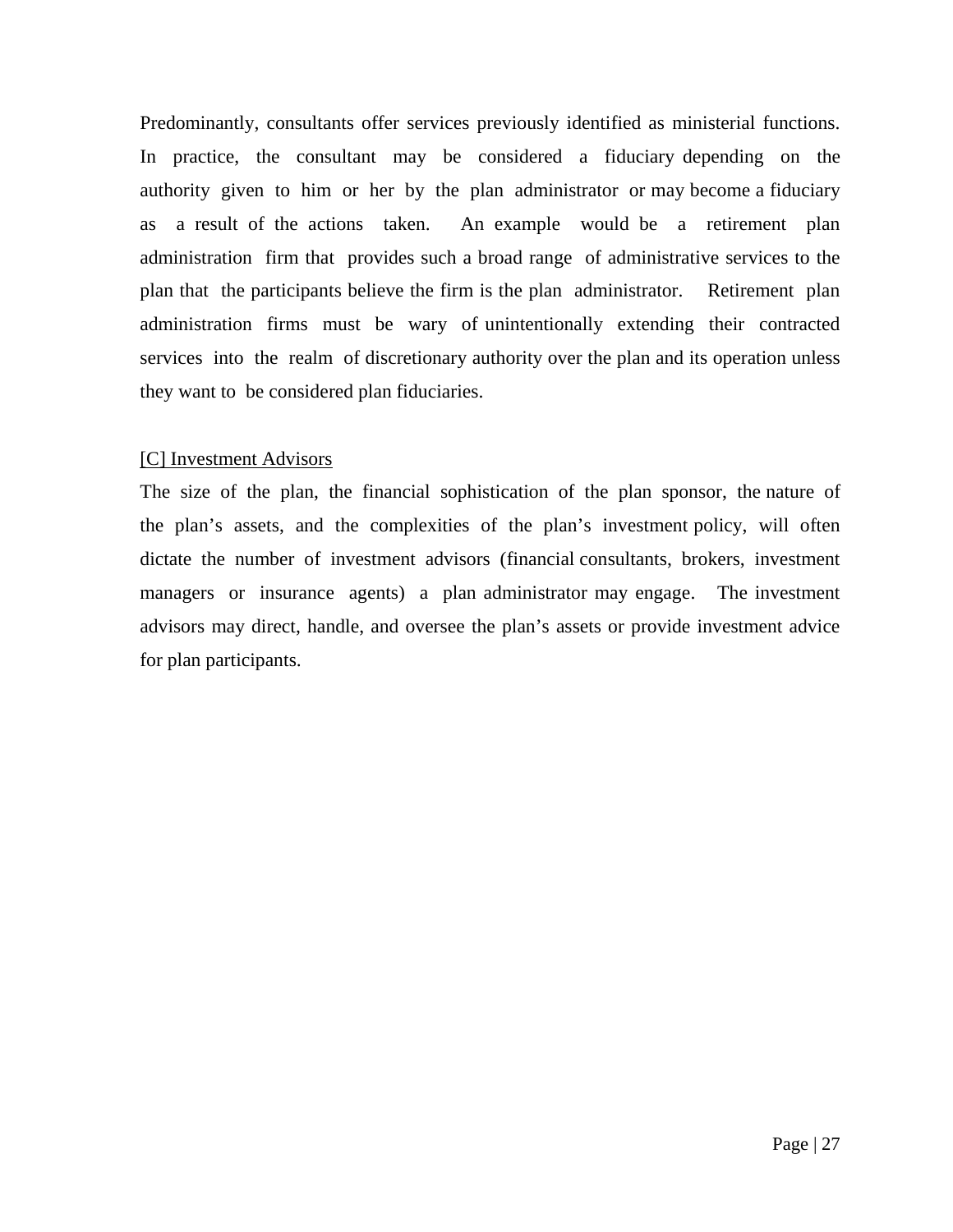Predominantly, consultants offer services previously identified as ministerial functions. In practice, the consultant may be considered a fiduciary depending on the authority given to him or her by the plan administrator or may become a fiduciary as a result of the actions taken. An example would be a retirement plan administration firm that provides such a broad range of administrative services to the plan that the participants believe the firm is the plan administrator. Retirement plan administration firms must be wary of unintentionally extending their contracted services into the realm of discretionary authority over the plan and its operation unless they want to be considered plan fiduciaries.

<u>[C] Investment Advisors</u>

The size of the plan, the financial sophistication of the plan sponsor, the nature of the plan's assets, and the complexities of the plan's investment policy, will often dictate the number of investment advisors (financial consultants, brokers, investment managers or insurance agents) a plan administrator may engage. The investment advisors may direct, handle, and oversee the plan's assets or provide investment advice for plan participants.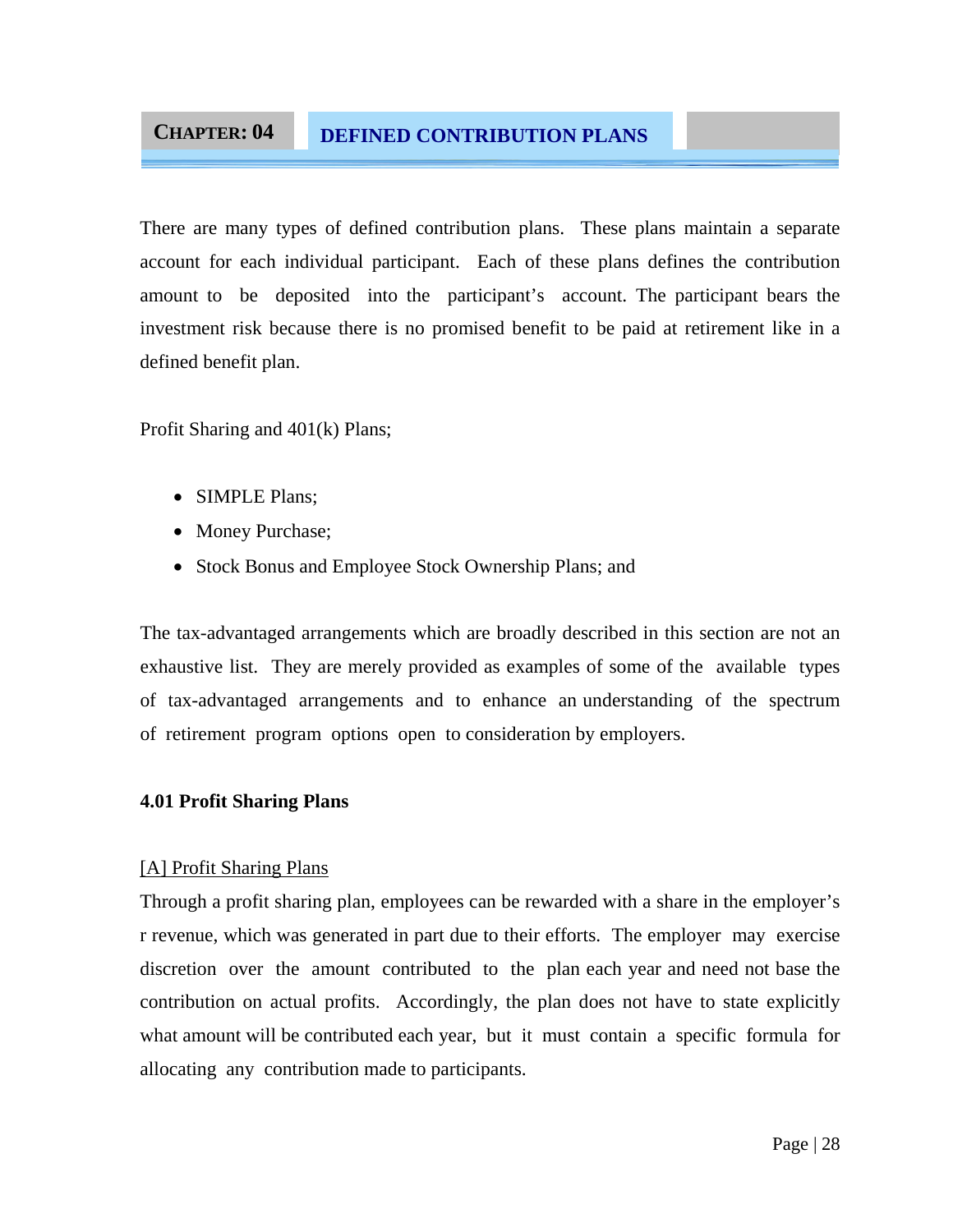# CHAPTER: 04 DEFINED CONTRIBUTION PLANS

There are many types of defined contribution plans. These plans maintain a separate account for each individual participant. Each of these plans defines the contribution amount to be deposited into the participant's account. The participant bears the investment risk because there is no promised benefit to be paid at retirement like in a defined benefit plan.

Profit Sharing and 401(k) Plans;

- SIMPLE Plans;
- Money Purchase;
- Stock Bonus and Employee Stock Ownership Plans; and

The tax-advantaged arrangements which are broadly described in this section are not an exhaustive list. They are merely provided as examples of some of the available types of tax-advantaged arrangements and to enhance an understanding of the spectrum of retirement program options open to consideration by employers.

### 4.01 Profit Sharing Plans

[A] Profit Sharing Plans

Through a profit sharing plan, employees can be rewarded with a share in the employer's r revenue, which was generated in part due to their efforts. The employer may exercise discretion over the amount contributed to the plan each year and need not base the contribution on actual profits. Accordingly, the plan does not have to state explicitly what amount will be contributed each year, but it must contain a specific formula for allocating any contribution made to participants.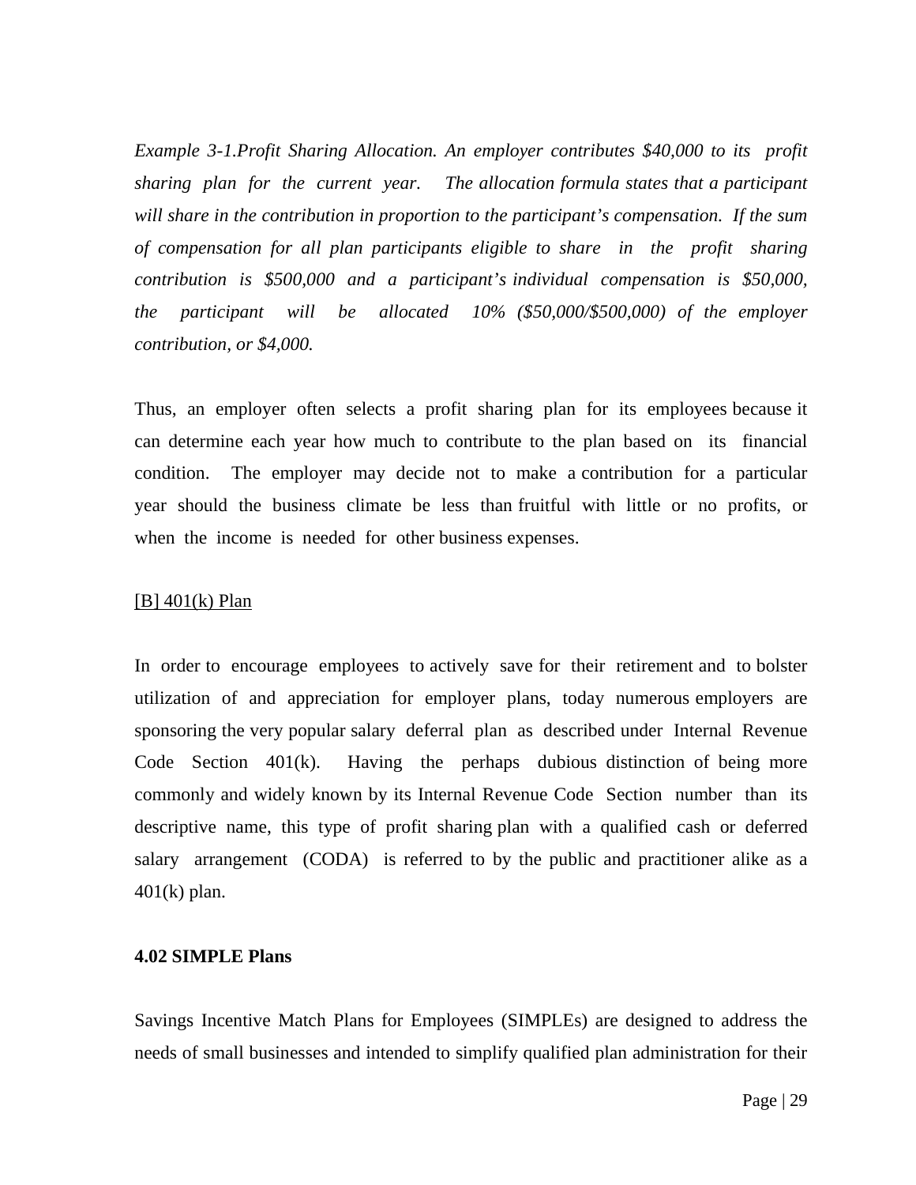*Example 3-1.Profit Sharing Allocation. An employer contributes $40,000 to its profit sharing plan for the current year. The allocation formula states that a participant will share in the contribution in proportion to the participant's compensation. If the sum of compensation for all plan participants eligible to share in the profit sharing contribution is $500,000 and a participant's individual compensation is $50,000, the participant will be allocated 10% ($50,000/$500,000) of the employer contribution, or $4,000.*

Thus, an employer often selects a profit sharing plan for its employees because it can determine each year how much to contribute to the plan based on its financial condition. The employer may decide not to make a contribution for a particular year should the business climate be less than fruitful with little or no profits, or when the income is needed for other business expenses.

<u>[B] 401(k) Plan</u>

In order to encourage employees to actively save for their retirement and to bolster utilization of and appreciation for employer plans, today numerous employers are sponsoring the very popular salary deferral plan as described under Internal Revenue Code Section 401(k). Having the perhaps dubious distinction of being more commonly and widely known by its Internal Revenue Code Section number than its descriptive name, this type of profit sharing plan with a qualified cash or deferred salary arrangement (CODA) is referred to by the public and practitioner alike as a 401(k) plan.

**4.02 SIMPLE Plans**

Savings Incentive Match Plans for Employees (SIMPLEs) are designed to address the needs of small businesses and intended to simplify qualified plan administration for their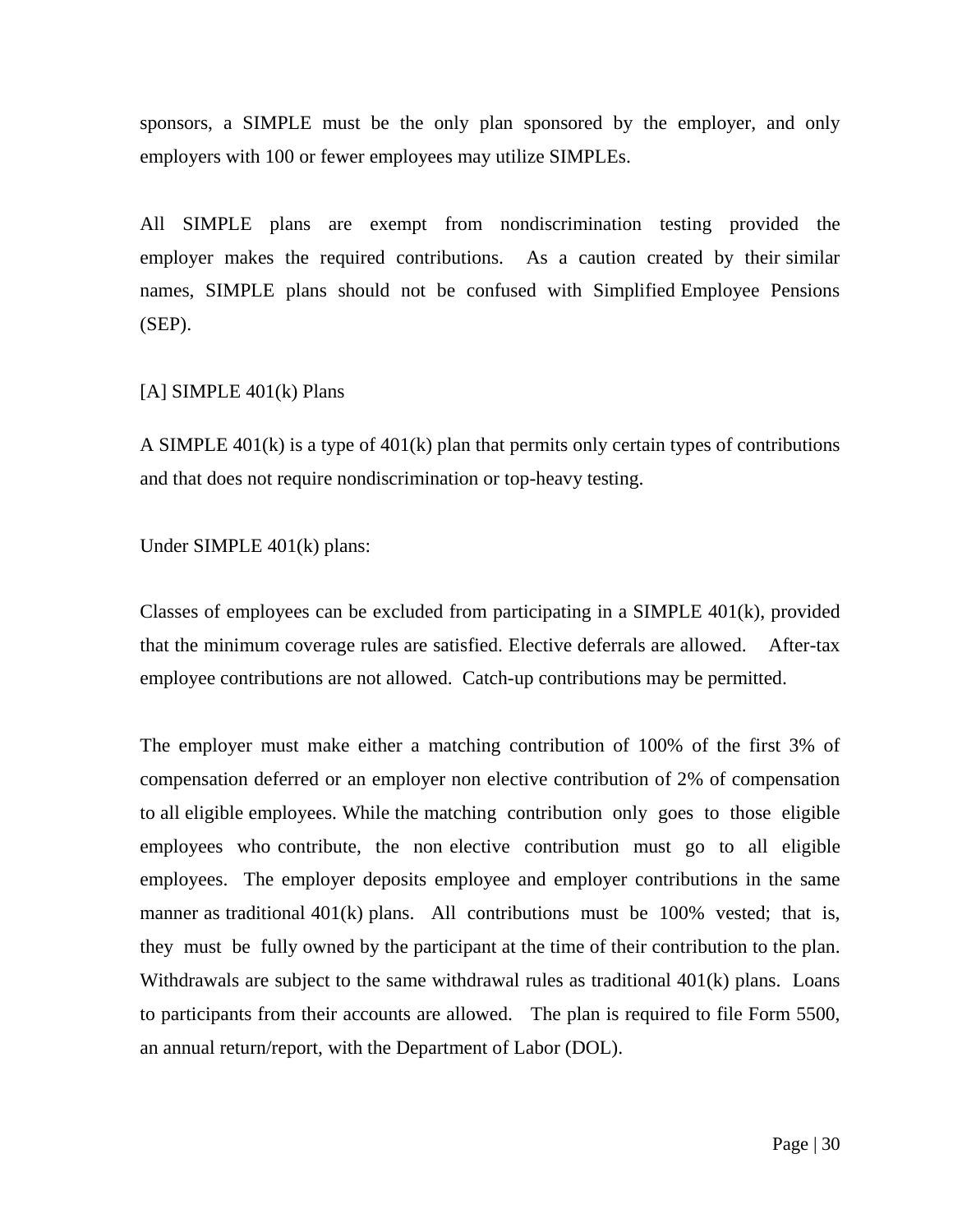sponsors, a SIMPLE must be the only plan sponsored by the employer, and only employers with 100 or fewer employees may utilize SIMPLEs.

All SIMPLE plans are exempt from nondiscrimination testing provided the employer makes the required contributions. As a caution created by their similar names, SIMPLE plans should not be confused with Simplified Employee Pensions (SEP).

### [A] SIMPLE 401(k) Plans

A SIMPLE 401(k) is a type of 401(k) plan that permits only certain types of contributions and that does not require nondiscrimination or top-heavy testing.

Under SIMPLE 401(k) plans:

Classes of employees can be excluded from participating in a SIMPLE 401(k), provided that the minimum coverage rules are satisfied. Elective deferrals are allowed. After-tax employee contributions are not allowed. Catch-up contributions may be permitted.

The employer must make either a matching contribution of 100% of the first 3% of compensation deferred or an employer non elective contribution of 2% of compensation to all eligible employees. While the matching contribution only goes to those eligible employees who contribute, the non elective contribution must go to all eligible employees. The employer deposits employee and employer contributions in the same manner as traditional 401(k) plans. All contributions must be 100% vested; that is, they must be fully owned by the participant at the time of their contribution to the plan. Withdrawals are subject to the same withdrawal rules as traditional 401(k) plans. Loans to participants from their accounts are allowed. The plan is required to file Form 5500, an annual return/report, with the Department of Labor (DOL).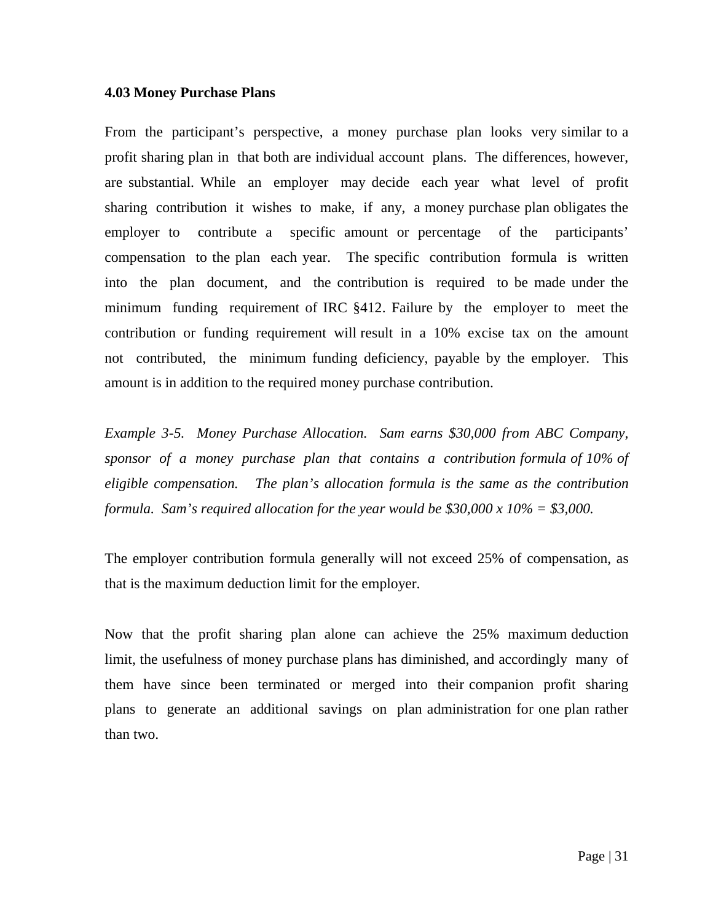**4.03 Money Purchase Plans**

From the participant's perspective, a money purchase plan looks very similar to a profit sharing plan in that both are individual account plans. The differences, however, are substantial. While an employer may decide each year what level of profit sharing contribution it wishes to make, if any, a money purchase plan obligates the employer to contribute a specific amount or percentage of the participants' compensation to the plan each year. The specific contribution formula is written into the plan document, and the contribution is required to be made under the minimum funding requirement of IRC §412. Failure by the employer to meet the contribution or funding requirement will result in a 10% excise tax on the amount not contributed, the minimum funding deficiency, payable by the employer. This amount is in addition to the required money purchase contribution.

*Example 3-5. Money Purchase Allocation. Sam earns $30,000 from ABC Company, sponsor of a money purchase plan that contains a contribution formula of 10% of eligible compensation. The plan's allocation formula is the same as the contribution formula. Sam's required allocation for the year would be $30,000 x 10% = $3,000.*

The employer contribution formula generally will not exceed 25% of compensation, as that is the maximum deduction limit for the employer.

Now that the profit sharing plan alone can achieve the 25% maximum deduction limit, the usefulness of money purchase plans has diminished, and accordingly many of them have since been terminated or merged into their companion profit sharing plans to generate an additional savings on plan administration for one plan rather than two.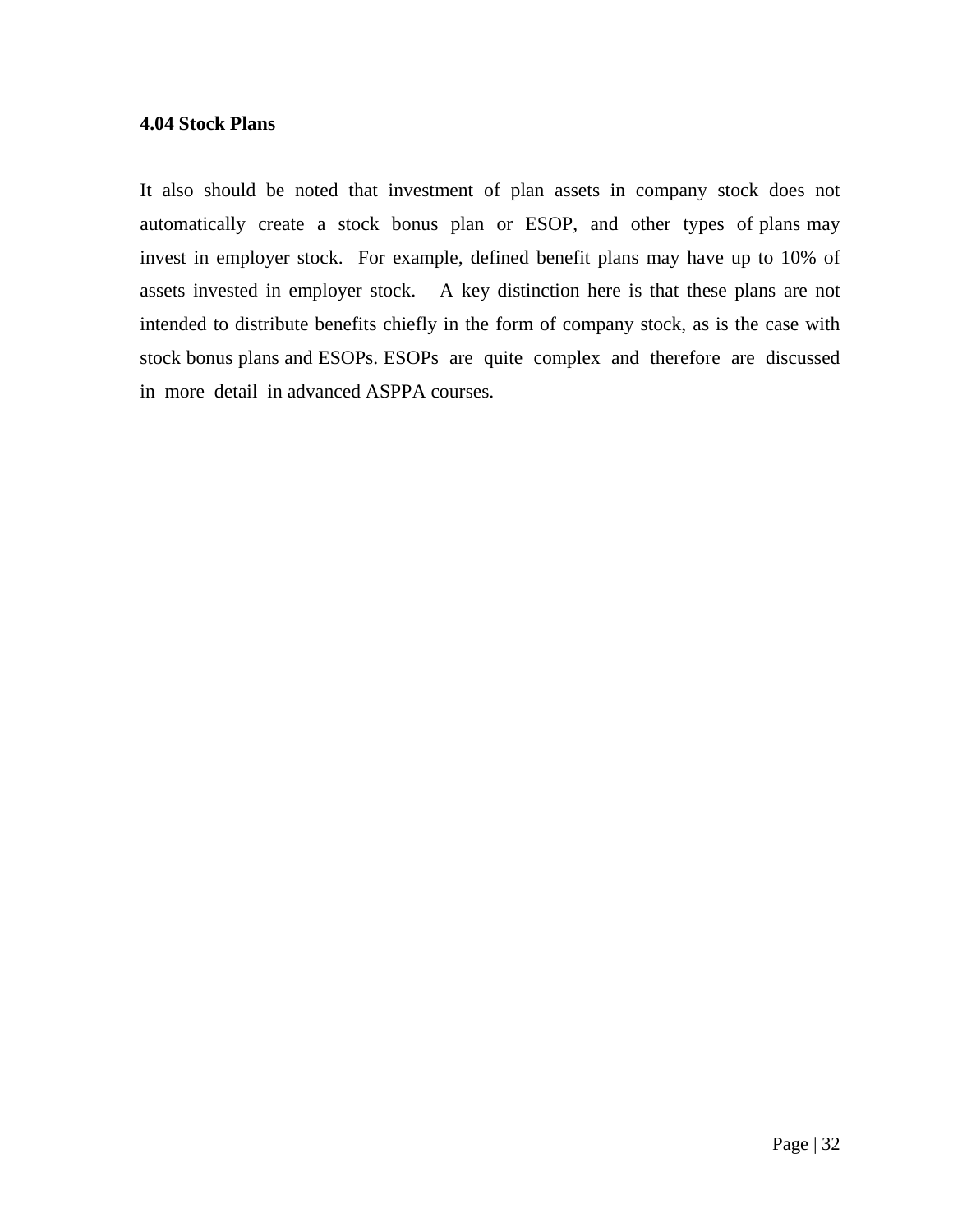### 4.04 Stock Plans

It also should be noted that investment of plan assets in company stock does not automatically create a stock bonus plan or ESOP, and other types of plans may invest in employer stock. For example, defined benefit plans may have up to 10% of assets invested in employer stock. A key distinction here is that these plans are not intended to distribute benefits chiefly in the form of company stock, as is the case with stock bonus plans and ESOPs. ESOPs are quite complex and therefore are discussed in more detail in advanced ASPPA courses.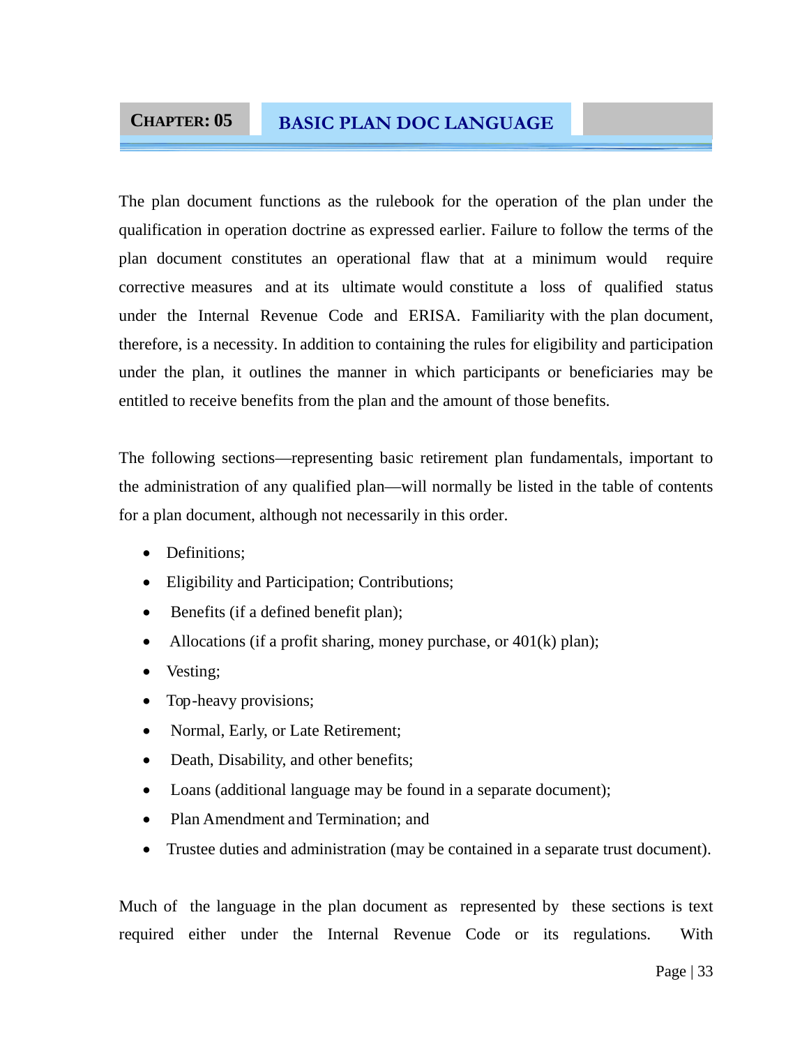# CHAPTER: 05 BASIC PLAN DOC LANGUAGE

The plan document functions as the rulebook for the operation of the plan under the qualification in operation doctrine as expressed earlier. Failure to follow the terms of the plan document constitutes an operational flaw that at a minimum would require corrective measures and at its ultimate would constitute a loss of qualified status under the Internal Revenue Code and ERISA. Familiarity with the plan document, therefore, is a necessity. In addition to containing the rules for eligibility and participation under the plan, it outlines the manner in which participants or beneficiaries may be entitled to receive benefits from the plan and the amount of those benefits.

The following sections—representing basic retirement plan fundamentals, important to the administration of any qualified plan—will normally be listed in the table of contents for a plan document, although not necessarily in this order.

- Definitions;
- Eligibility and Participation; Contributions;
- Benefits (if a defined benefit plan);
- Allocations (if a profit sharing, money purchase, or 401(k) plan);
- Vesting;
- Top-heavy provisions;
- Normal, Early, or Late Retirement;
- Death, Disability, and other benefits;
- Loans (additional language may be found in a separate document);
- Plan Amendment and Termination; and
- Trustee duties and administration (may be contained in a separate trust document).

Much of the language in the plan document as represented by these sections is text required either under the Internal Revenue Code or its regulations. With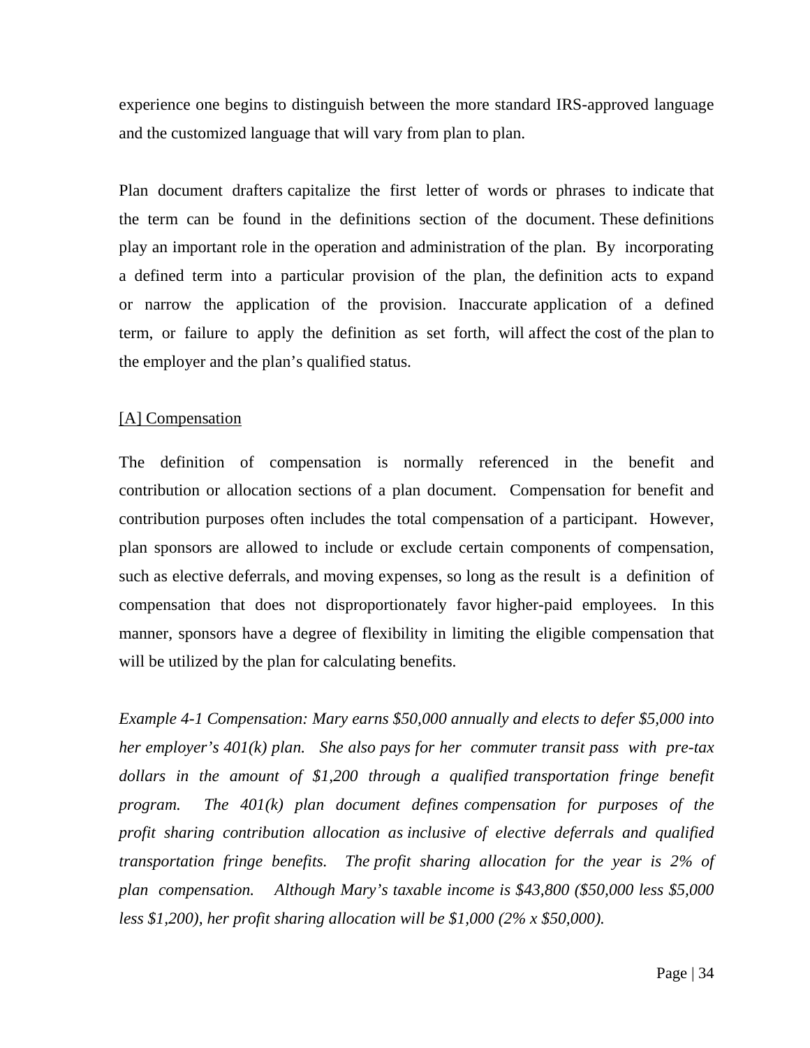experience one begins to distinguish between the more standard IRS-approved language and the customized language that will vary from plan to plan.

Plan document drafters capitalize the first letter of words or phrases to indicate that the term can be found in the definitions section of the document. These definitions play an important role in the operation and administration of the plan. By incorporating a defined term into a particular provision of the plan, the definition acts to expand or narrow the application of the provision. Inaccurate application of a defined term, or failure to apply the definition as set forth, will affect the cost of the plan to the employer and the plan's qualified status.

<u>[A] Compensation</u>

The definition of compensation is normally referenced in the benefit and contribution or allocation sections of a plan document. Compensation for benefit and contribution purposes often includes the total compensation of a participant. However, plan sponsors are allowed to include or exclude certain components of compensation, such as elective deferrals, and moving expenses, so long as the result is a definition of compensation that does not disproportionately favor higher-paid employees. In this manner, sponsors have a degree of flexibility in limiting the eligible compensation that will be utilized by the plan for calculating benefits.

*Example 4-1 Compensation: Mary earns $50,000 annually and elects to defer $5,000 into her employer's 401(k) plan. She also pays for her commuter transit pass with pre-tax dollars in the amount of $1,200 through a qualified transportation fringe benefit program. The 401(k) plan document defines compensation for purposes of the profit sharing contribution allocation as inclusive of elective deferrals and qualified transportation fringe benefits. The profit sharing allocation for the year is 2% of plan compensation. Although Mary's taxable income is $43,800 ($50,000 less $5,000 less $1,200), her profit sharing allocation will be $1,000 (2% x $50,000).*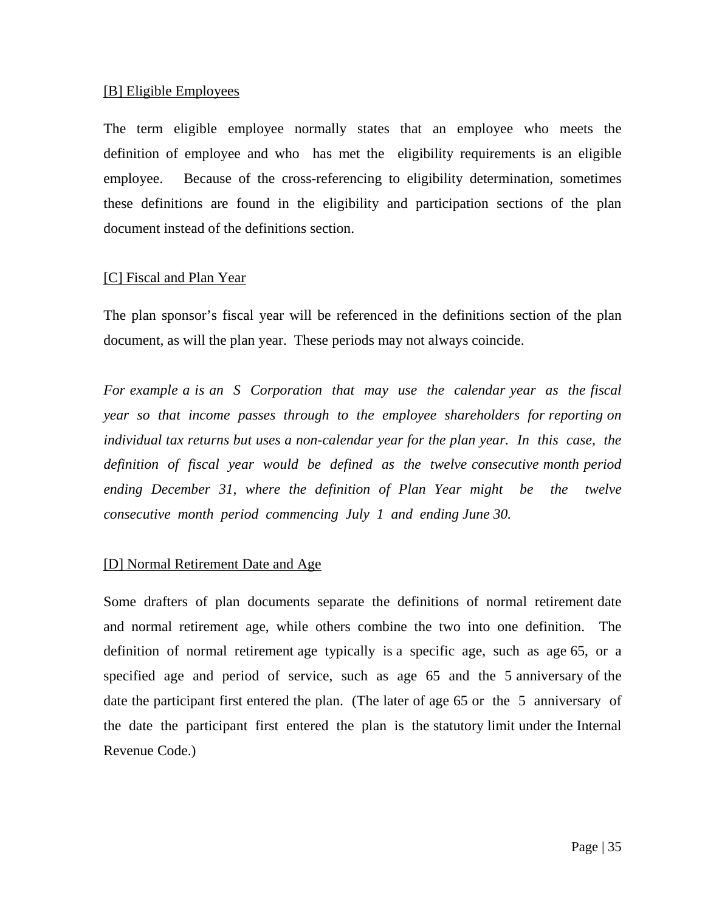[B] Eligible Employees

The term eligible employee normally states that an employee who meets the definition of employee and who has met the eligibility requirements is an eligible employee. Because of the cross-referencing to eligibility determination, sometimes these definitions are found in the eligibility and participation sections of the plan document instead of the definitions section.

[C] Fiscal and Plan Year

The plan sponsor's fiscal year will be referenced in the definitions section of the plan document, as will the plan year. These periods may not always coincide.

*For example a is an S Corporation that may use the calendar year as the fiscal year so that income passes through to the employee shareholders for reporting on individual tax returns but uses a non-calendar year for the plan year. In this case, the definition of fiscal year would be defined as the twelve consecutive month period ending December 31, where the definition of Plan Year might be the twelve consecutive month period commencing July 1 and ending June 30.*

[D] Normal Retirement Date and Age

Some drafters of plan documents separate the definitions of normal retirement date and normal retirement age, while others combine the two into one definition. The definition of normal retirement age typically is a specific age, such as age 65, or a specified age and period of service, such as age 65 and the 5 anniversary of the date the participant first entered the plan. (The later of age 65 or the 5 anniversary of the date the participant first entered the plan is the statutory limit under the Internal Revenue Code.)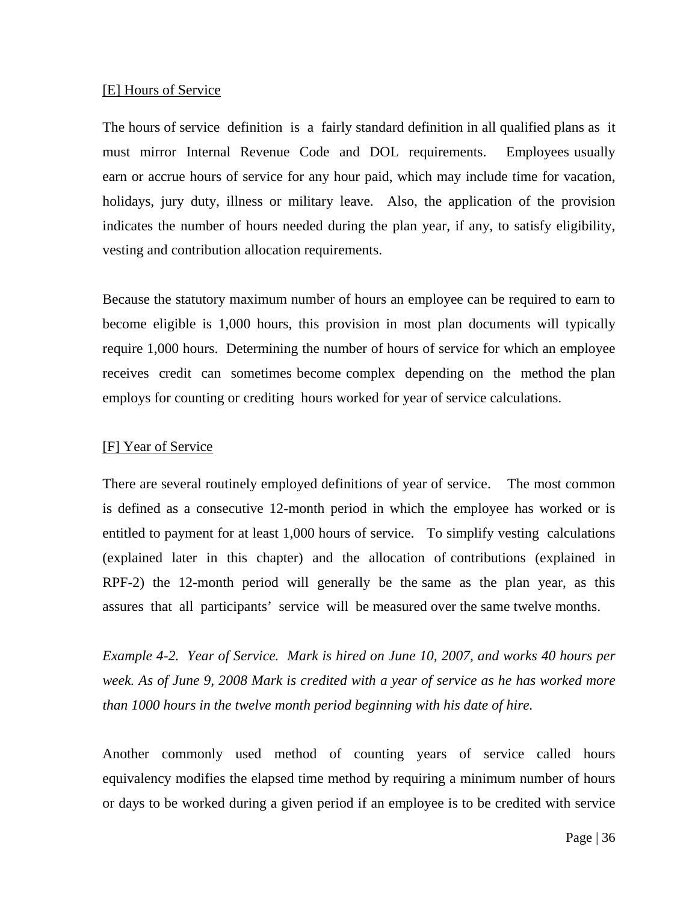[E] Hours of Service

The hours of service definition is a fairly standard definition in all qualified plans as it must mirror Internal Revenue Code and DOL requirements. Employees usually earn or accrue hours of service for any hour paid, which may include time for vacation, holidays, jury duty, illness or military leave. Also, the application of the provision indicates the number of hours needed during the plan year, if any, to satisfy eligibility, vesting and contribution allocation requirements.

Because the statutory maximum number of hours an employee can be required to earn to become eligible is 1,000 hours, this provision in most plan documents will typically require 1,000 hours. Determining the number of hours of service for which an employee receives credit can sometimes become complex depending on the method the plan employs for counting or crediting hours worked for year of service calculations.

[F] Year of Service

There are several routinely employed definitions of year of service. The most common is defined as a consecutive 12-month period in which the employee has worked or is entitled to payment for at least 1,000 hours of service. To simplify vesting calculations (explained later in this chapter) and the allocation of contributions (explained in RPF-2) the 12-month period will generally be the same as the plan year, as this assures that all participants' service will be measured over the same twelve months.

*Example 4-2. Year of Service. Mark is hired on June 10, 2007, and works 40 hours per week. As of June 9, 2008 Mark is credited with a year of service as he has worked more than 1000 hours in the twelve month period beginning with his date of hire.*

Another commonly used method of counting years of service called hours equivalency modifies the elapsed time method by requiring a minimum number of hours or days to be worked during a given period if an employee is to be credited with service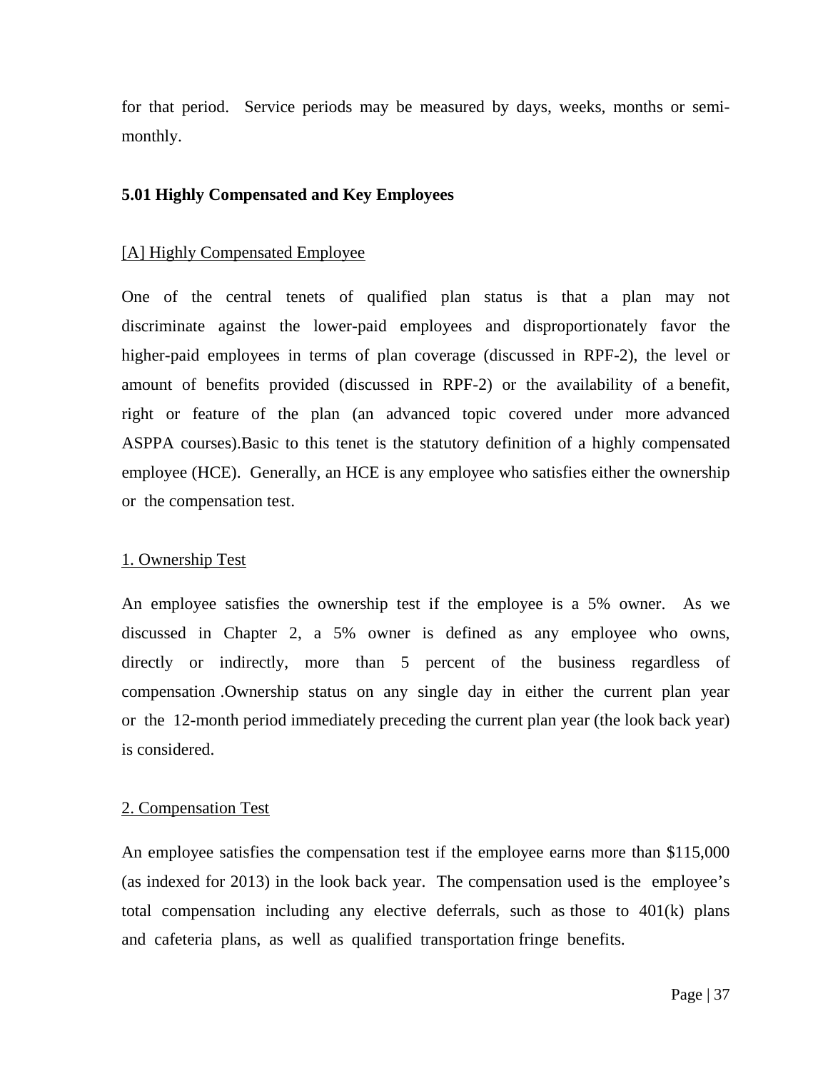for that period. Service periods may be measured by days, weeks, months or semi-monthly.

### 5.01 Highly Compensated and Key Employees

[A] Highly Compensated Employee

One of the central tenets of qualified plan status is that a plan may not discriminate against the lower-paid employees and disproportionately favor the higher-paid employees in terms of plan coverage (discussed in RPF-2), the level or amount of benefits provided (discussed in RPF-2) or the availability of a benefit, right or feature of the plan (an advanced topic covered under more advanced ASPPA courses).Basic to this tenet is the statutory definition of a highly compensated employee (HCE). Generally, an HCE is any employee who satisfies either the ownership or the compensation test.

1. Ownership Test

An employee satisfies the ownership test if the employee is a 5% owner. As we discussed in Chapter 2, a 5% owner is defined as any employee who owns, directly or indirectly, more than 5 percent of the business regardless of compensation .Ownership status on any single day in either the current plan year or the 12-month period immediately preceding the current plan year (the look back year) is considered.

2. Compensation Test

An employee satisfies the compensation test if the employee earns more than $115,000 (as indexed for 2013) in the look back year. The compensation used is the employee's total compensation including any elective deferrals, such as those to 401(k) plans and cafeteria plans, as well as qualified transportation fringe benefits.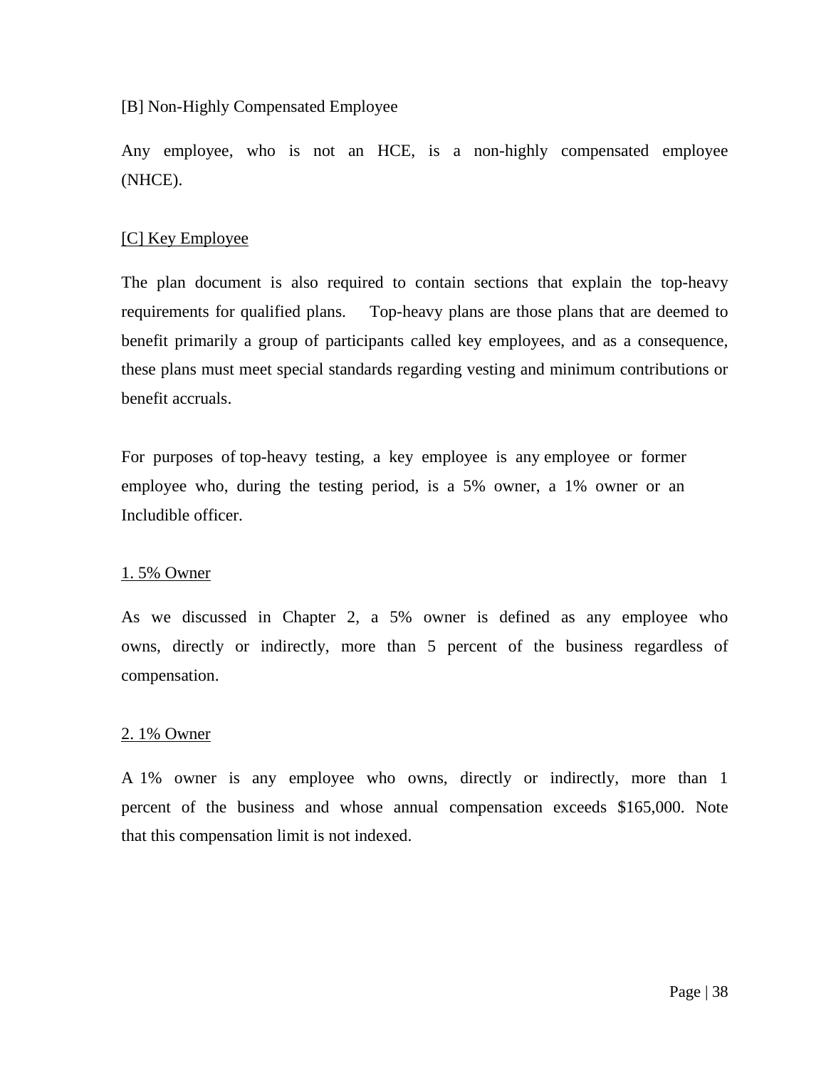[B] Non-Highly Compensated Employee

Any employee, who is not an HCE, is a non-highly compensated employee (NHCE).

<u>[C] Key Employee</u>

The plan document is also required to contain sections that explain the top-heavy requirements for qualified plans. Top-heavy plans are those plans that are deemed to benefit primarily a group of participants called key employees, and as a consequence, these plans must meet special standards regarding vesting and minimum contributions or benefit accruals.

For purposes of top-heavy testing, a key employee is any employee or former employee who, during the testing period, is a 5% owner, a 1% owner or an Includible officer.

<u>1. 5% Owner</u>

As we discussed in Chapter 2, a 5% owner is defined as any employee who owns, directly or indirectly, more than 5 percent of the business regardless of compensation.

<u>2. 1% Owner</u>

A 1% owner is any employee who owns, directly or indirectly, more than 1 percent of the business and whose annual compensation exceeds $165,000. Note that this compensation limit is not indexed.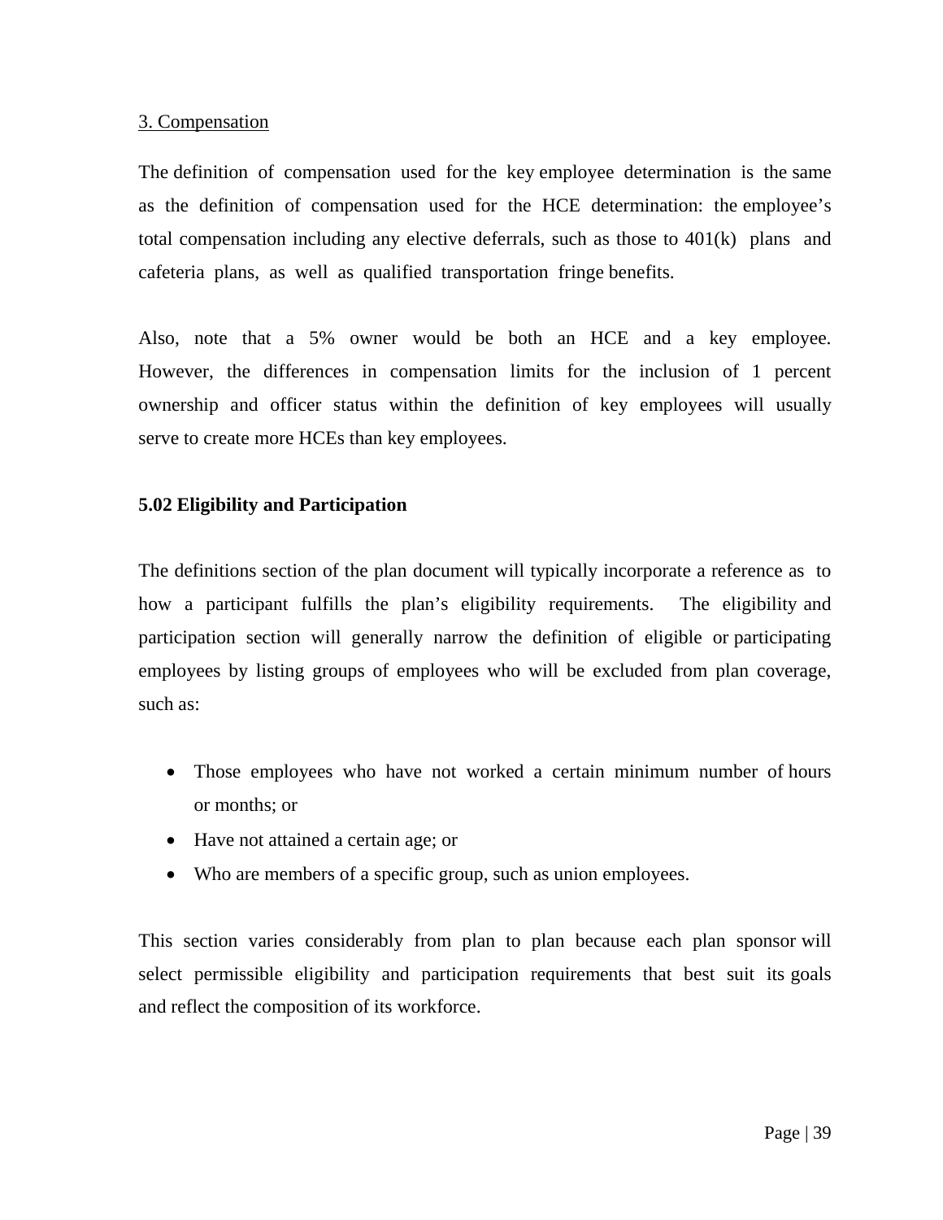3. Compensation

The definition of compensation used for the key employee determination is the same as the definition of compensation used for the HCE determination: the employee's total compensation including any elective deferrals, such as those to 401(k) plans and cafeteria plans, as well as qualified transportation fringe benefits.

Also, note that a 5% owner would be both an HCE and a key employee. However, the differences in compensation limits for the inclusion of 1 percent ownership and officer status within the definition of key employees will usually serve to create more HCEs than key employees.

**5.02 Eligibility and Participation**

The definitions section of the plan document will typically incorporate a reference as to how a participant fulfills the plan's eligibility requirements. The eligibility and participation section will generally narrow the definition of eligible or participating employees by listing groups of employees who will be excluded from plan coverage, such as:

- Those employees who have not worked a certain minimum number of hours or months; or
- Have not attained a certain age; or
- Who are members of a specific group, such as union employees.

This section varies considerably from plan to plan because each plan sponsor will select permissible eligibility and participation requirements that best suit its goals and reflect the composition of its workforce.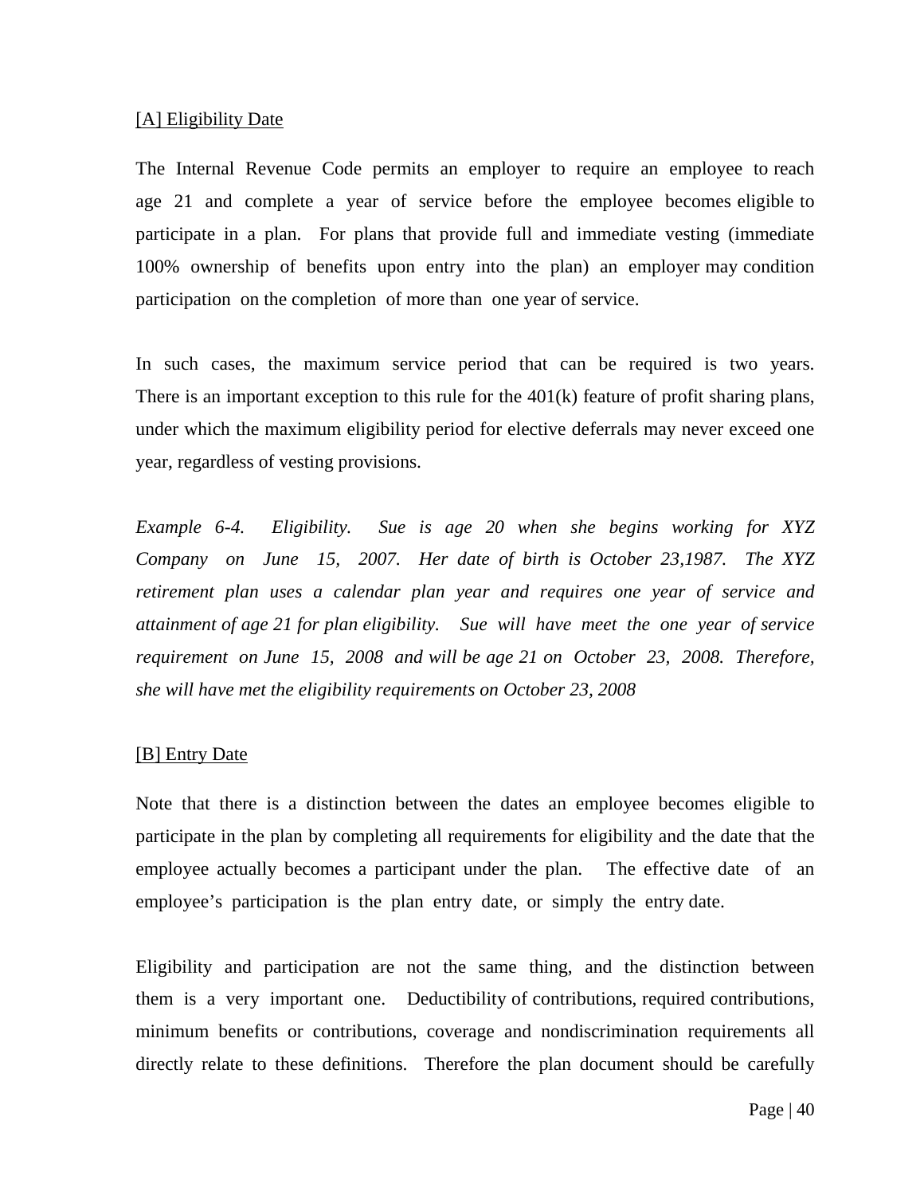[A] Eligibility Date

The Internal Revenue Code permits an employer to require an employee to reach age 21 and complete a year of service before the employee becomes eligible to participate in a plan. For plans that provide full and immediate vesting (immediate 100% ownership of benefits upon entry into the plan) an employer may condition participation on the completion of more than one year of service.

In such cases, the maximum service period that can be required is two years. There is an important exception to this rule for the 401(k) feature of profit sharing plans, under which the maximum eligibility period for elective deferrals may never exceed one year, regardless of vesting provisions.

*Example 6-4. Eligibility. Sue is age 20 when she begins working for XYZ Company on June 15, 2007. Her date of birth is October 23,1987. The XYZ retirement plan uses a calendar plan year and requires one year of service and attainment of age 21 for plan eligibility. Sue will have meet the one year of service requirement on June 15, 2008 and will be age 21 on October 23, 2008. Therefore, she will have met the eligibility requirements on October 23, 2008*

[B] Entry Date

Note that there is a distinction between the dates an employee becomes eligible to participate in the plan by completing all requirements for eligibility and the date that the employee actually becomes a participant under the plan. The effective date of an employee's participation is the plan entry date, or simply the entry date.

Eligibility and participation are not the same thing, and the distinction between them is a very important one. Deductibility of contributions, required contributions, minimum benefits or contributions, coverage and nondiscrimination requirements all directly relate to these definitions. Therefore the plan document should be carefully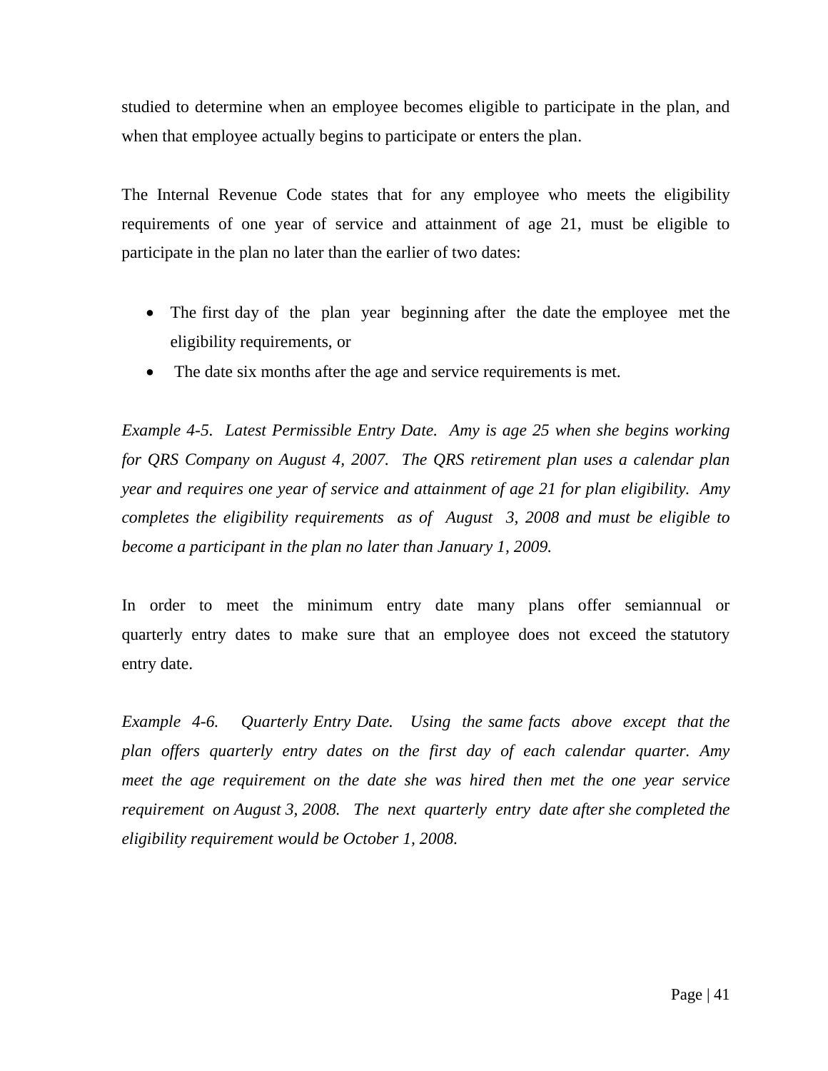studied to determine when an employee becomes eligible to participate in the plan, and when that employee actually begins to participate or enters the plan.

The Internal Revenue Code states that for any employee who meets the eligibility requirements of one year of service and attainment of age 21, must be eligible to participate in the plan no later than the earlier of two dates:

- The first day of the plan year beginning after the date the employee met the eligibility requirements, or
- The date six months after the age and service requirements is met.

*Example 4-5. Latest Permissible Entry Date. Amy is age 25 when she begins working for QRS Company on August 4, 2007. The QRS retirement plan uses a calendar plan year and requires one year of service and attainment of age 21 for plan eligibility. Amy completes the eligibility requirements as of August 3, 2008 and must be eligible to become a participant in the plan no later than January 1, 2009.*

In order to meet the minimum entry date many plans offer semiannual or quarterly entry dates to make sure that an employee does not exceed the statutory entry date.

*Example 4-6. Quarterly Entry Date. Using the same facts above except that the plan offers quarterly entry dates on the first day of each calendar quarter. Amy meet the age requirement on the date she was hired then met the one year service requirement on August 3, 2008. The next quarterly entry date after she completed the eligibility requirement would be October 1, 2008.*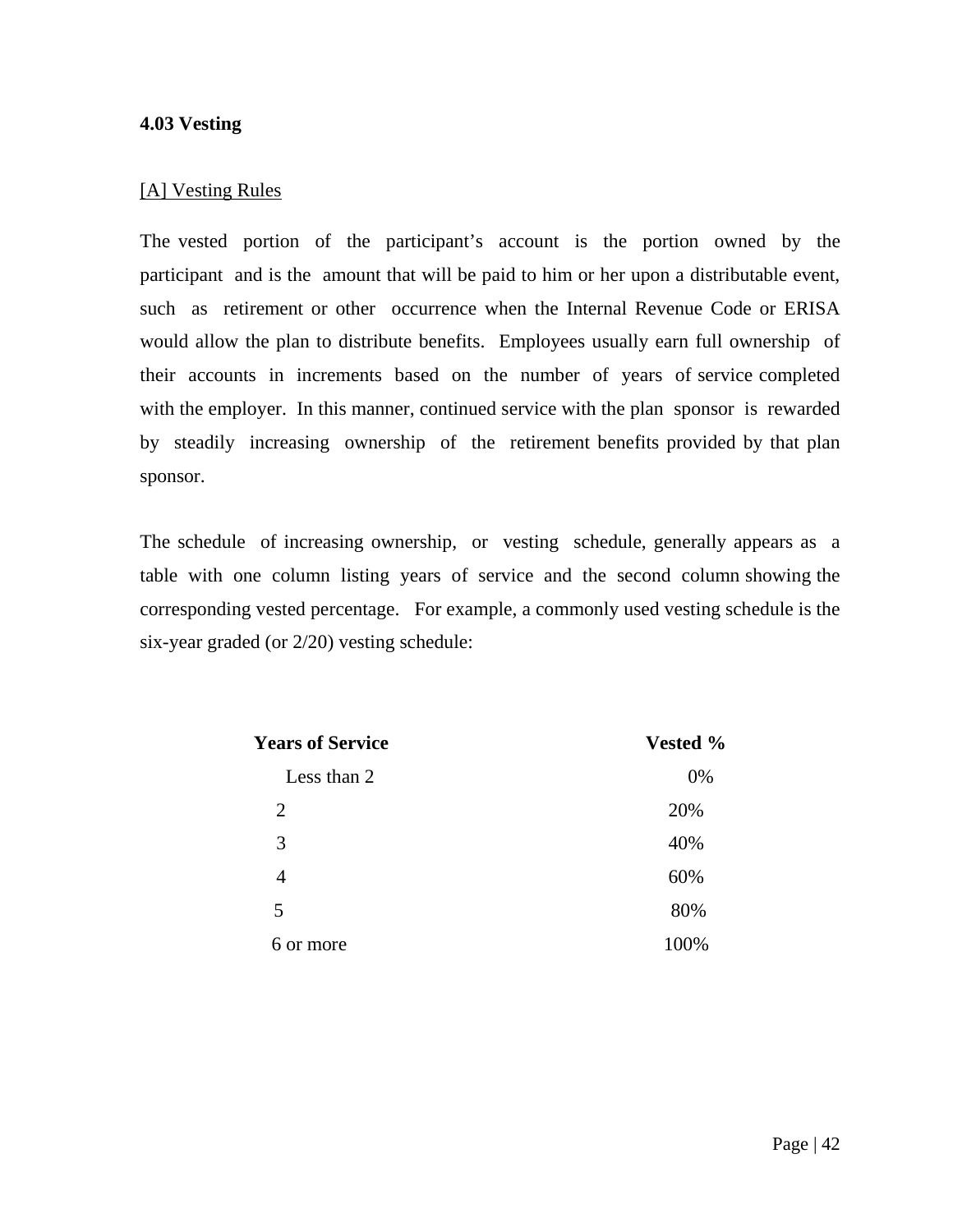### 4.03 Vesting

[A] Vesting Rules

The vested portion of the participant's account is the portion owned by the participant and is the amount that will be paid to him or her upon a distributable event, such as retirement or other occurrence when the Internal Revenue Code or ERISA would allow the plan to distribute benefits. Employees usually earn full ownership of their accounts in increments based on the number of years of service completed with the employer. In this manner, continued service with the plan sponsor is rewarded by steadily increasing ownership of the retirement benefits provided by that plan sponsor.

The schedule of increasing ownership, or vesting schedule, generally appears as a table with one column listing years of service and the second column showing the corresponding vested percentage. For example, a commonly used vesting schedule is the six-year graded (or 2/20) vesting schedule:

| **Years of Service** | **Vested %** |
|---|---|
| Less than 2 | 0% |
| 2 | 20% |
| 3 | 40% |
| 4 | 60% |
| 5 | 80% |
| 6 or more | 100% |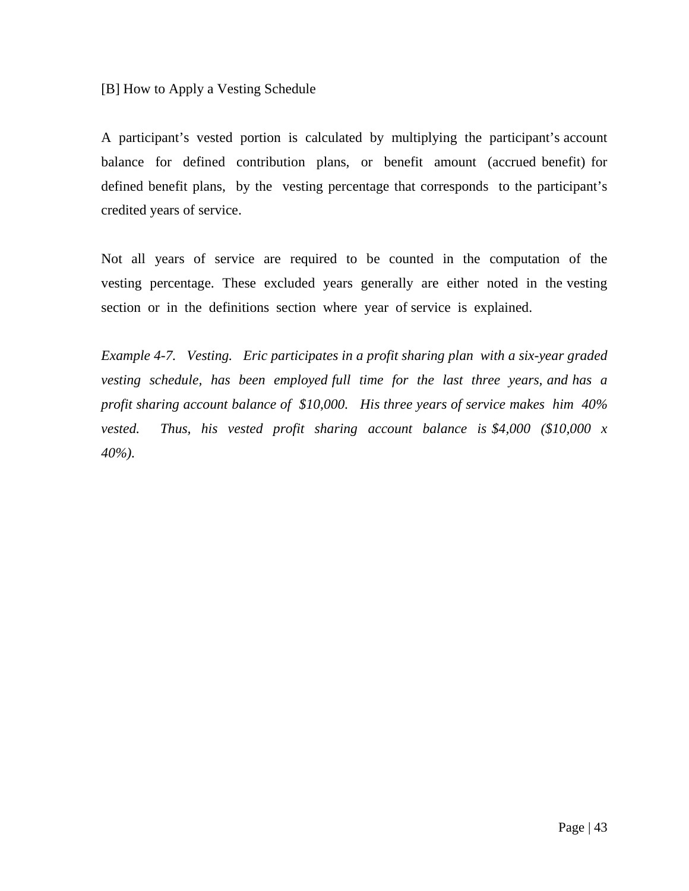### [B] How to Apply a Vesting Schedule

A participant's vested portion is calculated by multiplying the participant's account balance for defined contribution plans, or benefit amount (accrued benefit) for defined benefit plans, by the vesting percentage that corresponds to the participant's credited years of service.

Not all years of service are required to be counted in the computation of the vesting percentage. These excluded years generally are either noted in the vesting section or in the definitions section where year of service is explained.

*Example 4-7. Vesting. Eric participates in a profit sharing plan with a six-year graded vesting schedule, has been employed full time for the last three years, and has a profit sharing account balance of $10,000. His three years of service makes him 40% vested. Thus, his vested profit sharing account balance is $4,000 ($10,000 x 40%).*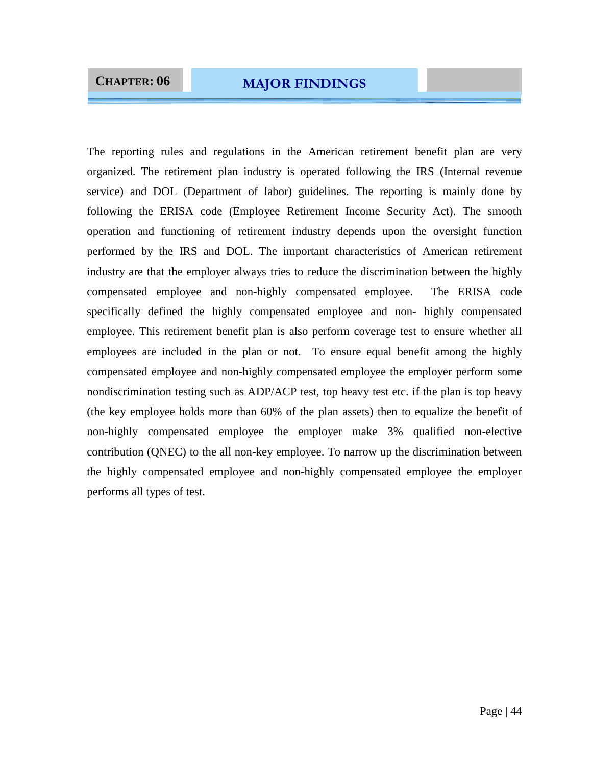# CHAPTER: 06 MAJOR FINDINGS

The reporting rules and regulations in the American retirement benefit plan are very organized. The retirement plan industry is operated following the IRS (Internal revenue service) and DOL (Department of labor) guidelines. The reporting is mainly done by following the ERISA code (Employee Retirement Income Security Act). The smooth operation and functioning of retirement industry depends upon the oversight function performed by the IRS and DOL. The important characteristics of American retirement industry are that the employer always tries to reduce the discrimination between the highly compensated employee and non-highly compensated employee. The ERISA code specifically defined the highly compensated employee and non- highly compensated employee. This retirement benefit plan is also perform coverage test to ensure whether all employees are included in the plan or not. To ensure equal benefit among the highly compensated employee and non-highly compensated employee the employer perform some nondiscrimination testing such as ADP/ACP test, top heavy test etc. if the plan is top heavy (the key employee holds more than 60% of the plan assets) then to equalize the benefit of non-highly compensated employee the employer make 3% qualified non-elective contribution (QNEC) to the all non-key employee. To narrow up the discrimination between the highly compensated employee and non-highly compensated employee the employer performs all types of test.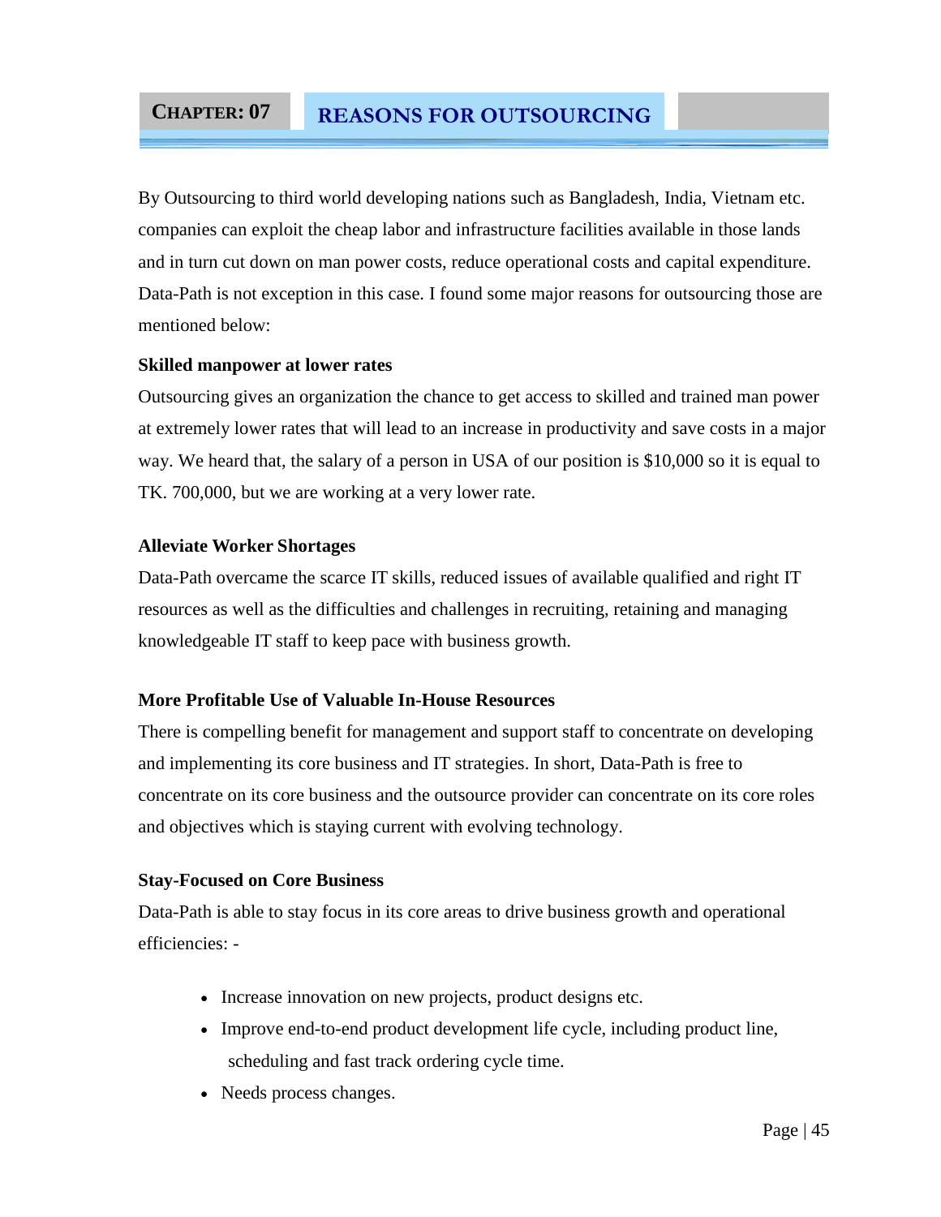# CHAPTER: 07 REASONS FOR OUTSOURCING

By Outsourcing to third world developing nations such as Bangladesh, India, Vietnam etc. companies can exploit the cheap labor and infrastructure facilities available in those lands and in turn cut down on man power costs, reduce operational costs and capital expenditure. Data-Path is not exception in this case. I found some major reasons for outsourcing those are mentioned below:

**Skilled manpower at lower rates**

Outsourcing gives an organization the chance to get access to skilled and trained man power at extremely lower rates that will lead to an increase in productivity and save costs in a major way. We heard that, the salary of a person in USA of our position is $10,000 so it is equal to TK. 700,000, but we are working at a very lower rate.

**Alleviate Worker Shortages**

Data-Path overcame the scarce IT skills, reduced issues of available qualified and right IT resources as well as the difficulties and challenges in recruiting, retaining and managing knowledgeable IT staff to keep pace with business growth.

**More Profitable Use of Valuable In-House Resources**

There is compelling benefit for management and support staff to concentrate on developing and implementing its core business and IT strategies. In short, Data-Path is free to concentrate on its core business and the outsource provider can concentrate on its core roles and objectives which is staying current with evolving technology.

**Stay-Focused on Core Business**

Data-Path is able to stay focus in its core areas to drive business growth and operational efficiencies: -

- Increase innovation on new projects, product designs etc.
- Improve end-to-end product development life cycle, including product line, scheduling and fast track ordering cycle time.
- Needs process changes.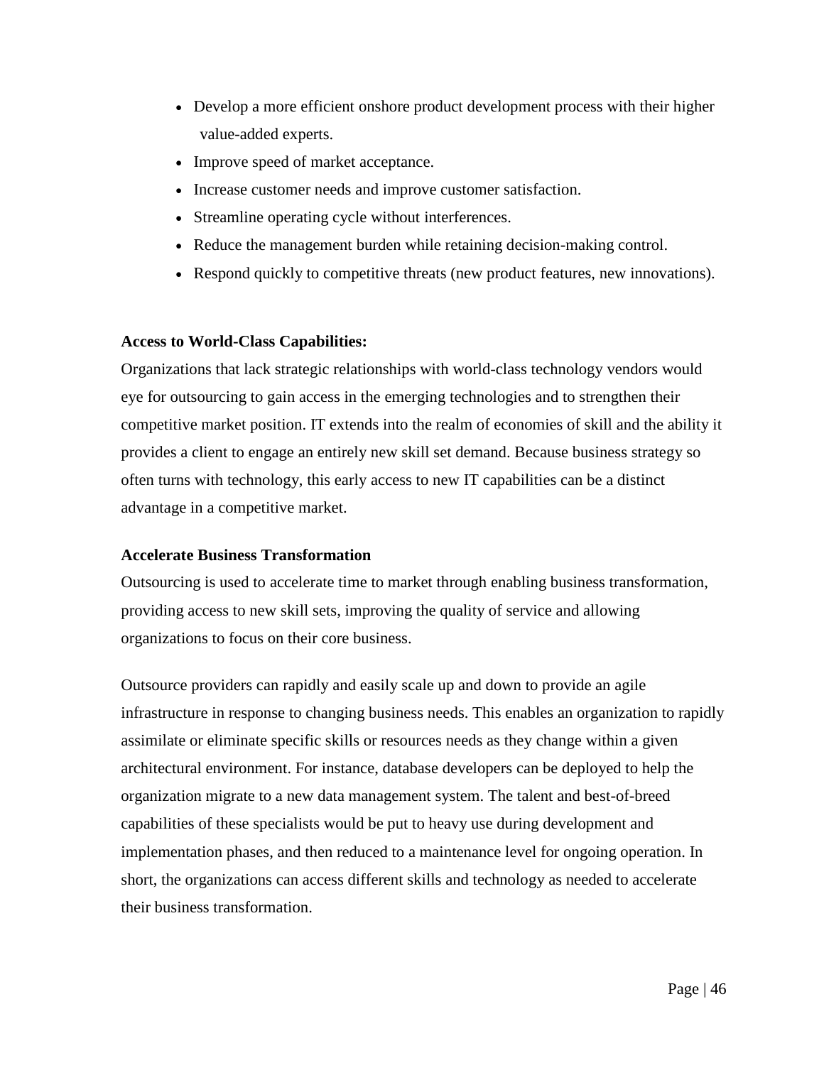- Develop a more efficient onshore product development process with their higher value-added experts.
- Improve speed of market acceptance.
- Increase customer needs and improve customer satisfaction.
- Streamline operating cycle without interferences.
- Reduce the management burden while retaining decision-making control.
- Respond quickly to competitive threats (new product features, new innovations).

**Access to World-Class Capabilities:**

Organizations that lack strategic relationships with world-class technology vendors would eye for outsourcing to gain access in the emerging technologies and to strengthen their competitive market position. IT extends into the realm of economies of skill and the ability it provides a client to engage an entirely new skill set demand. Because business strategy so often turns with technology, this early access to new IT capabilities can be a distinct advantage in a competitive market.

**Accelerate Business Transformation**

Outsourcing is used to accelerate time to market through enabling business transformation, providing access to new skill sets, improving the quality of service and allowing organizations to focus on their core business.

Outsource providers can rapidly and easily scale up and down to provide an agile infrastructure in response to changing business needs. This enables an organization to rapidly assimilate or eliminate specific skills or resources needs as they change within a given architectural environment. For instance, database developers can be deployed to help the organization migrate to a new data management system. The talent and best-of-breed capabilities of these specialists would be put to heavy use during development and implementation phases, and then reduced to a maintenance level for ongoing operation. In short, the organizations can access different skills and technology as needed to accelerate their business transformation.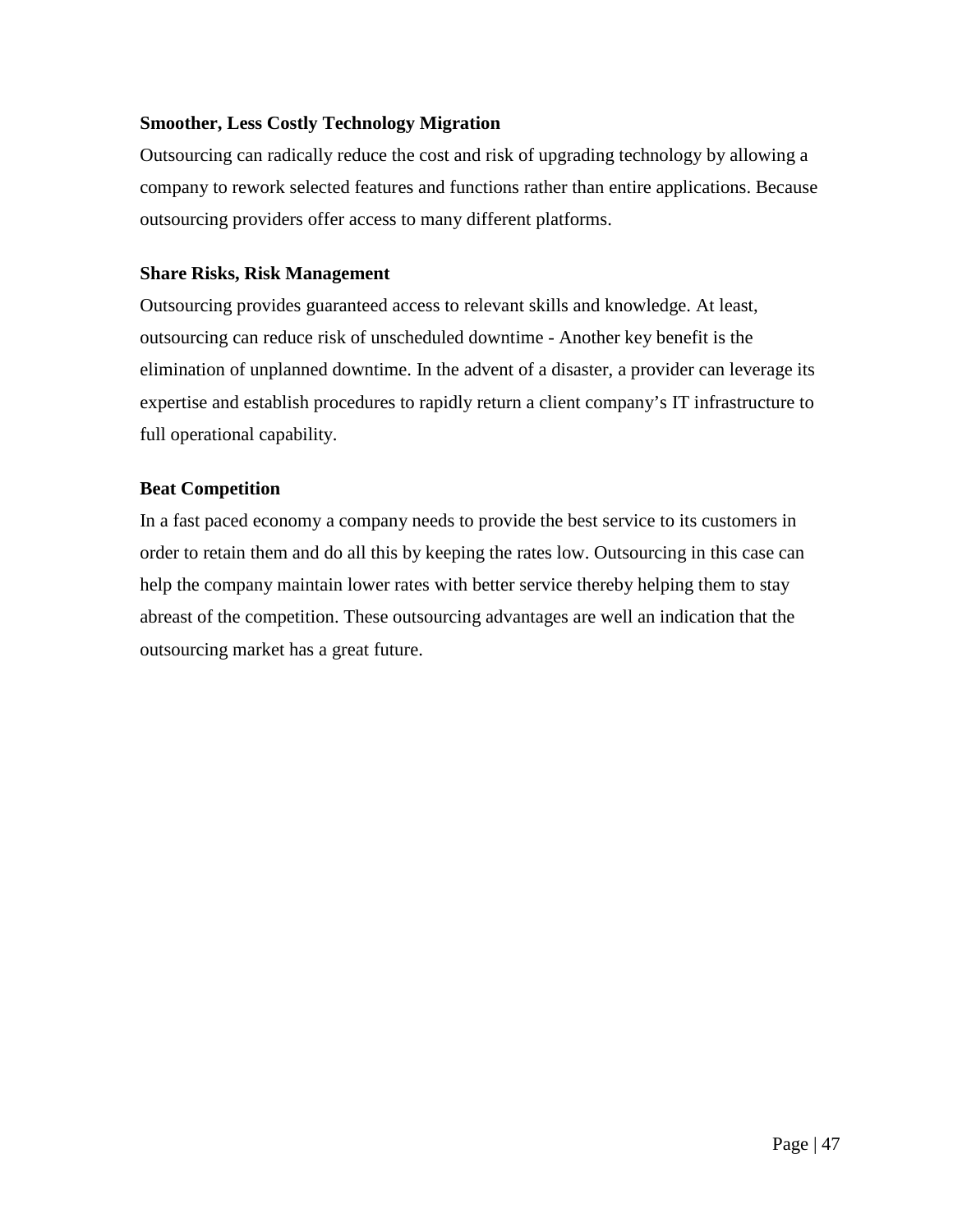**Smoother, Less Costly Technology Migration**

Outsourcing can radically reduce the cost and risk of upgrading technology by allowing a company to rework selected features and functions rather than entire applications. Because outsourcing providers offer access to many different platforms.

**Share Risks, Risk Management**

Outsourcing provides guaranteed access to relevant skills and knowledge. At least, outsourcing can reduce risk of unscheduled downtime - Another key benefit is the elimination of unplanned downtime. In the advent of a disaster, a provider can leverage its expertise and establish procedures to rapidly return a client company's IT infrastructure to full operational capability.

**Beat Competition**

In a fast paced economy a company needs to provide the best service to its customers in order to retain them and do all this by keeping the rates low. Outsourcing in this case can help the company maintain lower rates with better service thereby helping them to stay abreast of the competition. These outsourcing advantages are well an indication that the outsourcing market has a great future.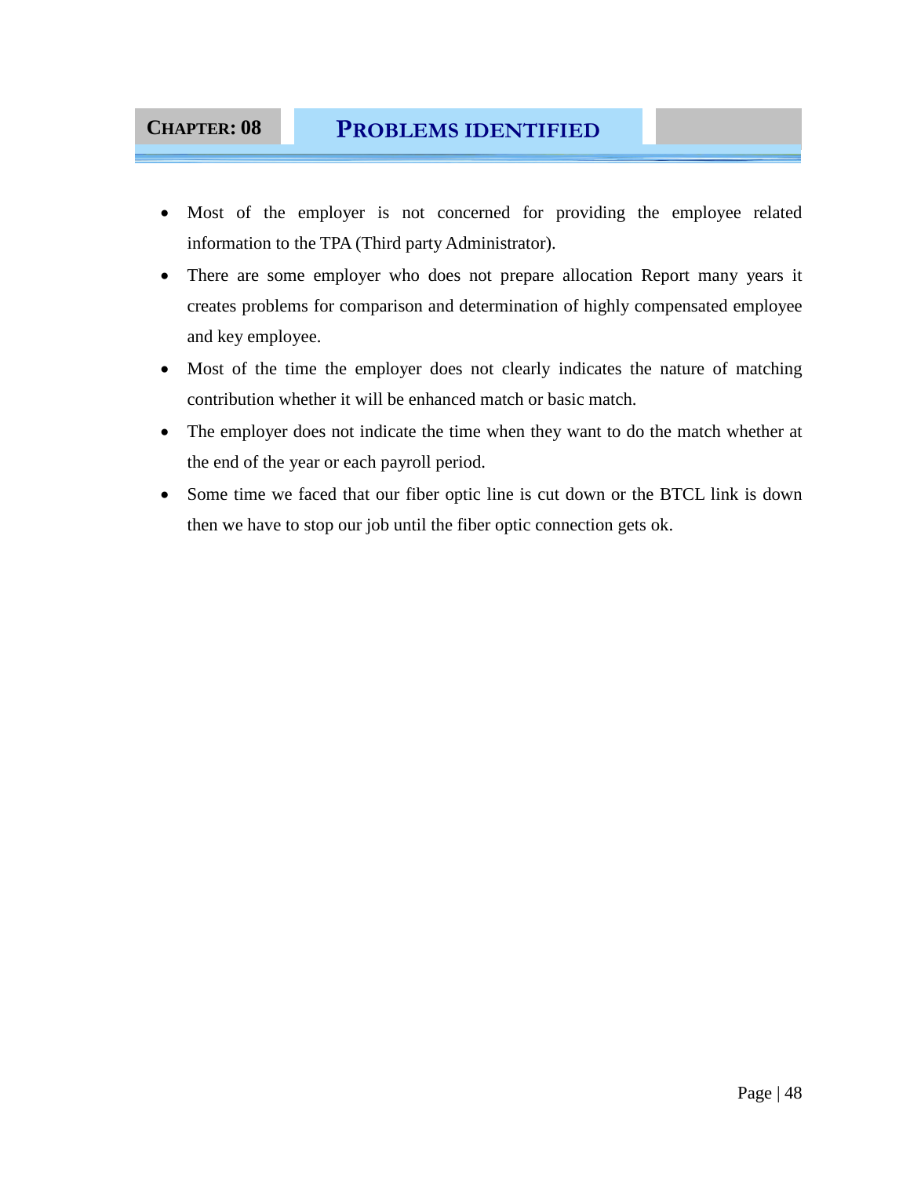# CHAPTER: 08 PROBLEMS IDENTIFIED

- Most of the employer is not concerned for providing the employee related information to the TPA (Third party Administrator).
- There are some employer who does not prepare allocation Report many years it creates problems for comparison and determination of highly compensated employee and key employee.
- Most of the time the employer does not clearly indicates the nature of matching contribution whether it will be enhanced match or basic match.
- The employer does not indicate the time when they want to do the match whether at the end of the year or each payroll period.
- Some time we faced that our fiber optic line is cut down or the BTCL link is down then we have to stop our job until the fiber optic connection gets ok.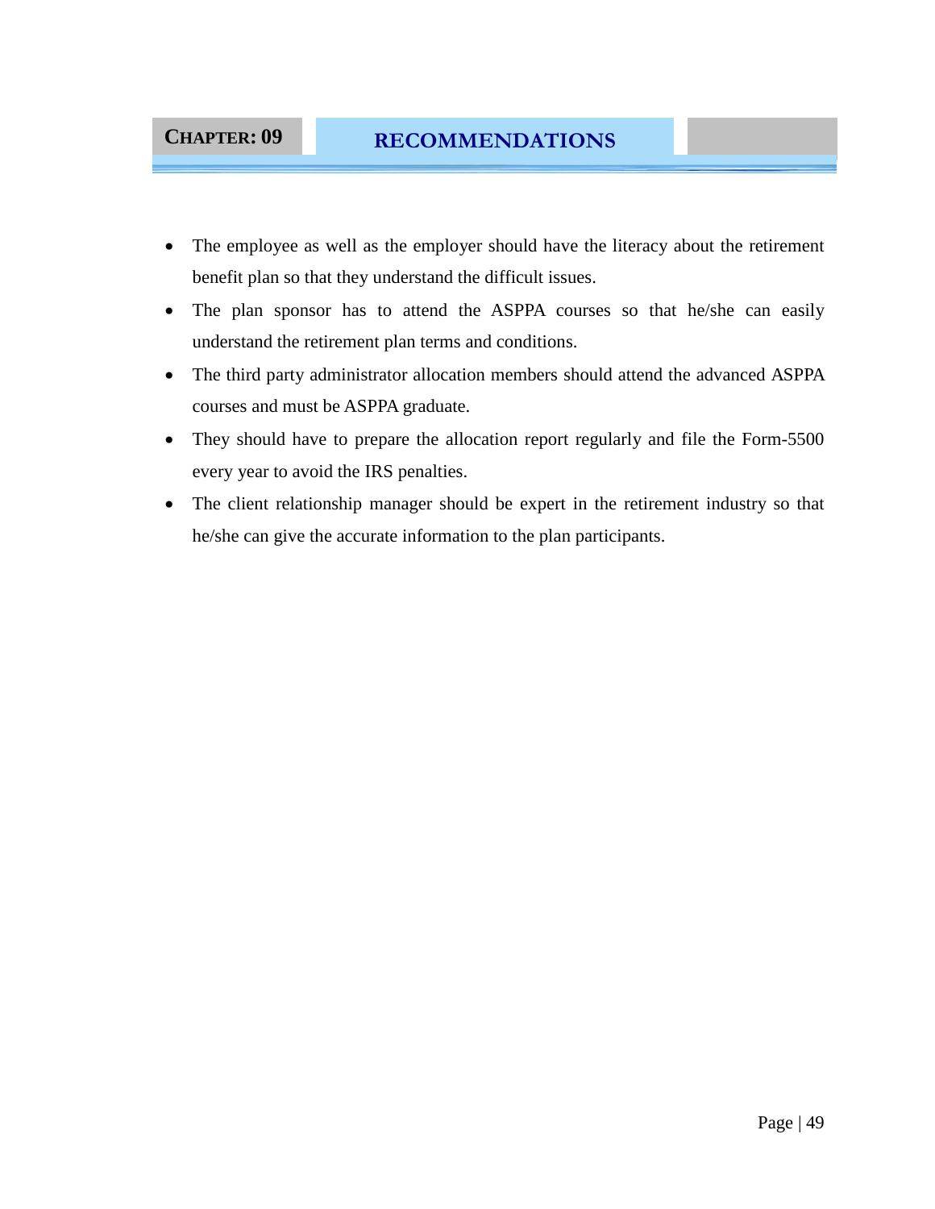# CHAPTER: 09 RECOMMENDATIONS

- The employee as well as the employer should have the literacy about the retirement benefit plan so that they understand the difficult issues.
- The plan sponsor has to attend the ASPPA courses so that he/she can easily understand the retirement plan terms and conditions.
- The third party administrator allocation members should attend the advanced ASPPA courses and must be ASPPA graduate.
- They should have to prepare the allocation report regularly and file the Form-5500 every year to avoid the IRS penalties.
- The client relationship manager should be expert in the retirement industry so that he/she can give the accurate information to the plan participants.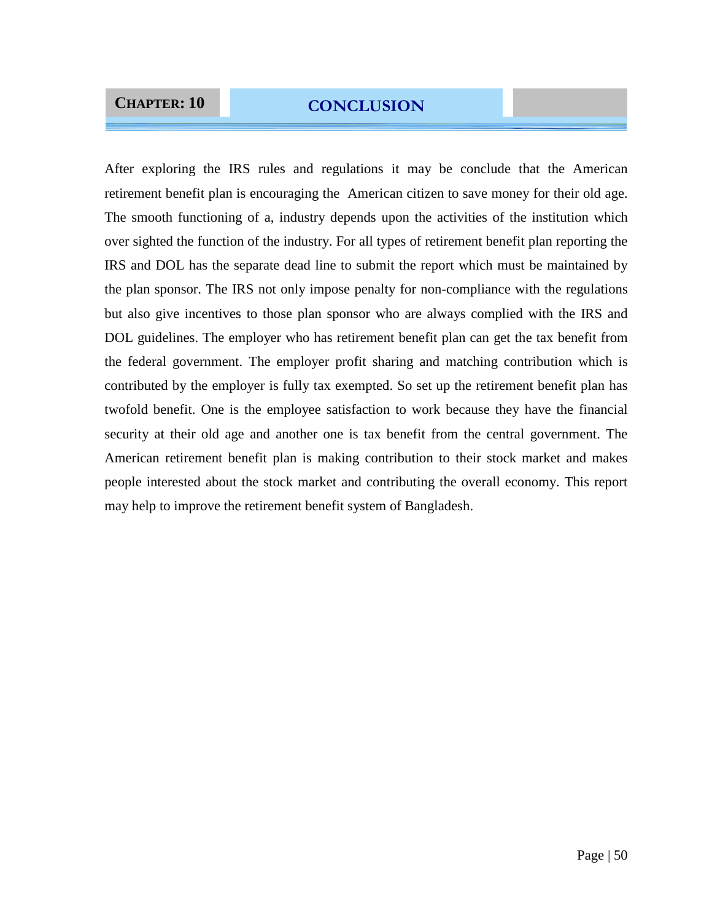# CHAPTER: 10 CONCLUSION

After exploring the IRS rules and regulations it may be conclude that the American retirement benefit plan is encouraging the American citizen to save money for their old age. The smooth functioning of a, industry depends upon the activities of the institution which over sighted the function of the industry. For all types of retirement benefit plan reporting the IRS and DOL has the separate dead line to submit the report which must be maintained by the plan sponsor. The IRS not only impose penalty for non-compliance with the regulations but also give incentives to those plan sponsor who are always complied with the IRS and DOL guidelines. The employer who has retirement benefit plan can get the tax benefit from the federal government. The employer profit sharing and matching contribution which is contributed by the employer is fully tax exempted. So set up the retirement benefit plan has twofold benefit. One is the employee satisfaction to work because they have the financial security at their old age and another one is tax benefit from the central government. The American retirement benefit plan is making contribution to their stock market and makes people interested about the stock market and contributing the overall economy. This report may help to improve the retirement benefit system of Bangladesh.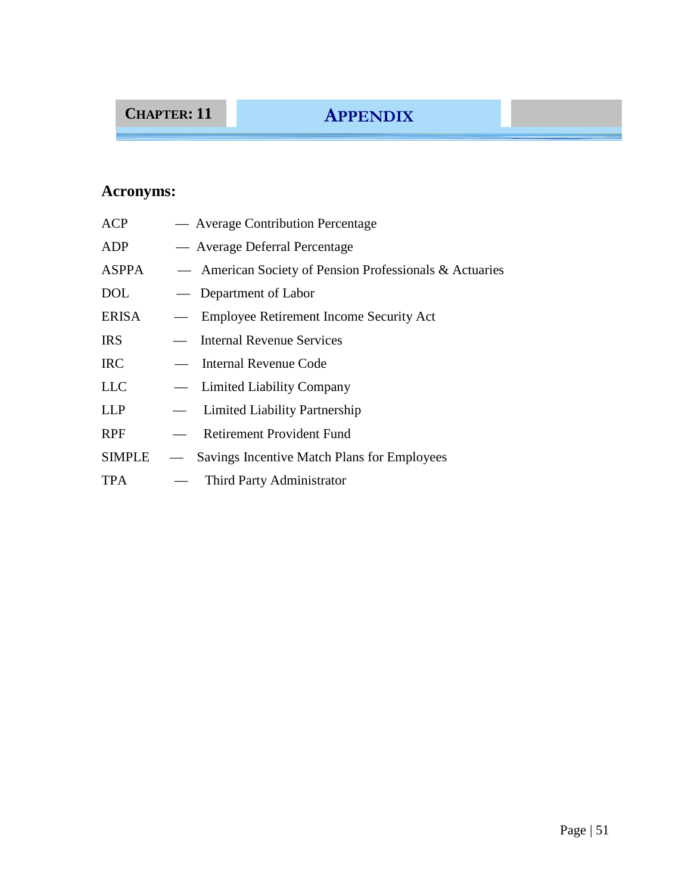# CHAPTER: 11 APPENDIX

## Acronyms:

| | | |
|---|---|---|
| ACP | — | Average Contribution Percentage |
| ADP | — | Average Deferral Percentage |
| ASPPA | — | American Society of Pension Professionals & Actuaries |
| DOL | — | Department of Labor |
| ERISA | — | Employee Retirement Income Security Act |
| IRS | — | Internal Revenue Services |
| IRC | — | Internal Revenue Code |
| LLC | — | Limited Liability Company |
| LLP | — | Limited Liability Partnership |
| RPF | — | Retirement Provident Fund |
| SIMPLE | — | Savings Incentive Match Plans for Employees |
| TPA | — | Third Party Administrator |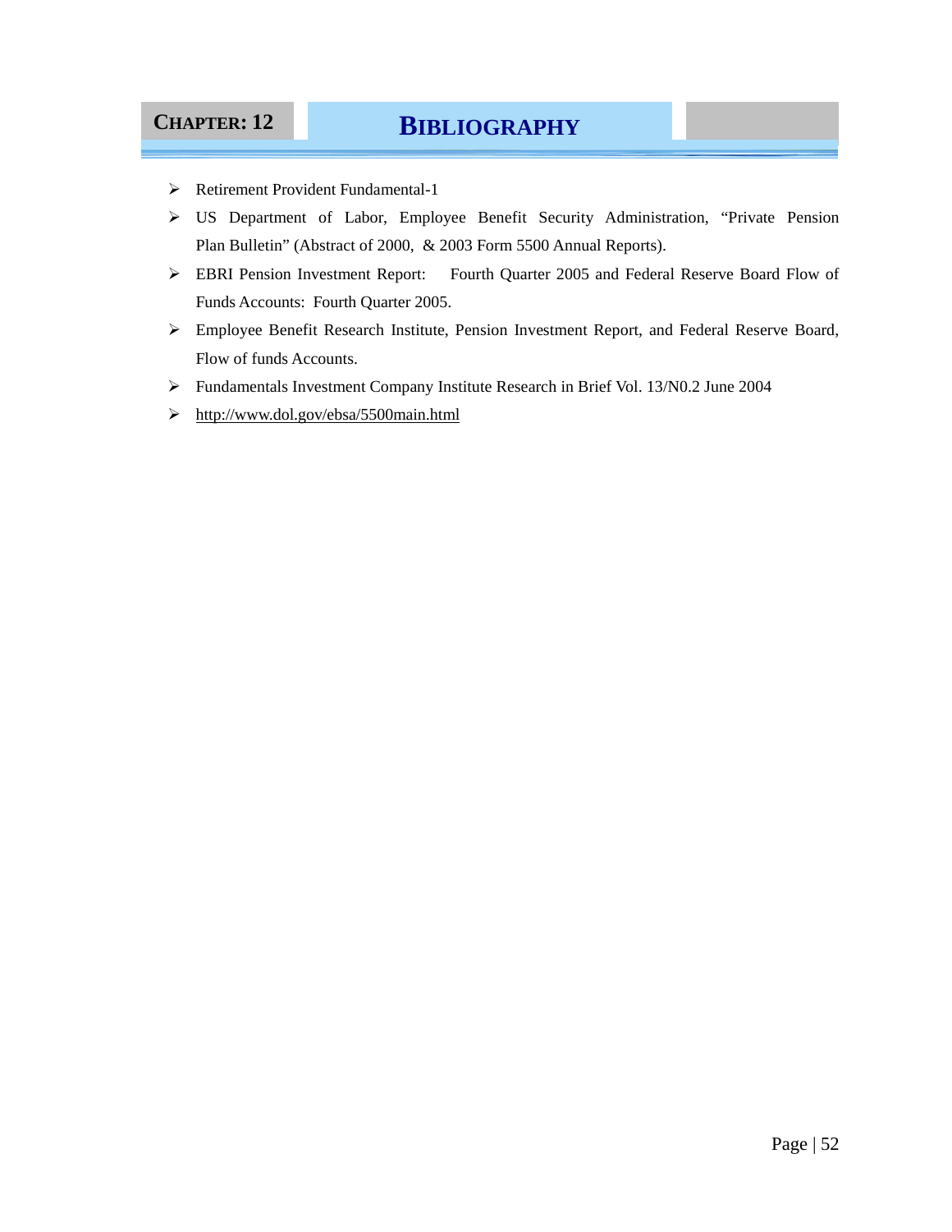# CHAPTER: 12 BIBLIOGRAPHY

- Retirement Provident Fundamental-1
- US Department of Labor, Employee Benefit Security Administration, "Private Pension Plan Bulletin" (Abstract of 2000, & 2003 Form 5500 Annual Reports).
- EBRI Pension Investment Report: Fourth Quarter 2005 and Federal Reserve Board Flow of Funds Accounts: Fourth Quarter 2005.
- Employee Benefit Research Institute, Pension Investment Report, and Federal Reserve Board, Flow of funds Accounts.
- Fundamentals Investment Company Institute Research in Brief Vol. 13/N0.2 June 2004
- http://www.dol.gov/ebsa/5500main.html